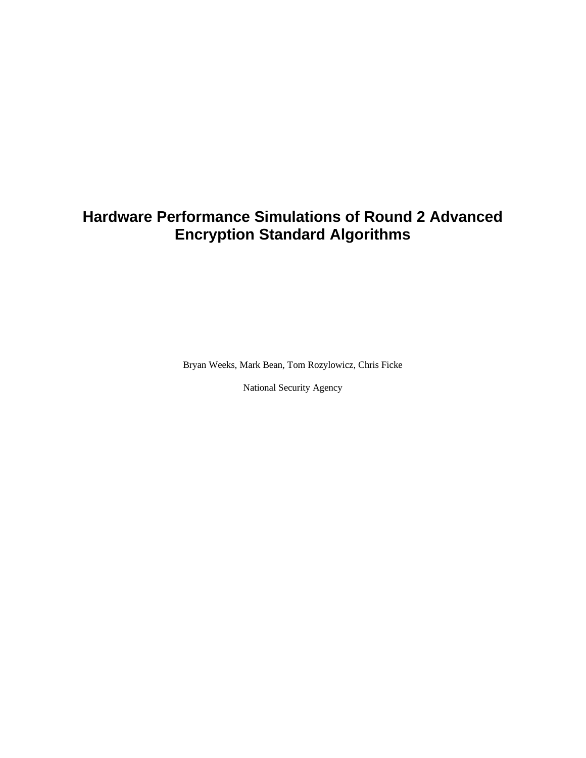# Hardware Performance Simulations of Round 2 Advanced Encryption Standard Algorithms

Bryan Weeks, Mark Bean, Tom Rozylowicz, Chris Ficke

National Security Agency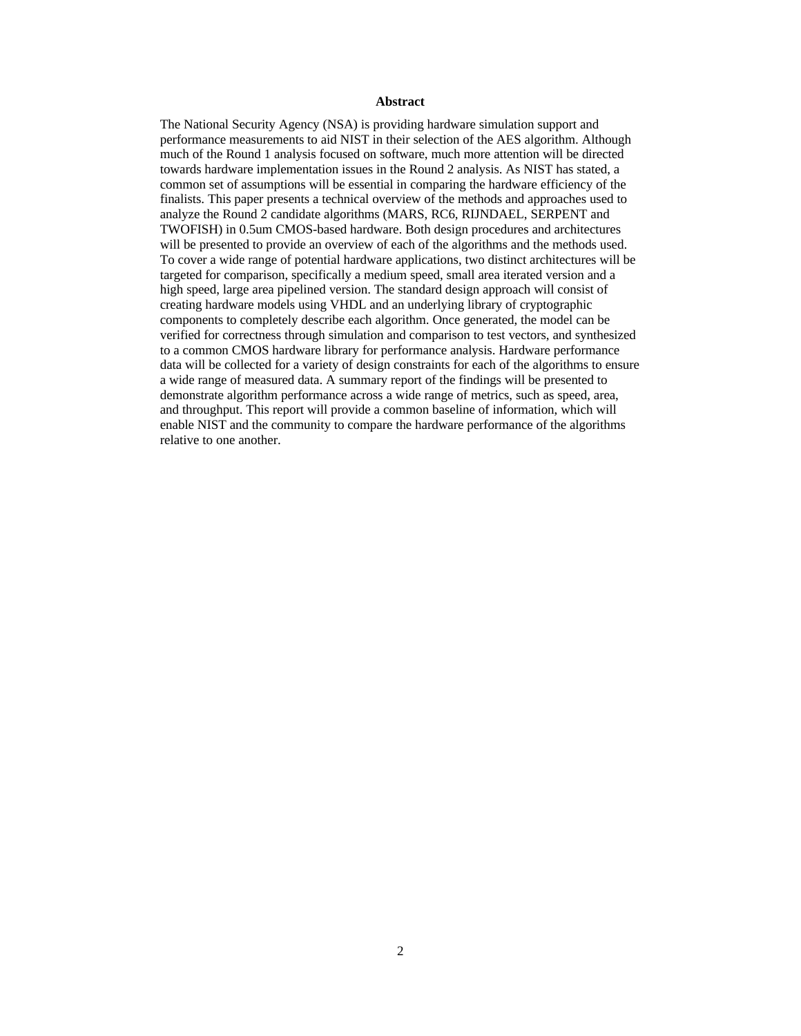## Abstract

The National Security Agency (NSA) is providing hardware simulation support and performance measurements to aid NIST in their selection of the AES algorithm. Although much of the Round 1 analysis focused on software, much more attention will be directed towards hardware implementation issues in the Round 2 analysis. As NIST has stated, a common set of assumptions will be essential in comparing the hardware efficiency of the finalists. This paper presents a technical overview of the methods and approaches used to analyze the Round 2 candidate algorithms (MARS, RC6, RIJNDAEL, SERPENT and TWOFISH) in 0.5um CMOS-based hardware. Both design procedures and architectures will be presented to provide an overview of each of the algorithms and the methods used. To cover a wide range of potential hardware applications, two distinct architectures will be targeted for comparison, specifically a medium speed, small area iterated version and a high speed, large area pipelined version. The standard design approach will consist of creating hardware models using VHDL and an underlying library of cryptographic components to completely describe each algorithm. Once generated, the model can be verified for correctness through simulation and comparison to test vectors, and synthesized to a common CMOS hardware library for performance analysis. Hardware performance data will be collected for a variety of design constraints for each of the algorithms to ensure a wide range of measured data. A summary report of the findings will be presented to demonstrate algorithm performance across a wide range of metrics, such as speed, area, and throughput. This report will provide a common baseline of information, which will enable NIST and the community to compare the hardware performance of the algorithms relative to one another.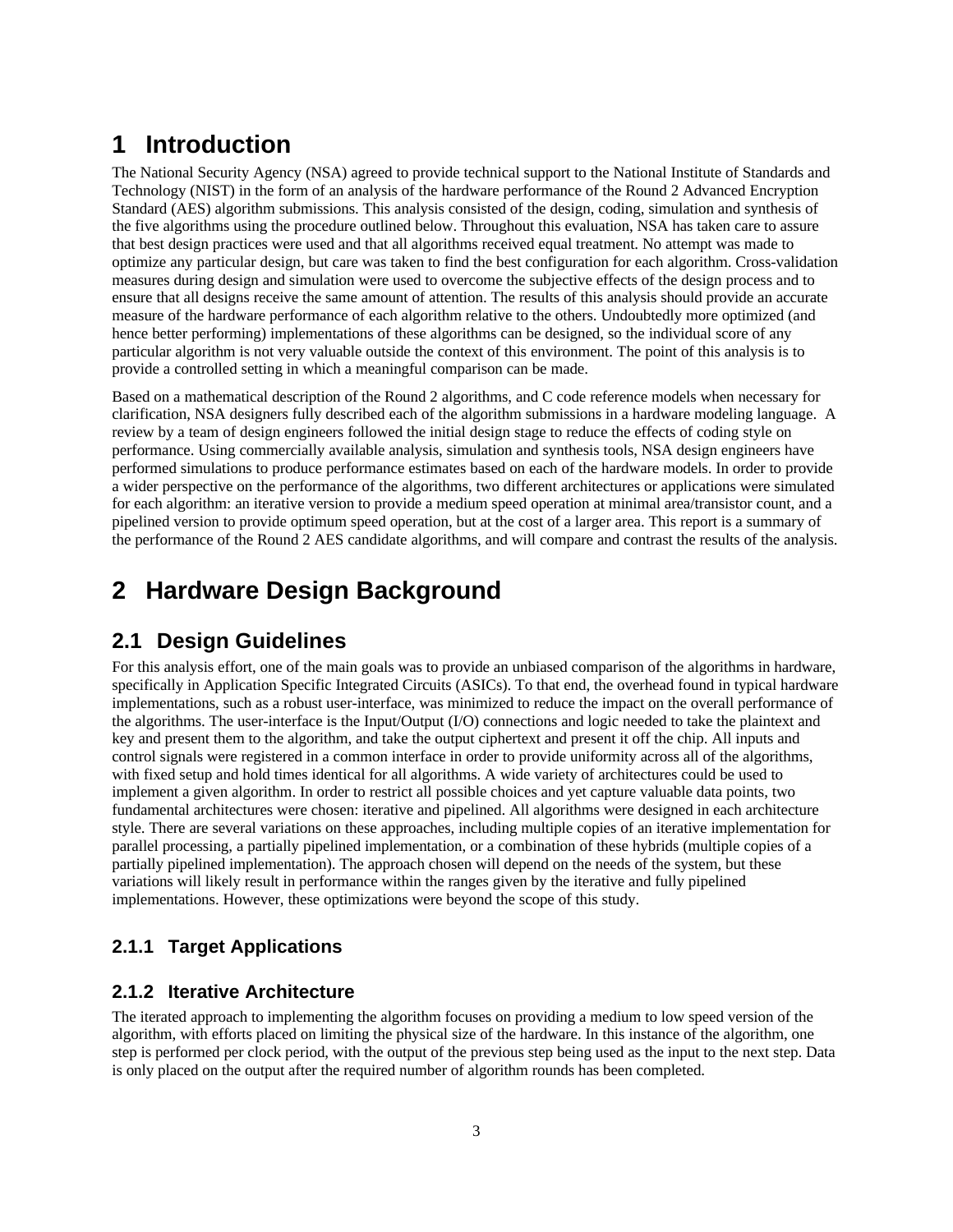# 1 Introduction

The National Security Agency (NSA) agreed to provide technical support to the National Institute of Standards and Technology (NIST) in the form of an analysis of the hardware performance of the Round 2 Advanced Encryption Standard (AES) algorithm submissions. This analysis consisted of the design, coding, simulation and synthesis of the five algorithms using the procedure outlined below. Throughout this evaluation, NSA has taken care to assure that best design practices were used and that all algorithms received equal treatment. No attempt was made to optimize any particular design, but care was taken to find the best configuration for each algorithm. Cross-validation measures during design and simulation were used to overcome the subjective effects of the design process and to ensure that all designs receive the same amount of attention. The results of this analysis should provide an accurate measure of the hardware performance of each algorithm relative to the others. Undoubtedly more optimized (and hence better performing) implementations of these algorithms can be designed, so the individual score of any particular algorithm is not very valuable outside the context of this environment. The point of this analysis is to provide a controlled setting in which a meaningful comparison can be made.

Based on a mathematical description of the Round 2 algorithms, and C code reference models when necessary for clarification, NSA designers fully described each of the algorithm submissions in a hardware modeling language. A review by a team of design engineers followed the initial design stage to reduce the effects of coding style on performance. Using commercially available analysis, simulation and synthesis tools, NSA design engineers have performed simulations to produce performance estimates based on each of the hardware models. In order to provide a wider perspective on the performance of the algorithms, two different architectures or applications were simulated for each algorithm: an iterative version to provide a medium speed operation at minimal area/transistor count, and a pipelined version to provide optimum speed operation, but at the cost of a larger area. This report is a summary of the performance of the Round 2 AES candidate algorithms, and will compare and contrast the results of the analysis.

# 2 Hardware Design Background

## 2.1 Design Guidelines

For this analysis effort, one of the main goals was to provide an unbiased comparison of the algorithms in hardware, specifically in Application Specific Integrated Circuits (ASICs). To that end, the overhead found in typical hardware implementations, such as a robust user-interface, was minimized to reduce the impact on the overall performance of the algorithms. The user-interface is the Input/Output (I/O) connections and logic needed to take the plaintext and key and present them to the algorithm, and take the output ciphertext and present it off the chip. All inputs and control signals were registered in a common interface in order to provide uniformity across all of the algorithms, with fixed setup and hold times identical for all algorithms. A wide variety of architectures could be used to implement a given algorithm. In order to restrict all possible choices and yet capture valuable data points, two fundamental architectures were chosen: iterative and pipelined. All algorithms were designed in each architecture style. There are several variations on these approaches, including multiple copies of an iterative implementation for parallel processing, a partially pipelined implementation, or a combination of these hybrids (multiple copies of a partially pipelined implementation). The approach chosen will depend on the needs of the system, but these variations will likely result in performance within the ranges given by the iterative and fully pipelined implementations. However, these optimizations were beyond the scope of this study.

### 2.1.1 Target Applications

### 2.1.2 Iterative Architecture

The iterated approach to implementing the algorithm focuses on providing a medium to low speed version of the algorithm, with efforts placed on limiting the physical size of the hardware. In this instance of the algorithm, one step is performed per clock period, with the output of the previous step being used as the input to the next step. Data is only placed on the output after the required number of algorithm rounds has been completed.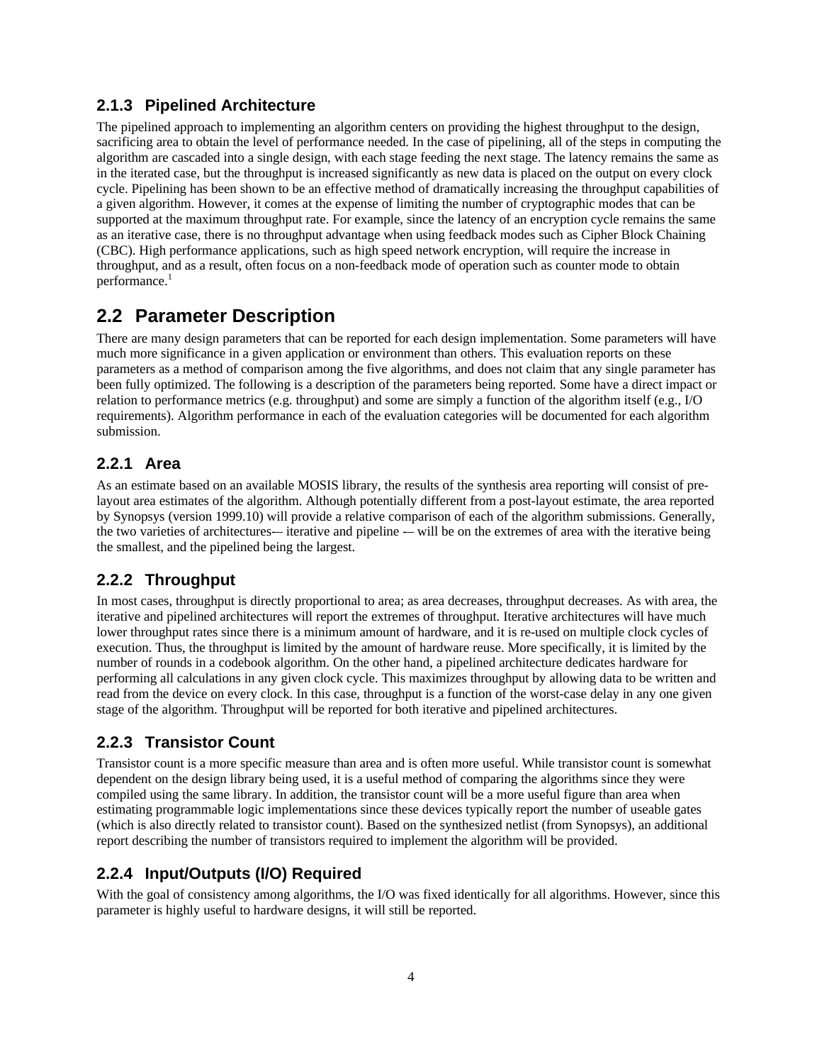### 2.1.3 Pipelined Architecture

The pipelined approach to implementing an algorithm centers on providing the highest throughput to the design, sacrificing area to obtain the level of performance needed. In the case of pipelining, all of the steps in computing the algorithm are cascaded into a single design, with each stage feeding the next stage. The latency remains the same as in the iterated case, but the throughput is increased significantly as new data is placed on the output on every clock cycle. Pipelining has been shown to be an effective method of dramatically increasing the throughput capabilities of a given algorithm. However, it comes at the expense of limiting the number of cryptographic modes that can be supported at the maximum throughput rate. For example, since the latency of an encryption cycle remains the same as an iterative case, there is no throughput advantage when using feedback modes such as Cipher Block Chaining (CBC). High performance applications, such as high speed network encryption, will require the increase in throughput, and as a result, often focus on a non-feedback mode of operation such as counter mode to obtain performance.[1]

## 2.2 Parameter Description

There are many design parameters that can be reported for each design implementation. Some parameters will have much more significance in a given application or environment than others. This evaluation reports on these parameters as a method of comparison among the five algorithms, and does not claim that any single parameter has been fully optimized. The following is a description of the parameters being reported. Some have a direct impact or relation to performance metrics (e.g. throughput) and some are simply a function of the algorithm itself (e.g., I/O requirements). Algorithm performance in each of the evaluation categories will be documented for each algorithm submission.

### 2.2.1 Area

As an estimate based on an available MOSIS library, the results of the synthesis area reporting will consist of pre-layout area estimates of the algorithm. Although potentially different from a post-layout estimate, the area reported by Synopsys (version 1999.10) will provide a relative comparison of each of the algorithm submissions. Generally, the two varieties of architectures-– iterative and pipeline -– will be on the extremes of area with the iterative being the smallest, and the pipelined being the largest.

### 2.2.2 Throughput

In most cases, throughput is directly proportional to area; as area decreases, throughput decreases. As with area, the iterative and pipelined architectures will report the extremes of throughput. Iterative architectures will have much lower throughput rates since there is a minimum amount of hardware, and it is re-used on multiple clock cycles of execution. Thus, the throughput is limited by the amount of hardware reuse. More specifically, it is limited by the number of rounds in a codebook algorithm. On the other hand, a pipelined architecture dedicates hardware for performing all calculations in any given clock cycle. This maximizes throughput by allowing data to be written and read from the device on every clock. In this case, throughput is a function of the worst-case delay in any one given stage of the algorithm. Throughput will be reported for both iterative and pipelined architectures.

### 2.2.3 Transistor Count

Transistor count is a more specific measure than area and is often more useful. While transistor count is somewhat dependent on the design library being used, it is a useful method of comparing the algorithms since they were compiled using the same library. In addition, the transistor count will be a more useful figure than area when estimating programmable logic implementations since these devices typically report the number of useable gates (which is also directly related to transistor count). Based on the synthesized netlist (from Synopsys), an additional report describing the number of transistors required to implement the algorithm will be provided.

### 2.2.4 Input/Outputs (I/O) Required

With the goal of consistency among algorithms, the I/O was fixed identically for all algorithms. However, since this parameter is highly useful to hardware designs, it will still be reported.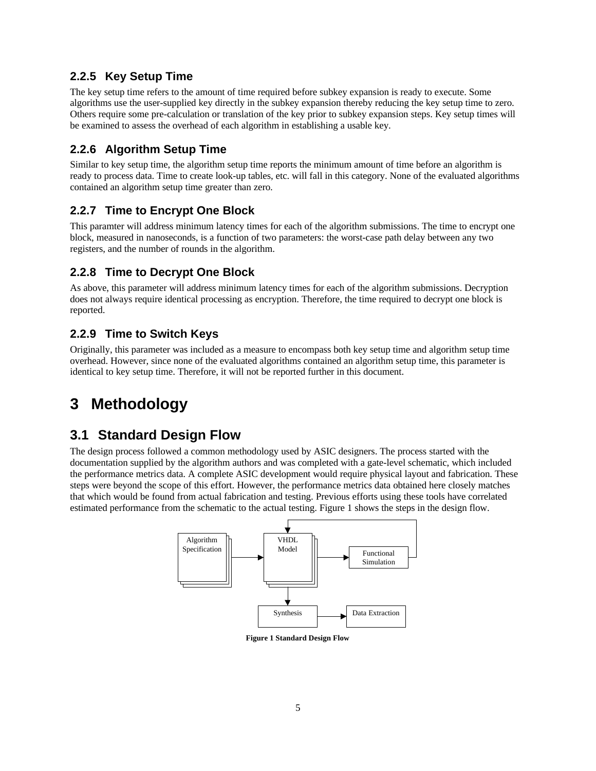### 2.2.5 Key Setup Time

The key setup time refers to the amount of time required before subkey expansion is ready to execute. Some algorithms use the user-supplied key directly in the subkey expansion thereby reducing the key setup time to zero. Others require some pre-calculation or translation of the key prior to subkey expansion steps. Key setup times will be examined to assess the overhead of each algorithm in establishing a usable key.

### 2.2.6 Algorithm Setup Time

Similar to key setup time, the algorithm setup time reports the minimum amount of time before an algorithm is ready to process data. Time to create look-up tables, etc. will fall in this category. None of the evaluated algorithms contained an algorithm setup time greater than zero.

### 2.2.7 Time to Encrypt One Block

This paramter will address minimum latency times for each of the algorithm submissions. The time to encrypt one block, measured in nanoseconds, is a function of two parameters: the worst-case path delay between any two registers, and the number of rounds in the algorithm.

### 2.2.8 Time to Decrypt One Block

As above, this parameter will address minimum latency times for each of the algorithm submissions. Decryption does not always require identical processing as encryption. Therefore, the time required to decrypt one block is reported.

### 2.2.9 Time to Switch Keys

Originally, this parameter was included as a measure to encompass both key setup time and algorithm setup time overhead. However, since none of the evaluated algorithms contained an algorithm setup time, this parameter is identical to key setup time. Therefore, it will not be reported further in this document.

# 3 Methodology

## 3.1 Standard Design Flow

The design process followed a common methodology used by ASIC designers. The process started with the documentation supplied by the algorithm authors and was completed with a gate-level schematic, which included the performance metrics data. A complete ASIC development would require physical layout and fabrication. These steps were beyond the scope of this effort. However, the performance metrics data obtained here closely matches that which would be found from actual fabrication and testing. Previous efforts using these tools have correlated estimated performance from the schematic to the actual testing. Figure 1 shows the steps in the design flow.

Algorithm Specification → VHDL Model → Functional Simulation (→ back to VHDL Model)

VHDL Model → Synthesis → Data Extraction

**Figure 1 Standard Design Flow**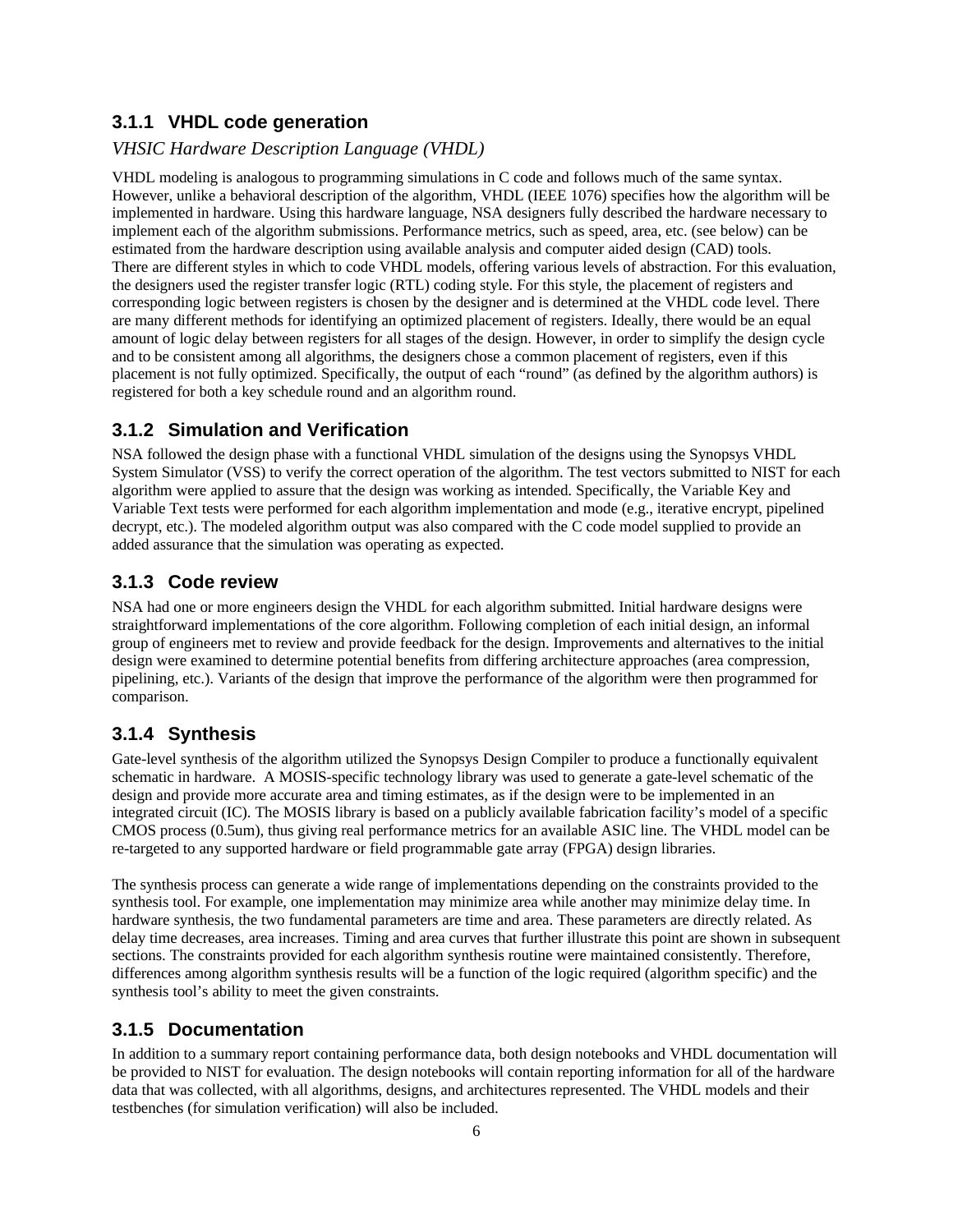### 3.1.1 VHDL code generation

*VHSIC Hardware Description Language (VHDL)*

VHDL modeling is analogous to programming simulations in C code and follows much of the same syntax. However, unlike a behavioral description of the algorithm, VHDL (IEEE 1076) specifies how the algorithm will be implemented in hardware. Using this hardware language, NSA designers fully described the hardware necessary to implement each of the algorithm submissions. Performance metrics, such as speed, area, etc. (see below) can be estimated from the hardware description using available analysis and computer aided design (CAD) tools. There are different styles in which to code VHDL models, offering various levels of abstraction. For this evaluation, the designers used the register transfer logic (RTL) coding style. For this style, the placement of registers and corresponding logic between registers is chosen by the designer and is determined at the VHDL code level. There are many different methods for identifying an optimized placement of registers. Ideally, there would be an equal amount of logic delay between registers for all stages of the design. However, in order to simplify the design cycle and to be consistent among all algorithms, the designers chose a common placement of registers, even if this placement is not fully optimized. Specifically, the output of each "round" (as defined by the algorithm authors) is registered for both a key schedule round and an algorithm round.

### 3.1.2 Simulation and Verification

NSA followed the design phase with a functional VHDL simulation of the designs using the Synopsys VHDL System Simulator (VSS) to verify the correct operation of the algorithm. The test vectors submitted to NIST for each algorithm were applied to assure that the design was working as intended. Specifically, the Variable Key and Variable Text tests were performed for each algorithm implementation and mode (e.g., iterative encrypt, pipelined decrypt, etc.). The modeled algorithm output was also compared with the C code model supplied to provide an added assurance that the simulation was operating as expected.

### 3.1.3 Code review

NSA had one or more engineers design the VHDL for each algorithm submitted. Initial hardware designs were straightforward implementations of the core algorithm. Following completion of each initial design, an informal group of engineers met to review and provide feedback for the design. Improvements and alternatives to the initial design were examined to determine potential benefits from differing architecture approaches (area compression, pipelining, etc.). Variants of the design that improve the performance of the algorithm were then programmed for comparison.

### 3.1.4 Synthesis

Gate-level synthesis of the algorithm utilized the Synopsys Design Compiler to produce a functionally equivalent schematic in hardware. A MOSIS-specific technology library was used to generate a gate-level schematic of the design and provide more accurate area and timing estimates, as if the design were to be implemented in an integrated circuit (IC). The MOSIS library is based on a publicly available fabrication facility's model of a specific CMOS process (0.5um), thus giving real performance metrics for an available ASIC line. The VHDL model can be re-targeted to any supported hardware or field programmable gate array (FPGA) design libraries.

The synthesis process can generate a wide range of implementations depending on the constraints provided to the synthesis tool. For example, one implementation may minimize area while another may minimize delay time. In hardware synthesis, the two fundamental parameters are time and area. These parameters are directly related. As delay time decreases, area increases. Timing and area curves that further illustrate this point are shown in subsequent sections. The constraints provided for each algorithm synthesis routine were maintained consistently. Therefore, differences among algorithm synthesis results will be a function of the logic required (algorithm specific) and the synthesis tool's ability to meet the given constraints.

### 3.1.5 Documentation

In addition to a summary report containing performance data, both design notebooks and VHDL documentation will be provided to NIST for evaluation. The design notebooks will contain reporting information for all of the hardware data that was collected, with all algorithms, designs, and architectures represented. The VHDL models and their testbenches (for simulation verification) will also be included.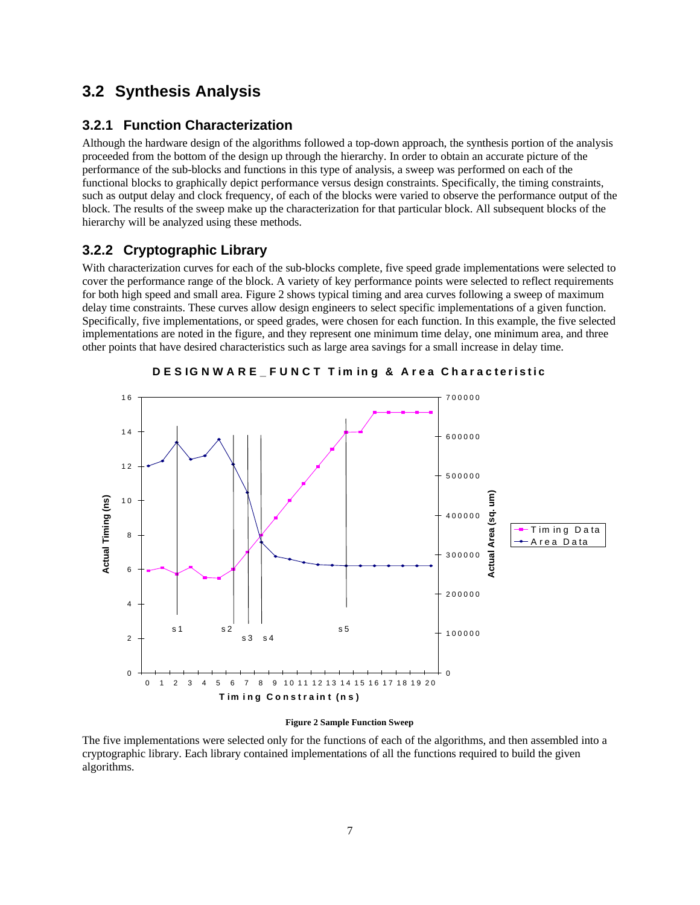## 3.2 Synthesis Analysis

### 3.2.1 Function Characterization

Although the hardware design of the algorithms followed a top-down approach, the synthesis portion of the analysis proceeded from the bottom of the design up through the hierarchy. In order to obtain an accurate picture of the performance of the sub-blocks and functions in this type of analysis, a sweep was performed on each of the functional blocks to graphically depict performance versus design constraints. Specifically, the timing constraints, such as output delay and clock frequency, of each of the blocks were varied to observe the performance output of the block. The results of the sweep make up the characterization for that particular block. All subsequent blocks of the hierarchy will be analyzed using these methods.

### 3.2.2 Cryptographic Library

With characterization curves for each of the sub-blocks complete, five speed grade implementations were selected to cover the performance range of the block. A variety of key performance points were selected to reflect requirements for both high speed and small area. Figure 2 shows typical timing and area curves following a sweep of maximum delay time constraints. These curves allow design engineers to select specific implementations of a given function. Specifically, five implementations, or speed grades, were chosen for each function. In this example, the five selected implementations are noted in the figure, and they represent one minimum time delay, one minimum area, and three other points that have desired characteristics such as large area savings for a small increase in delay time.

**Figure 2 Sample Function Sweep**

The five implementations were selected only for the functions of each of the algorithms, and then assembled into a cryptographic library. Each library contained implementations of all the functions required to build the given algorithms.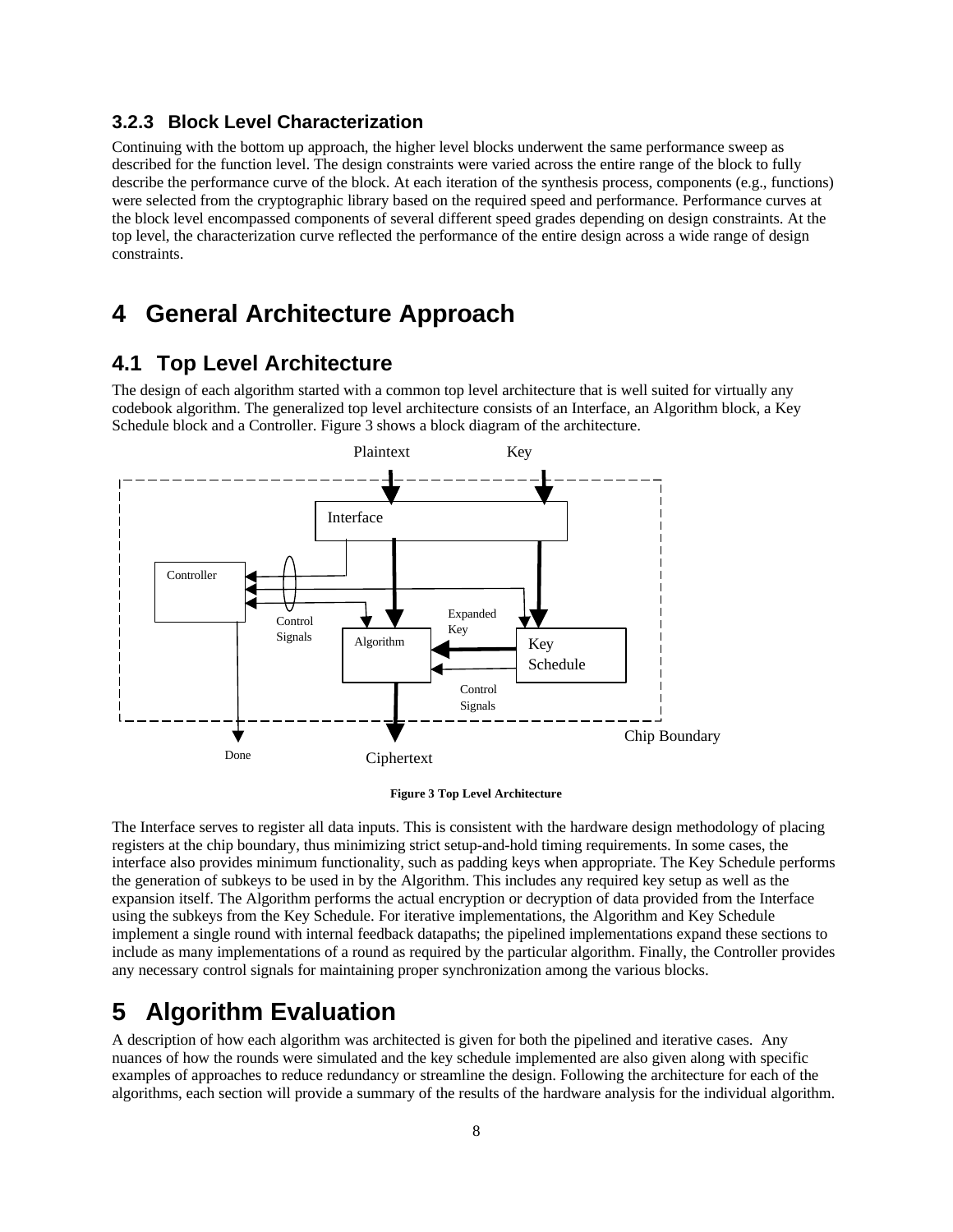### 3.2.3 Block Level Characterization

Continuing with the bottom up approach, the higher level blocks underwent the same performance sweep as described for the function level. The design constraints were varied across the entire range of the block to fully describe the performance curve of the block. At each iteration of the synthesis process, components (e.g., functions) were selected from the cryptographic library based on the required speed and performance. Performance curves at the block level encompassed components of several different speed grades depending on design constraints. At the top level, the characterization curve reflected the performance of the entire design across a wide range of design constraints.

# 4 General Architecture Approach

## 4.1 Top Level Architecture

The design of each algorithm started with a common top level architecture that is well suited for virtually any codebook algorithm. The generalized top level architecture consists of an Interface, an Algorithm block, a Key Schedule block and a Controller. Figure 3 shows a block diagram of the architecture.

Plaintext Key Interface Controller Control Signals Algorithm Expanded Key Key Schedule Control Signals Chip Boundary Done Ciphertext

**Figure 3 Top Level Architecture**

The Interface serves to register all data inputs. This is consistent with the hardware design methodology of placing registers at the chip boundary, thus minimizing strict setup-and-hold timing requirements. In some cases, the interface also provides minimum functionality, such as padding keys when appropriate. The Key Schedule performs the generation of subkeys to be used in by the Algorithm. This includes any required key setup as well as the expansion itself. The Algorithm performs the actual encryption or decryption of data provided from the Interface using the subkeys from the Key Schedule. For iterative implementations, the Algorithm and Key Schedule implement a single round with internal feedback datapaths; the pipelined implementations expand these sections to include as many implementations of a round as required by the particular algorithm. Finally, the Controller provides any necessary control signals for maintaining proper synchronization among the various blocks.

# 5 Algorithm Evaluation

A description of how each algorithm was architected is given for both the pipelined and iterative cases. Any nuances of how the rounds were simulated and the key schedule implemented are also given along with specific examples of approaches to reduce redundancy or streamline the design. Following the architecture for each of the algorithms, each section will provide a summary of the results of the hardware analysis for the individual algorithm.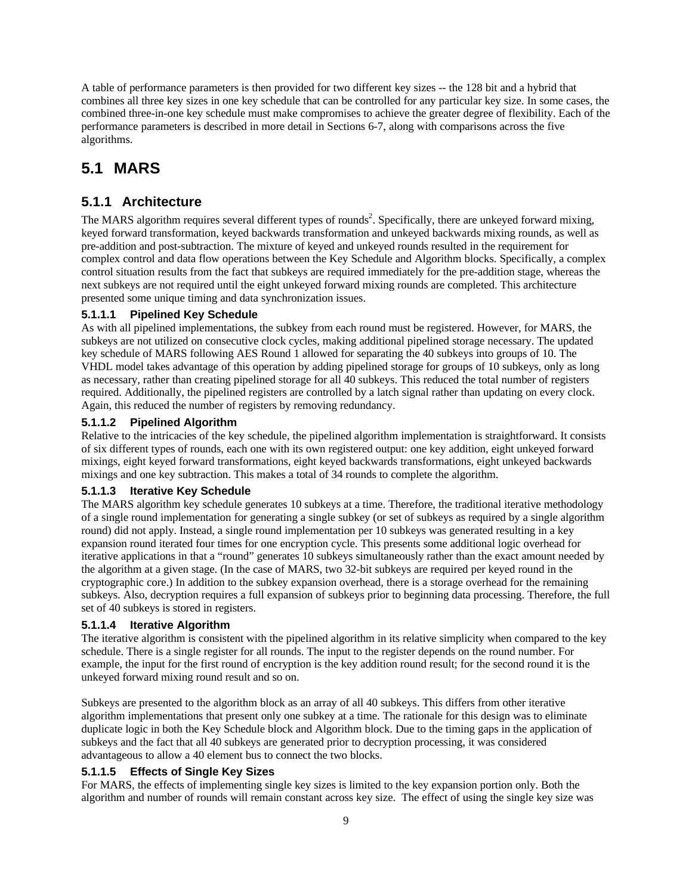A table of performance parameters is then provided for two different key sizes -- the 128 bit and a hybrid that combines all three key sizes in one key schedule that can be controlled for any particular key size. In some cases, the combined three-in-one key schedule must make compromises to achieve the greater degree of flexibility. Each of the performance parameters is described in more detail in Sections 6-7, along with comparisons across the five algorithms.

## 5.1 MARS

### 5.1.1 Architecture

The MARS algorithm requires several different types of rounds[2]. Specifically, there are unkeyed forward mixing, keyed forward transformation, keyed backwards transformation and unkeyed backwards mixing rounds, as well as pre-addition and post-subtraction. The mixture of keyed and unkeyed rounds resulted in the requirement for complex control and data flow operations between the Key Schedule and Algorithm blocks. Specifically, a complex control situation results from the fact that subkeys are required immediately for the pre-addition stage, whereas the next subkeys are not required until the eight unkeyed forward mixing rounds are completed. This architecture presented some unique timing and data synchronization issues.

#### 5.1.1.1 Pipelined Key Schedule

As with all pipelined implementations, the subkey from each round must be registered. However, for MARS, the subkeys are not utilized on consecutive clock cycles, making additional pipelined storage necessary. The updated key schedule of MARS following AES Round 1 allowed for separating the 40 subkeys into groups of 10. The VHDL model takes advantage of this operation by adding pipelined storage for groups of 10 subkeys, only as long as necessary, rather than creating pipelined storage for all 40 subkeys. This reduced the total number of registers required. Additionally, the pipelined registers are controlled by a latch signal rather than updating on every clock. Again, this reduced the number of registers by removing redundancy.

#### 5.1.1.2 Pipelined Algorithm

Relative to the intricacies of the key schedule, the pipelined algorithm implementation is straightforward. It consists of six different types of rounds, each one with its own registered output: one key addition, eight unkeyed forward mixings, eight keyed forward transformations, eight keyed backwards transformations, eight unkeyed backwards mixings and one key subtraction. This makes a total of 34 rounds to complete the algorithm.

#### 5.1.1.3 Iterative Key Schedule

The MARS algorithm key schedule generates 10 subkeys at a time. Therefore, the traditional iterative methodology of a single round implementation for generating a single subkey (or set of subkeys as required by a single algorithm round) did not apply. Instead, a single round implementation per 10 subkeys was generated resulting in a key expansion round iterated four times for one encryption cycle. This presents some additional logic overhead for iterative applications in that a "round" generates 10 subkeys simultaneously rather than the exact amount needed by the algorithm at a given stage. (In the case of MARS, two 32-bit subkeys are required per keyed round in the cryptographic core.) In addition to the subkey expansion overhead, there is a storage overhead for the remaining subkeys. Also, decryption requires a full expansion of subkeys prior to beginning data processing. Therefore, the full set of 40 subkeys is stored in registers.

#### 5.1.1.4 Iterative Algorithm

The iterative algorithm is consistent with the pipelined algorithm in its relative simplicity when compared to the key schedule. There is a single register for all rounds. The input to the register depends on the round number. For example, the input for the first round of encryption is the key addition round result; for the second round it is the unkeyed forward mixing round result and so on.

Subkeys are presented to the algorithm block as an array of all 40 subkeys. This differs from other iterative algorithm implementations that present only one subkey at a time. The rationale for this design was to eliminate duplicate logic in both the Key Schedule block and Algorithm block. Due to the timing gaps in the application of subkeys and the fact that all 40 subkeys are generated prior to decryption processing, it was considered advantageous to allow a 40 element bus to connect the two blocks.

#### 5.1.1.5 Effects of Single Key Sizes

For MARS, the effects of implementing single key sizes is limited to the key expansion portion only. Both the algorithm and number of rounds will remain constant across key size. The effect of using the single key size was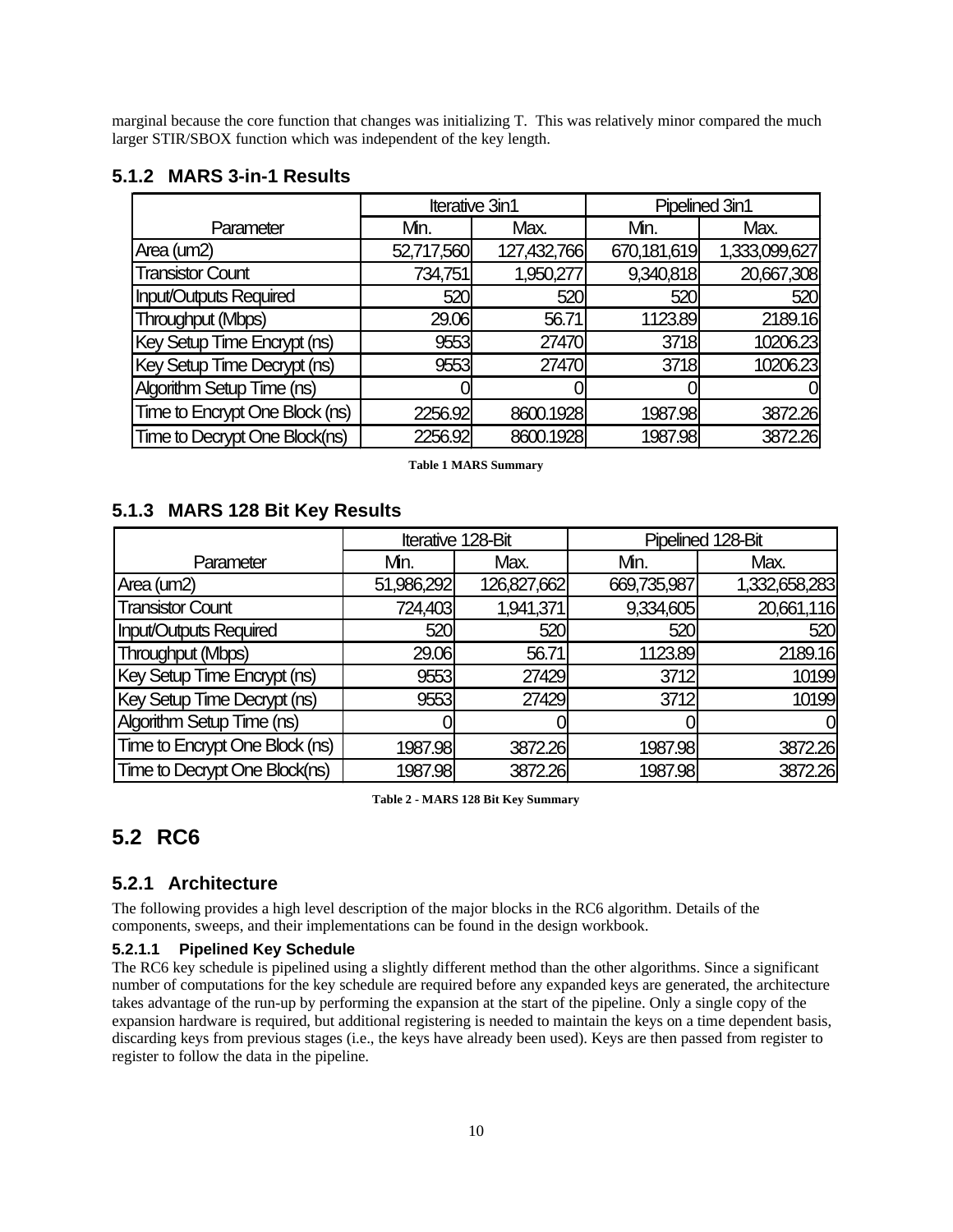marginal because the core function that changes was initializing T. This was relatively minor compared the much larger STIR/SBOX function which was independent of the key length.

### 5.1.2 MARS 3-in-1 Results

| Parameter | Iterative 3in1 | | Pipelined 3in1 | |
|---|---|---|---|---|
| | Min. | Max. | Min. | Max. |
| Area (um2) | 52,717,560 | 127,432,766 | 670,181,619 | 1,333,099,627 |
| Transistor Count | 734,751 | 1,950,277 | 9,340,818 | 20,667,308 |
| Input/Outputs Required | 520 | 520 | 520 | 520 |
| Throughput (Mbps) | 29.06 | 56.71 | 1123.89 | 2189.16 |
| Key Setup Time Encrypt (ns) | 9553 | 27470 | 3718 | 10206.23 |
| Key Setup Time Decrypt (ns) | 9553 | 27470 | 3718 | 10206.23 |
| Algorithm Setup Time (ns) | 0 | 0 | 0 | 0 |
| Time to Encrypt One Block (ns) | 2256.92 | 8600.1928 | 1987.98 | 3872.26 |
| Time to Decrypt One Block(ns) | 2256.92 | 8600.1928 | 1987.98 | 3872.26 |

**Table 1 MARS Summary**

### 5.1.3 MARS 128 Bit Key Results

| Parameter | Iterative 128-Bit | | Pipelined 128-Bit | |
|---|---|---|---|---|
| | Min. | Max. | Min. | Max. |
| Area (um2) | 51,986,292 | 126,827,662 | 669,735,987 | 1,332,658,283 |
| Transistor Count | 724,403 | 1,941,371 | 9,334,605 | 20,661,116 |
| Input/Outputs Required | 520 | 520 | 520 | 520 |
| Throughput (Mbps) | 29.06 | 56.71 | 1123.89 | 2189.16 |
| Key Setup Time Encrypt (ns) | 9553 | 27429 | 3712 | 10199 |
| Key Setup Time Decrypt (ns) | 9553 | 27429 | 3712 | 10199 |
| Algorithm Setup Time (ns) | 0 | 0 | 0 | 0 |
| Time to Encrypt One Block (ns) | 1987.98 | 3872.26 | 1987.98 | 3872.26 |
| Time to Decrypt One Block(ns) | 1987.98 | 3872.26 | 1987.98 | 3872.26 |

**Table 2 - MARS 128 Bit Key Summary**

## 5.2 RC6

### 5.2.1 Architecture

The following provides a high level description of the major blocks in the RC6 algorithm. Details of the components, sweeps, and their implementations can be found in the design workbook.

#### 5.2.1.1 Pipelined Key Schedule

The RC6 key schedule is pipelined using a slightly different method than the other algorithms. Since a significant number of computations for the key schedule are required before any expanded keys are generated, the architecture takes advantage of the run-up by performing the expansion at the start of the pipeline. Only a single copy of the expansion hardware is required, but additional registering is needed to maintain the keys on a time dependent basis, discarding keys from previous stages (i.e., the keys have already been used). Keys are then passed from register to register to follow the data in the pipeline.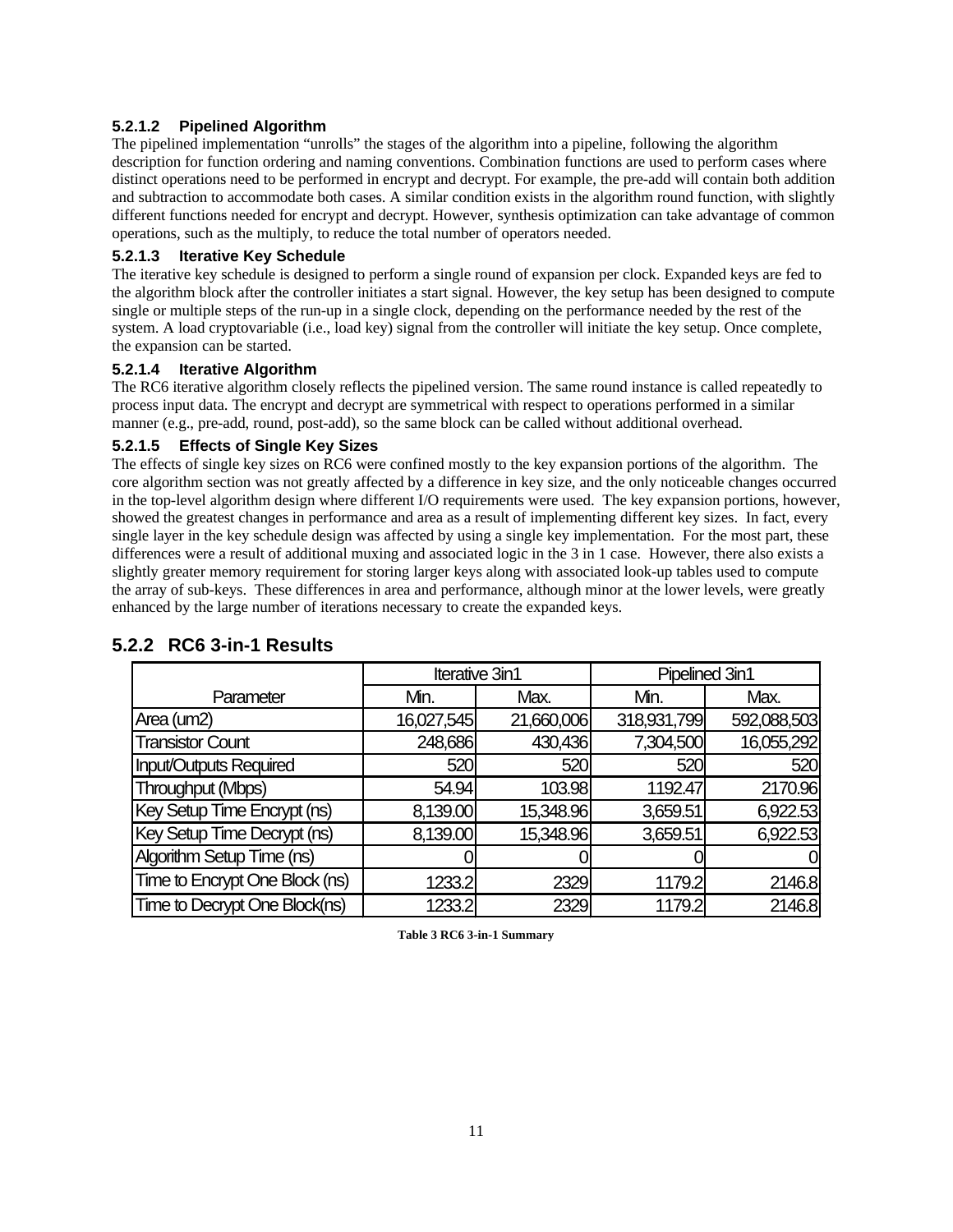#### 5.2.1.2 Pipelined Algorithm

The pipelined implementation "unrolls" the stages of the algorithm into a pipeline, following the algorithm description for function ordering and naming conventions. Combination functions are used to perform cases where distinct operations need to be performed in encrypt and decrypt. For example, the pre-add will contain both addition and subtraction to accommodate both cases. A similar condition exists in the algorithm round function, with slightly different functions needed for encrypt and decrypt. However, synthesis optimization can take advantage of common operations, such as the multiply, to reduce the total number of operators needed.

#### 5.2.1.3 Iterative Key Schedule

The iterative key schedule is designed to perform a single round of expansion per clock. Expanded keys are fed to the algorithm block after the controller initiates a start signal. However, the key setup has been designed to compute single or multiple steps of the run-up in a single clock, depending on the performance needed by the rest of the system. A load cryptovariable (i.e., load key) signal from the controller will initiate the key setup. Once complete, the expansion can be started.

#### 5.2.1.4 Iterative Algorithm

The RC6 iterative algorithm closely reflects the pipelined version. The same round instance is called repeatedly to process input data. The encrypt and decrypt are symmetrical with respect to operations performed in a similar manner (e.g., pre-add, round, post-add), so the same block can be called without additional overhead.

#### 5.2.1.5 Effects of Single Key Sizes

The effects of single key sizes on RC6 were confined mostly to the key expansion portions of the algorithm. The core algorithm section was not greatly affected by a difference in key size, and the only noticeable changes occurred in the top-level algorithm design where different I/O requirements were used. The key expansion portions, however, showed the greatest changes in performance and area as a result of implementing different key sizes. In fact, every single layer in the key schedule design was affected by using a single key implementation. For the most part, these differences were a result of additional muxing and associated logic in the 3 in 1 case. However, there also exists a slightly greater memory requirement for storing larger keys along with associated look-up tables used to compute the array of sub-keys. These differences in area and performance, although minor at the lower levels, were greatly enhanced by the large number of iterations necessary to create the expanded keys.

### 5.2.2 RC6 3-in-1 Results

| | Iterative 3in1 | | Pipelined 3in1 | |
|---|---|---|---|---|
| Parameter | Min. | Max. | Min. | Max. |
| Area (um2) | 16,027,545 | 21,660,006 | 318,931,799 | 592,088,503 |
| Transistor Count | 248,686 | 430,436 | 7,304,500 | 16,055,292 |
| Input/Outputs Required | 520 | 520 | 520 | 520 |
| Throughput (Mbps) | 54.94 | 103.98 | 1192.47 | 2170.96 |
| Key Setup Time Encrypt (ns) | 8,139.00 | 15,348.96 | 3,659.51 | 6,922.53 |
| Key Setup Time Decrypt (ns) | 8,139.00 | 15,348.96 | 3,659.51 | 6,922.53 |
| Algorithm Setup Time (ns) | 0 | 0 | 0 | 0 |
| Time to Encrypt One Block (ns) | 1233.2 | 2329 | 1179.2 | 2146.8 |
| Time to Decrypt One Block(ns) | 1233.2 | 2329 | 1179.2 | 2146.8 |

**Table 3 RC6 3-in-1 Summary**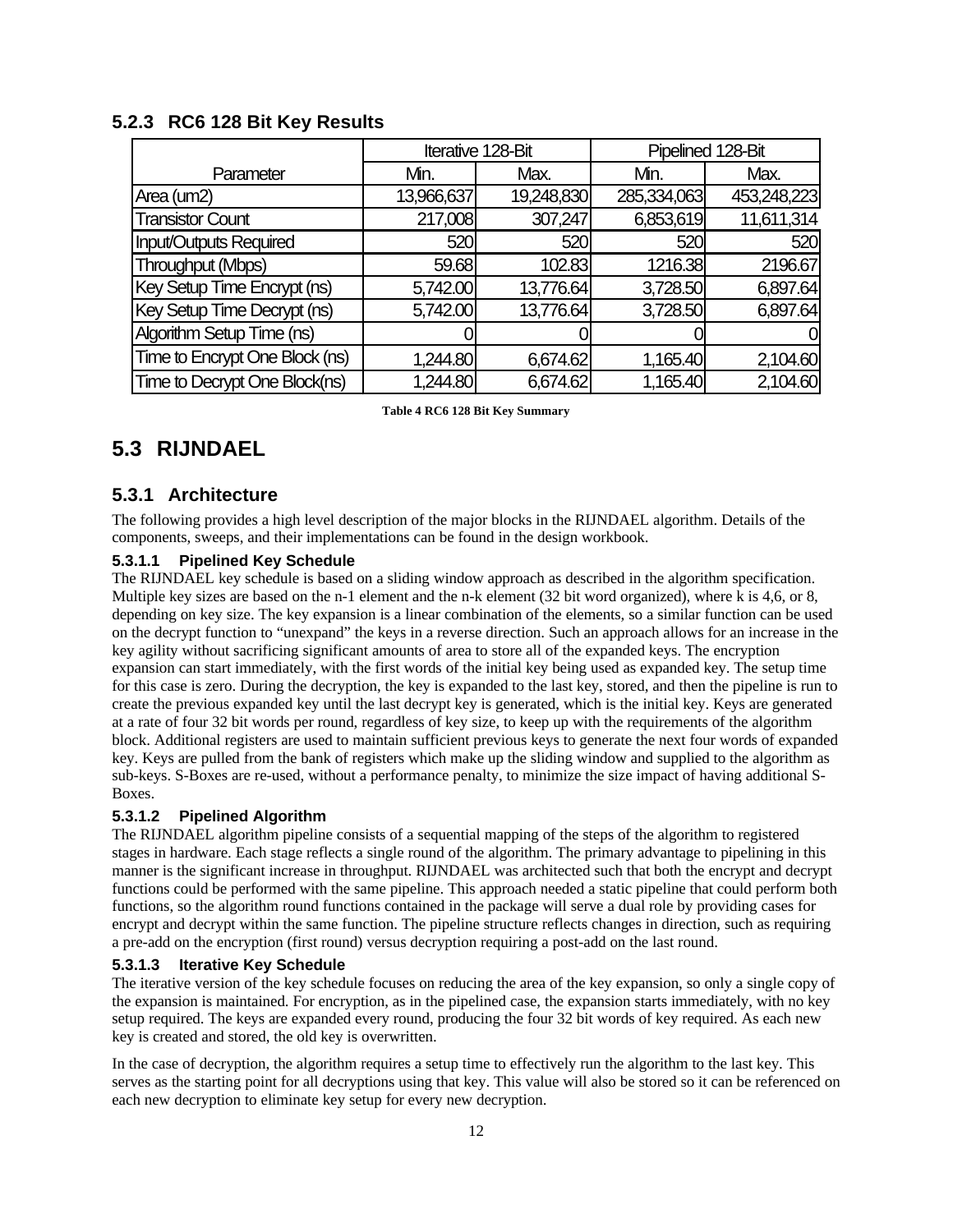### 5.2.3 RC6 128 Bit Key Results

| Parameter | Iterative 128-Bit | | Pipelined 128-Bit | |
|---|---|---|---|---|
| | Min. | Max. | Min. | Max. |
| Area (um2) | 13,966,637 | 19,248,830 | 285,334,063 | 453,248,223 |
| Transistor Count | 217,008 | 307,247 | 6,853,619 | 11,611,314 |
| Input/Outputs Required | 520 | 520 | 520 | 520 |
| Throughput (Mbps) | 59.68 | 102.83 | 1216.38 | 2196.67 |
| Key Setup Time Encrypt (ns) | 5,742.00 | 13,776.64 | 3,728.50 | 6,897.64 |
| Key Setup Time Decrypt (ns) | 5,742.00 | 13,776.64 | 3,728.50 | 6,897.64 |
| Algorithm Setup Time (ns) | 0 | 0 | 0 | 0 |
| Time to Encrypt One Block (ns) | 1,244.80 | 6,674.62 | 1,165.40 | 2,104.60 |
| Time to Decrypt One Block(ns) | 1,244.80 | 6,674.62 | 1,165.40 | 2,104.60 |

**Table 4 RC6 128 Bit Key Summary**

## 5.3 RIJNDAEL

### 5.3.1 Architecture

The following provides a high level description of the major blocks in the RIJNDAEL algorithm. Details of the components, sweeps, and their implementations can be found in the design workbook.

#### 5.3.1.1 Pipelined Key Schedule

The RIJNDAEL key schedule is based on a sliding window approach as described in the algorithm specification. Multiple key sizes are based on the n-1 element and the n-k element (32 bit word organized), where k is 4,6, or 8, depending on key size. The key expansion is a linear combination of the elements, so a similar function can be used on the decrypt function to "unexpand" the keys in a reverse direction. Such an approach allows for an increase in the key agility without sacrificing significant amounts of area to store all of the expanded keys. The encryption expansion can start immediately, with the first words of the initial key being used as expanded key. The setup time for this case is zero. During the decryption, the key is expanded to the last key, stored, and then the pipeline is run to create the previous expanded key until the last decrypt key is generated, which is the initial key. Keys are generated at a rate of four 32 bit words per round, regardless of key size, to keep up with the requirements of the algorithm block. Additional registers are used to maintain sufficient previous keys to generate the next four words of expanded key. Keys are pulled from the bank of registers which make up the sliding window and supplied to the algorithm as sub-keys. S-Boxes are re-used, without a performance penalty, to minimize the size impact of having additional S-Boxes.

#### 5.3.1.2 Pipelined Algorithm

The RIJNDAEL algorithm pipeline consists of a sequential mapping of the steps of the algorithm to registered stages in hardware. Each stage reflects a single round of the algorithm. The primary advantage to pipelining in this manner is the significant increase in throughput. RIJNDAEL was architected such that both the encrypt and decrypt functions could be performed with the same pipeline. This approach needed a static pipeline that could perform both functions, so the algorithm round functions contained in the package will serve a dual role by providing cases for encrypt and decrypt within the same function. The pipeline structure reflects changes in direction, such as requiring a pre-add on the encryption (first round) versus decryption requiring a post-add on the last round.

#### 5.3.1.3 Iterative Key Schedule

The iterative version of the key schedule focuses on reducing the area of the key expansion, so only a single copy of the expansion is maintained. For encryption, as in the pipelined case, the expansion starts immediately, with no key setup required. The keys are expanded every round, producing the four 32 bit words of key required. As each new key is created and stored, the old key is overwritten.

In the case of decryption, the algorithm requires a setup time to effectively run the algorithm to the last key. This serves as the starting point for all decryptions using that key. This value will also be stored so it can be referenced on each new decryption to eliminate key setup for every new decryption.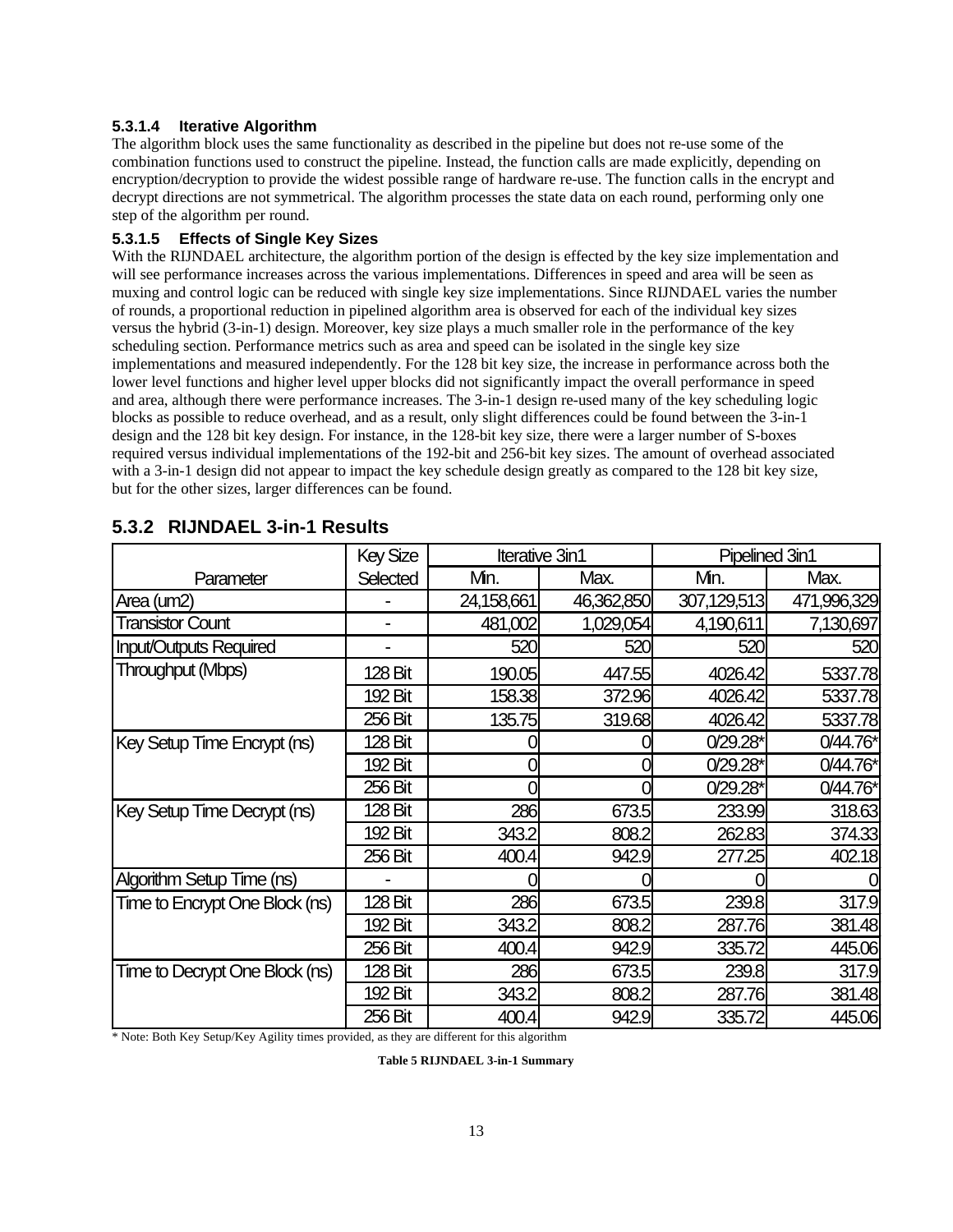#### 5.3.1.4 Iterative Algorithm

The algorithm block uses the same functionality as described in the pipeline but does not re-use some of the combination functions used to construct the pipeline. Instead, the function calls are made explicitly, depending on encryption/decryption to provide the widest possible range of hardware re-use. The function calls in the encrypt and decrypt directions are not symmetrical. The algorithm processes the state data on each round, performing only one step of the algorithm per round.

#### 5.3.1.5 Effects of Single Key Sizes

With the RIJNDAEL architecture, the algorithm portion of the design is effected by the key size implementation and will see performance increases across the various implementations. Differences in speed and area will be seen as muxing and control logic can be reduced with single key size implementations. Since RIJNDAEL varies the number of rounds, a proportional reduction in pipelined algorithm area is observed for each of the individual key sizes versus the hybrid (3-in-1) design. Moreover, key size plays a much smaller role in the performance of the key scheduling section. Performance metrics such as area and speed can be isolated in the single key size implementations and measured independently. For the 128 bit key size, the increase in performance across both the lower level functions and higher level upper blocks did not significantly impact the overall performance in speed and area, although there were performance increases. The 3-in-1 design re-used many of the key scheduling logic blocks as possible to reduce overhead, and as a result, only slight differences could be found between the 3-in-1 design and the 128 bit key design. For instance, in the 128-bit key size, there were a larger number of S-boxes required versus individual implementations of the 192-bit and 256-bit key sizes. The amount of overhead associated with a 3-in-1 design did not appear to impact the key schedule design greatly as compared to the 128 bit key size, but for the other sizes, larger differences can be found.

### 5.3.2 RIJNDAEL 3-in-1 Results

| Parameter | Key Size Selected | Iterative 3in1 Min. | Iterative 3in1 Max. | Pipelined 3in1 Min. | Pipelined 3in1 Max. |
|---|---|---|---|---|---|
| Area (um2) | - | 24,158,661 | 46,362,850 | 307,129,513 | 471,996,329 |
| Transistor Count | - | 481,002 | 1,029,054 | 4,190,611 | 7,130,697 |
| Input/Outputs Required | - | 520 | 520 | 520 | 520 |
| Throughput (Mbps) | 128 Bit | 190.05 | 447.55 | 4026.42 | 5337.78 |
| | 192 Bit | 158.38 | 372.96 | 4026.42 | 5337.78 |
| | 256 Bit | 135.75 | 319.68 | 4026.42 | 5337.78 |
| Key Setup Time Encrypt (ns) | 128 Bit | 0 | 0 | 0/29.28* | 0/44.76* |
| | 192 Bit | 0 | 0 | 0/29.28* | 0/44.76* |
| | 256 Bit | 0 | 0 | 0/29.28* | 0/44.76* |
| Key Setup Time Decrypt (ns) | 128 Bit | 286 | 673.5 | 233.99 | 318.63 |
| | 192 Bit | 343.2 | 808.2 | 262.83 | 374.33 |
| | 256 Bit | 400.4 | 942.9 | 277.25 | 402.18 |
| Algorithm Setup Time (ns) | - | 0 | 0 | 0 | 0 |
| Time to Encrypt One Block (ns) | 128 Bit | 286 | 673.5 | 239.8 | 317.9 |
| | 192 Bit | 343.2 | 808.2 | 287.76 | 381.48 |
| | 256 Bit | 400.4 | 942.9 | 335.72 | 445.06 |
| Time to Decrypt One Block (ns) | 128 Bit | 286 | 673.5 | 239.8 | 317.9 |
| | 192 Bit | 343.2 | 808.2 | 287.76 | 381.48 |
| | 256 Bit | 400.4 | 942.9 | 335.72 | 445.06 |

* Note: Both Key Setup/Key Agility times provided, as they are different for this algorithm

**Table 5 RIJNDAEL 3-in-1 Summary**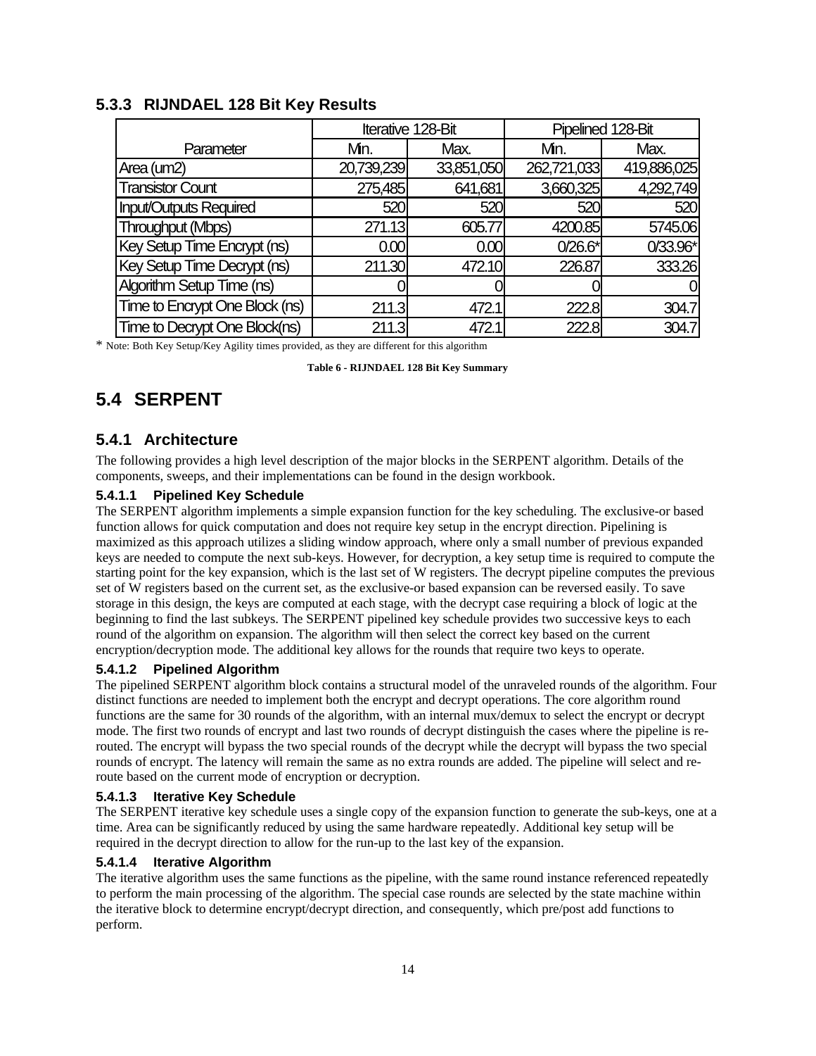### 5.3.3 RIJNDAEL 128 Bit Key Results

| Parameter | Iterative 128-Bit | | Pipelined 128-Bit | |
|---|---|---|---|---|
| | Min. | Max. | Min. | Max. |
| Area (um2) | 20,739,239 | 33,851,050 | 262,721,033 | 419,886,025 |
| Transistor Count | 275,485 | 641,681 | 3,660,325 | 4,292,749 |
| Input/Outputs Required | 520 | 520 | 520 | 520 |
| Throughput (Mbps) | 271.13 | 605.77 | 4200.85 | 5745.06 |
| Key Setup Time Encrypt (ns) | 0.00 | 0.00 | 0/26.6* | 0/33.96* |
| Key Setup Time Decrypt (ns) | 211.30 | 472.10 | 226.87 | 333.26 |
| Algorithm Setup Time (ns) | 0 | 0 | 0 | 0 |
| Time to Encrypt One Block (ns) | 211.3 | 472.1 | 222.8 | 304.7 |
| Time to Decrypt One Block(ns) | 211.3 | 472.1 | 222.8 | 304.7 |

* Note: Both Key Setup/Key Agility times provided, as they are different for this algorithm

**Table 6 - RIJNDAEL 128 Bit Key Summary**

## 5.4 SERPENT

### 5.4.1 Architecture

The following provides a high level description of the major blocks in the SERPENT algorithm. Details of the components, sweeps, and their implementations can be found in the design workbook.

#### 5.4.1.1 Pipelined Key Schedule

The SERPENT algorithm implements a simple expansion function for the key scheduling. The exclusive-or based function allows for quick computation and does not require key setup in the encrypt direction. Pipelining is maximized as this approach utilizes a sliding window approach, where only a small number of previous expanded keys are needed to compute the next sub-keys. However, for decryption, a key setup time is required to compute the starting point for the key expansion, which is the last set of W registers. The decrypt pipeline computes the previous set of W registers based on the current set, as the exclusive-or based expansion can be reversed easily. To save storage in this design, the keys are computed at each stage, with the decrypt case requiring a block of logic at the beginning to find the last subkeys. The SERPENT pipelined key schedule provides two successive keys to each round of the algorithm on expansion. The algorithm will then select the correct key based on the current encryption/decryption mode. The additional key allows for the rounds that require two keys to operate.

#### 5.4.1.2 Pipelined Algorithm

The pipelined SERPENT algorithm block contains a structural model of the unraveled rounds of the algorithm. Four distinct functions are needed to implement both the encrypt and decrypt operations. The core algorithm round functions are the same for 30 rounds of the algorithm, with an internal mux/demux to select the encrypt or decrypt mode. The first two rounds of encrypt and last two rounds of decrypt distinguish the cases where the pipeline is re-routed. The encrypt will bypass the two special rounds of the decrypt while the decrypt will bypass the two special rounds of encrypt. The latency will remain the same as no extra rounds are added. The pipeline will select and re-route based on the current mode of encryption or decryption.

#### 5.4.1.3 Iterative Key Schedule

The SERPENT iterative key schedule uses a single copy of the expansion function to generate the sub-keys, one at a time. Area can be significantly reduced by using the same hardware repeatedly. Additional key setup will be required in the decrypt direction to allow for the run-up to the last key of the expansion.

#### 5.4.1.4 Iterative Algorithm

The iterative algorithm uses the same functions as the pipeline, with the same round instance referenced repeatedly to perform the main processing of the algorithm. The special case rounds are selected by the state machine within the iterative block to determine encrypt/decrypt direction, and consequently, which pre/post add functions to perform.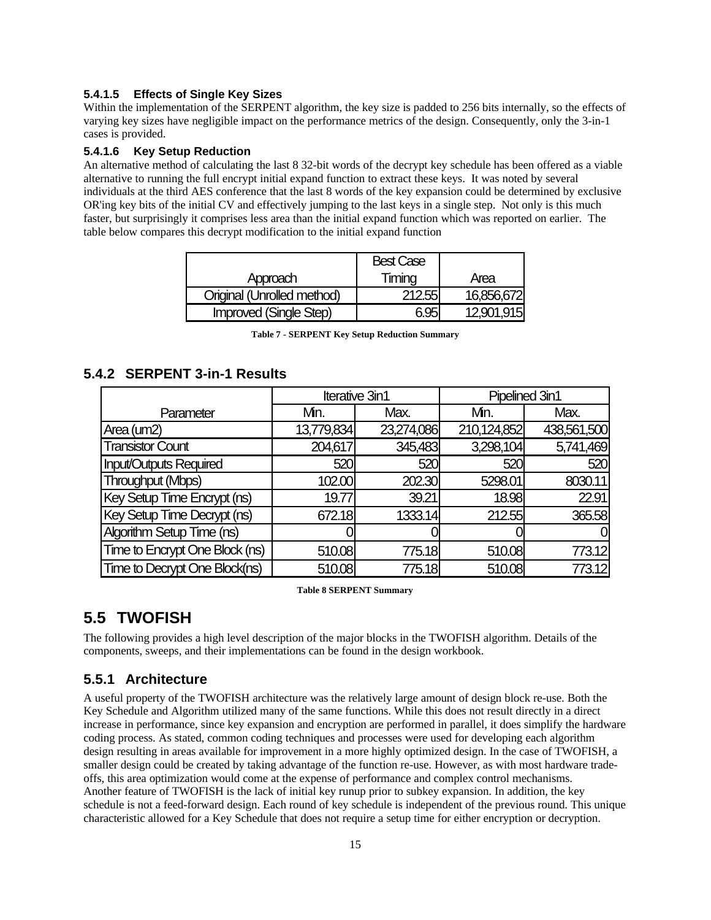#### 5.4.1.5 Effects of Single Key Sizes

Within the implementation of the SERPENT algorithm, the key size is padded to 256 bits internally, so the effects of varying key sizes have negligible impact on the performance metrics of the design. Consequently, only the 3-in-1 cases is provided.

#### 5.4.1.6 Key Setup Reduction

An alternative method of calculating the last 8 32-bit words of the decrypt key schedule has been offered as a viable alternative to running the full encrypt initial expand function to extract these keys. It was noted by several individuals at the third AES conference that the last 8 words of the key expansion could be determined by exclusive OR'ing key bits of the initial CV and effectively jumping to the last keys in a single step. Not only is this much faster, but surprisingly it comprises less area than the initial expand function which was reported on earlier. The table below compares this decrypt modification to the initial expand function

| Approach | Best Case Timing | Area |
|---|---|---|
| Original (Unrolled method) | 212.55 | 16,856,672 |
| Improved (Single Step) | 6.95 | 12,901,915 |

**Table 7 - SERPENT Key Setup Reduction Summary**

### 5.4.2 SERPENT 3-in-1 Results

| | Iterative 3in1 | | Pipelined 3in1 | |
|---|---|---|---|---|
| Parameter | Min. | Max. | Min. | Max. |
| Area (um2) | 13,779,834 | 23,274,086 | 210,124,852 | 438,561,500 |
| Transistor Count | 204,617 | 345,483 | 3,298,104 | 5,741,469 |
| Input/Outputs Required | 520 | 520 | 520 | 520 |
| Throughput (Mbps) | 102.00 | 202.30 | 5298.01 | 8030.11 |
| Key Setup Time Encrypt (ns) | 19.77 | 39.21 | 18.98 | 22.91 |
| Key Setup Time Decrypt (ns) | 672.18 | 1333.14 | 212.55 | 365.58 |
| Algorithm Setup Time (ns) | 0 | 0 | 0 | 0 |
| Time to Encrypt One Block (ns) | 510.08 | 775.18 | 510.08 | 773.12 |
| Time to Decrypt One Block(ns) | 510.08 | 775.18 | 510.08 | 773.12 |

**Table 8 SERPENT Summary**

## 5.5 TWOFISH

The following provides a high level description of the major blocks in the TWOFISH algorithm. Details of the components, sweeps, and their implementations can be found in the design workbook.

### 5.5.1 Architecture

A useful property of the TWOFISH architecture was the relatively large amount of design block re-use. Both the Key Schedule and Algorithm utilized many of the same functions. While this does not result directly in a direct increase in performance, since key expansion and encryption are performed in parallel, it does simplify the hardware coding process. As stated, common coding techniques and processes were used for developing each algorithm design resulting in areas available for improvement in a more highly optimized design. In the case of TWOFISH, a smaller design could be created by taking advantage of the function re-use. However, as with most hardware trade-offs, this area optimization would come at the expense of performance and complex control mechanisms.
Another feature of TWOFISH is the lack of initial key runup prior to subkey expansion. In addition, the key schedule is not a feed-forward design. Each round of key schedule is independent of the previous round. This unique characteristic allowed for a Key Schedule that does not require a setup time for either encryption or decryption.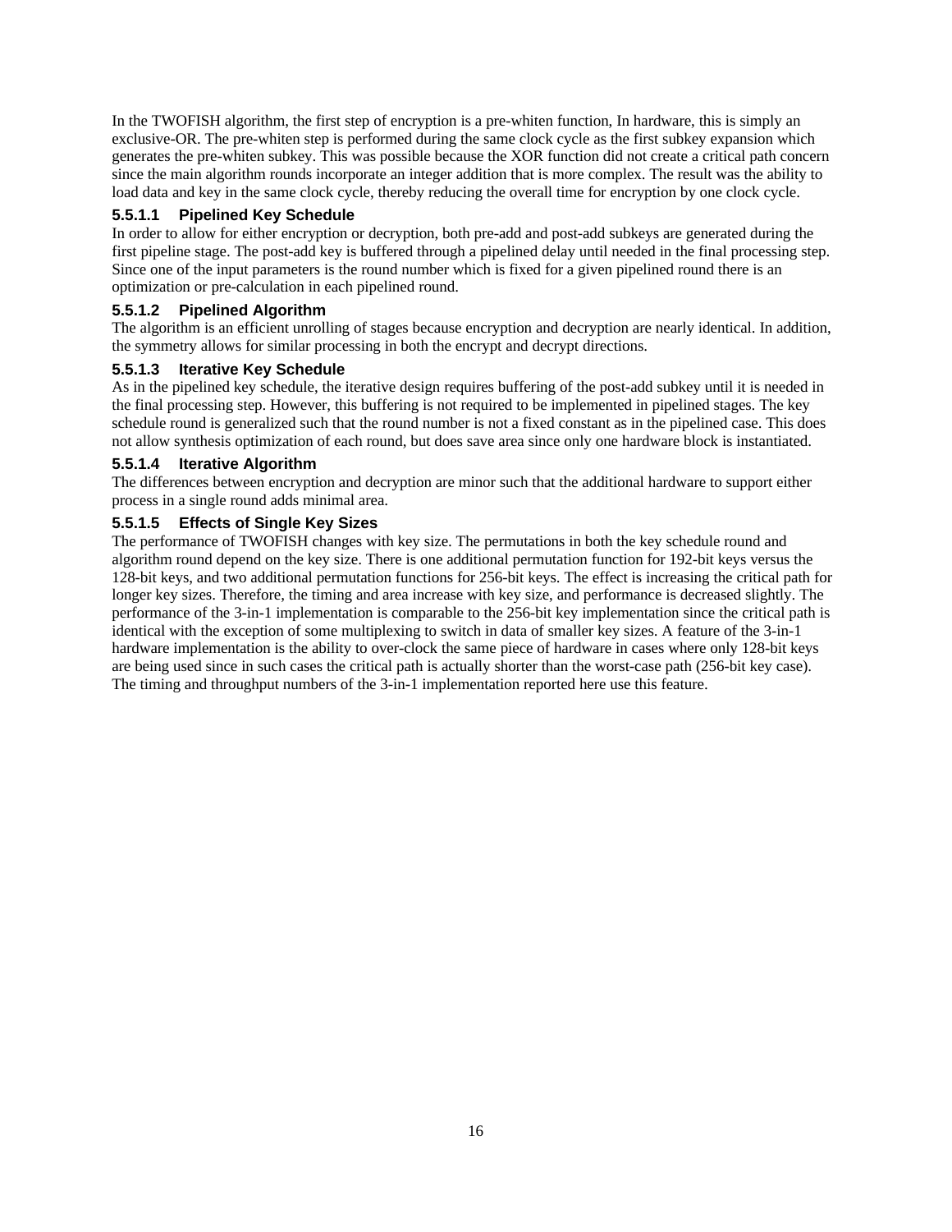In the TWOFISH algorithm, the first step of encryption is a pre-whiten function, In hardware, this is simply an exclusive-OR. The pre-whiten step is performed during the same clock cycle as the first subkey expansion which generates the pre-whiten subkey. This was possible because the XOR function did not create a critical path concern since the main algorithm rounds incorporate an integer addition that is more complex. The result was the ability to load data and key in the same clock cycle, thereby reducing the overall time for encryption by one clock cycle.

#### 5.5.1.1 Pipelined Key Schedule

In order to allow for either encryption or decryption, both pre-add and post-add subkeys are generated during the first pipeline stage. The post-add key is buffered through a pipelined delay until needed in the final processing step. Since one of the input parameters is the round number which is fixed for a given pipelined round there is an optimization or pre-calculation in each pipelined round.

#### 5.5.1.2 Pipelined Algorithm

The algorithm is an efficient unrolling of stages because encryption and decryption are nearly identical. In addition, the symmetry allows for similar processing in both the encrypt and decrypt directions.

#### 5.5.1.3 Iterative Key Schedule

As in the pipelined key schedule, the iterative design requires buffering of the post-add subkey until it is needed in the final processing step. However, this buffering is not required to be implemented in pipelined stages. The key schedule round is generalized such that the round number is not a fixed constant as in the pipelined case. This does not allow synthesis optimization of each round, but does save area since only one hardware block is instantiated.

#### 5.5.1.4 Iterative Algorithm

The differences between encryption and decryption are minor such that the additional hardware to support either process in a single round adds minimal area.

#### 5.5.1.5 Effects of Single Key Sizes

The performance of TWOFISH changes with key size. The permutations in both the key schedule round and algorithm round depend on the key size. There is one additional permutation function for 192-bit keys versus the 128-bit keys, and two additional permutation functions for 256-bit keys. The effect is increasing the critical path for longer key sizes. Therefore, the timing and area increase with key size, and performance is decreased slightly. The performance of the 3-in-1 implementation is comparable to the 256-bit key implementation since the critical path is identical with the exception of some multiplexing to switch in data of smaller key sizes. A feature of the 3-in-1 hardware implementation is the ability to over-clock the same piece of hardware in cases where only 128-bit keys are being used since in such cases the critical path is actually shorter than the worst-case path (256-bit key case). The timing and throughput numbers of the 3-in-1 implementation reported here use this feature.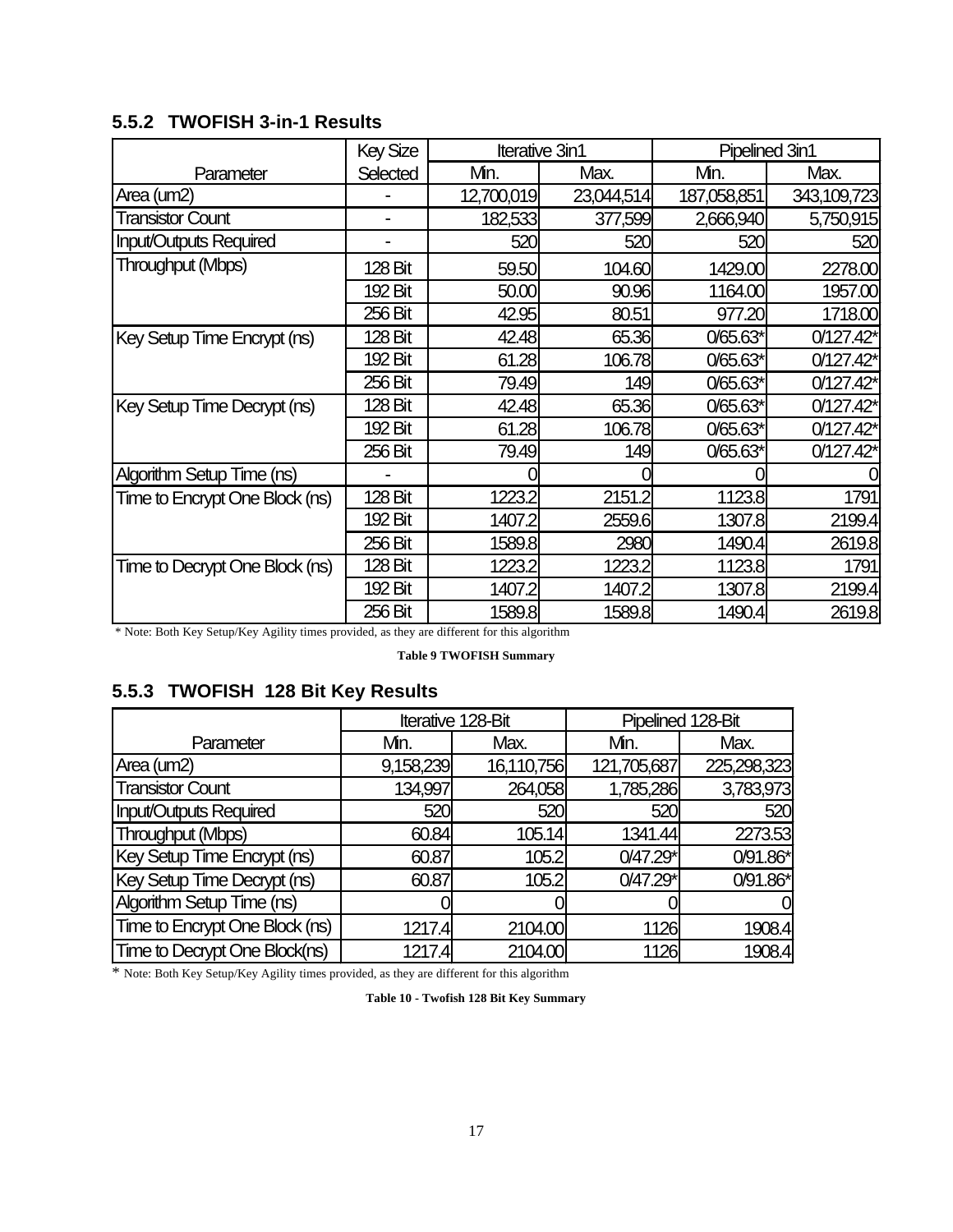### 5.5.2 TWOFISH 3-in-1 Results

| Parameter | Key Size Selected | Iterative 3in1 | | Pipelined 3in1 | |
|---|---|---|---|---|---|
| | | Min. | Max. | Min. | Max. |
| Area (um2) | - | 12,700,019 | 23,044,514 | 187,058,851 | 343,109,723 |
| Transistor Count | - | 182,533 | 377,599 | 2,666,940 | 5,750,915 |
| Input/Outputs Required | - | 520 | 520 | 520 | 520 |
| Throughput (Mbps) | 128 Bit | 59.50 | 104.60 | 1429.00 | 2278.00 |
| | 192 Bit | 50.00 | 90.96 | 1164.00 | 1957.00 |
| | 256 Bit | 42.95 | 80.51 | 977.20 | 1718.00 |
| Key Setup Time Encrypt (ns) | 128 Bit | 42.48 | 65.36 | 0/65.63* | 0/127.42* |
| | 192 Bit | 61.28 | 106.78 | 0/65.63* | 0/127.42* |
| | 256 Bit | 79.49 | 149 | 0/65.63* | 0/127.42* |
| Key Setup Time Decrypt (ns) | 128 Bit | 42.48 | 65.36 | 0/65.63* | 0/127.42* |
| | 192 Bit | 61.28 | 106.78 | 0/65.63* | 0/127.42* |
| | 256 Bit | 79.49 | 149 | 0/65.63* | 0/127.42* |
| Algorithm Setup Time (ns) | - | 0 | 0 | 0 | 0 |
| Time to Encrypt One Block (ns) | 128 Bit | 1223.2 | 2151.2 | 1123.8 | 1791 |
| | 192 Bit | 1407.2 | 2559.6 | 1307.8 | 2199.4 |
| | 256 Bit | 1589.8 | 2980 | 1490.4 | 2619.8 |
| Time to Decrypt One Block (ns) | 128 Bit | 1223.2 | 1223.2 | 1123.8 | 1791 |
| | 192 Bit | 1407.2 | 1407.2 | 1307.8 | 2199.4 |
| | 256 Bit | 1589.8 | 1589.8 | 1490.4 | 2619.8 |

* Note: Both Key Setup/Key Agility times provided, as they are different for this algorithm

**Table 9 TWOFISH Summary**

### 5.5.3 TWOFISH 128 Bit Key Results

| Parameter | Iterative 128-Bit | | Pipelined 128-Bit | |
|---|---|---|---|---|
| | Min. | Max. | Min. | Max. |
| Area (um2) | 9,158,239 | 16,110,756 | 121,705,687 | 225,298,323 |
| Transistor Count | 134,997 | 264,058 | 1,785,286 | 3,783,973 |
| Input/Outputs Required | 520 | 520 | 520 | 520 |
| Throughput (Mbps) | 60.84 | 105.14 | 1341.44 | 2273.53 |
| Key Setup Time Encrypt (ns) | 60.87 | 105.2 | 0/47.29* | 0/91.86* |
| Key Setup Time Decrypt (ns) | 60.87 | 105.2 | 0/47.29* | 0/91.86* |
| Algorithm Setup Time (ns) | 0 | 0 | 0 | 0 |
| Time to Encrypt One Block (ns) | 1217.4 | 2104.00 | 1126 | 1908.4 |
| Time to Decrypt One Block(ns) | 1217.4 | 2104.00 | 1126 | 1908.4 |

* Note: Both Key Setup/Key Agility times provided, as they are different for this algorithm

**Table 10 - Twofish 128 Bit Key Summary**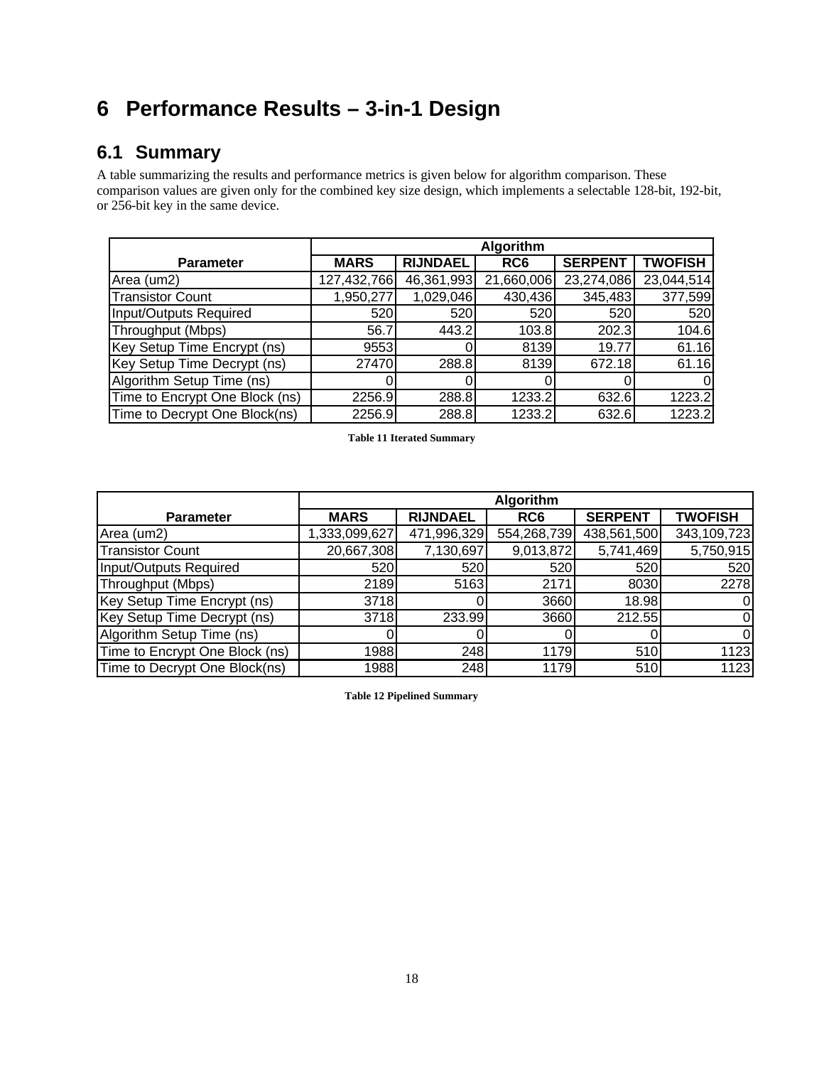# 6 Performance Results – 3-in-1 Design

## 6.1 Summary

A table summarizing the results and performance metrics is given below for algorithm comparison. These comparison values are given only for the combined key size design, which implements a selectable 128-bit, 192-bit, or 256-bit key in the same device.

| Parameter | Algorithm | | | | |
|---|---|---|---|---|---|
| | **MARS** | **RIJNDAEL** | **RC6** | **SERPENT** | **TWOFISH** |
| Area (um2) | 127,432,766 | 46,361,993 | 21,660,006 | 23,274,086 | 23,044,514 |
| Transistor Count | 1,950,277 | 1,029,046 | 430,436 | 345,483 | 377,599 |
| Input/Outputs Required | 520 | 520 | 520 | 520 | 520 |
| Throughput (Mbps) | 56.7 | 443.2 | 103.8 | 202.3 | 104.6 |
| Key Setup Time Encrypt (ns) | 9553 | 0 | 8139 | 19.77 | 61.16 |
| Key Setup Time Decrypt (ns) | 27470 | 288.8 | 8139 | 672.18 | 61.16 |
| Algorithm Setup Time (ns) | 0 | 0 | 0 | 0 | 0 |
| Time to Encrypt One Block (ns) | 2256.9 | 288.8 | 1233.2 | 632.6 | 1223.2 |
| Time to Decrypt One Block(ns) | 2256.9 | 288.8 | 1233.2 | 632.6 | 1223.2 |

**Table 11 Iterated Summary**

| Parameter | Algorithm | | | | |
|---|---|---|---|---|---|
| | **MARS** | **RIJNDAEL** | **RC6** | **SERPENT** | **TWOFISH** |
| Area (um2) | 1,333,099,627 | 471,996,329 | 554,268,739 | 438,561,500 | 343,109,723 |
| Transistor Count | 20,667,308 | 7,130,697 | 9,013,872 | 5,741,469 | 5,750,915 |
| Input/Outputs Required | 520 | 520 | 520 | 520 | 520 |
| Throughput (Mbps) | 2189 | 5163 | 2171 | 8030 | 2278 |
| Key Setup Time Encrypt (ns) | 3718 | 0 | 3660 | 18.98 | 0 |
| Key Setup Time Decrypt (ns) | 3718 | 233.99 | 3660 | 212.55 | 0 |
| Algorithm Setup Time (ns) | 0 | 0 | 0 | 0 | 0 |
| Time to Encrypt One Block (ns) | 1988 | 248 | 1179 | 510 | 1123 |
| Time to Decrypt One Block(ns) | 1988 | 248 | 1179 | 510 | 1123 |

**Table 12 Pipelined Summary**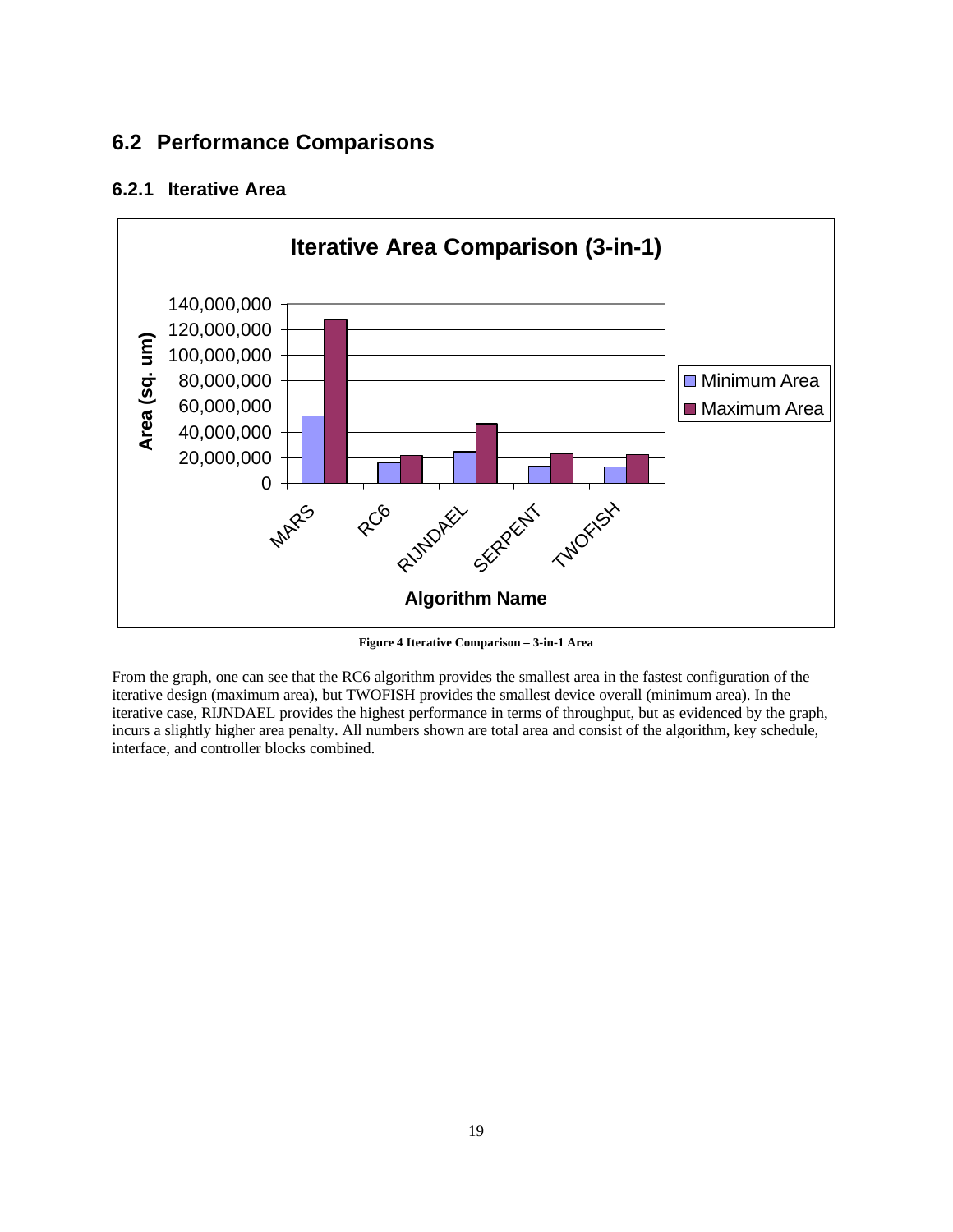## 6.2 Performance Comparisons

### 6.2.1 Iterative Area

**Figure 4 Iterative Comparison – 3-in-1 Area**

From the graph, one can see that the RC6 algorithm provides the smallest area in the fastest configuration of the iterative design (maximum area), but TWOFISH provides the smallest device overall (minimum area). In the iterative case, RIJNDAEL provides the highest performance in terms of throughput, but as evidenced by the graph, incurs a slightly higher area penalty. All numbers shown are total area and consist of the algorithm, key schedule, interface, and controller blocks combined.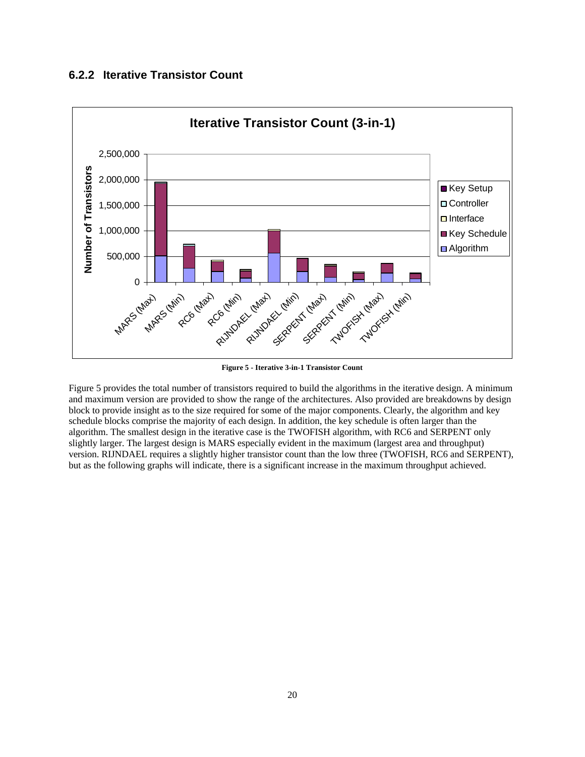### 6.2.2 Iterative Transistor Count

**Figure 5 - Iterative 3-in-1 Transistor Count**

Figure 5 provides the total number of transistors required to build the algorithms in the iterative design. A minimum and maximum version are provided to show the range of the architectures. Also provided are breakdowns by design block to provide insight as to the size required for some of the major components. Clearly, the algorithm and key schedule blocks comprise the majority of each design. In addition, the key schedule is often larger than the algorithm. The smallest design in the iterative case is the TWOFISH algorithm, with RC6 and SERPENT only slightly larger. The largest design is MARS especially evident in the maximum (largest area and throughput) version. RIJNDAEL requires a slightly higher transistor count than the low three (TWOFISH, RC6 and SERPENT), but as the following graphs will indicate, there is a significant increase in the maximum throughput achieved.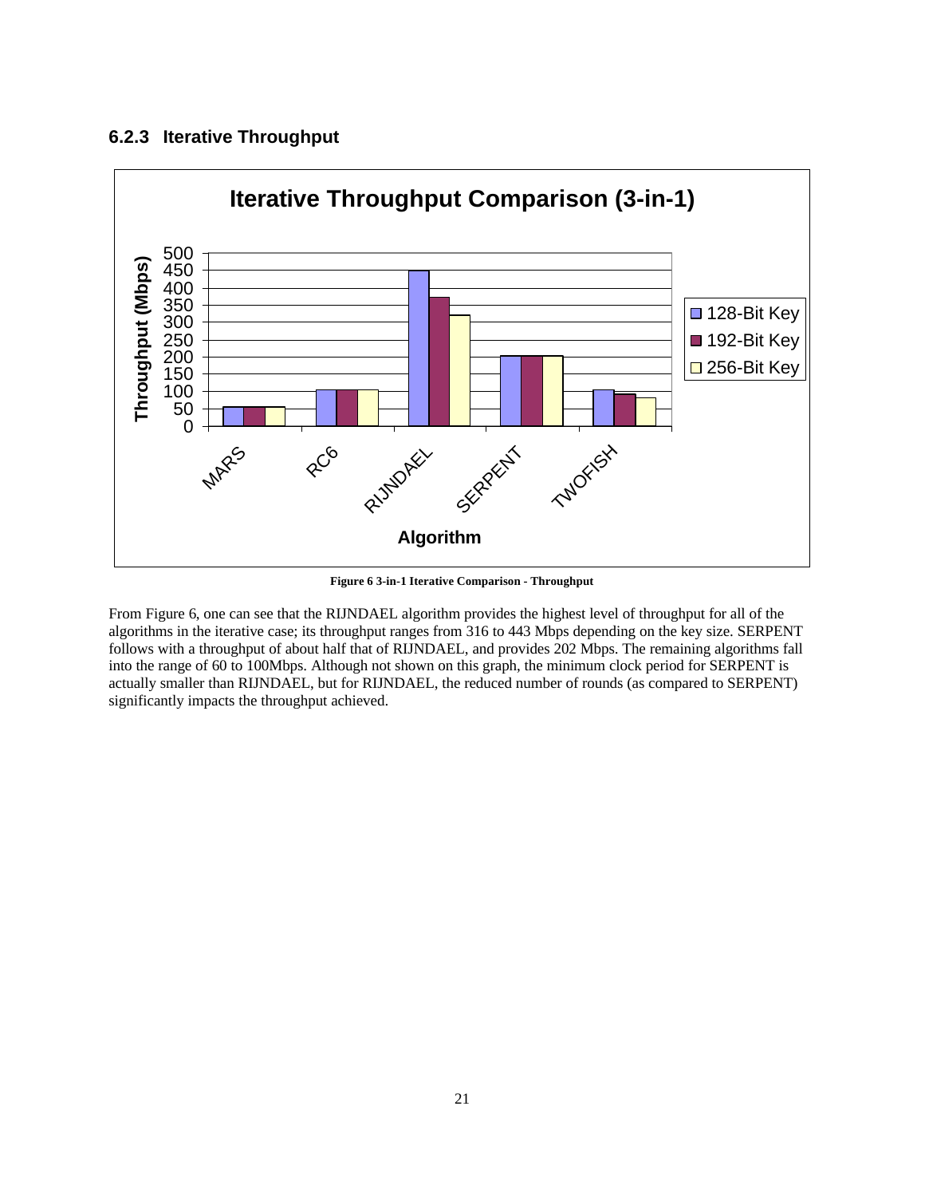### 6.2.3 Iterative Throughput

**Figure 6 3-in-1 Iterative Comparison - Throughput**

From Figure 6, one can see that the RIJNDAEL algorithm provides the highest level of throughput for all of the algorithms in the iterative case; its throughput ranges from 316 to 443 Mbps depending on the key size. SERPENT follows with a throughput of about half that of RIJNDAEL, and provides 202 Mbps. The remaining algorithms fall into the range of 60 to 100Mbps. Although not shown on this graph, the minimum clock period for SERPENT is actually smaller than RIJNDAEL, but for RIJNDAEL, the reduced number of rounds (as compared to SERPENT) significantly impacts the throughput achieved.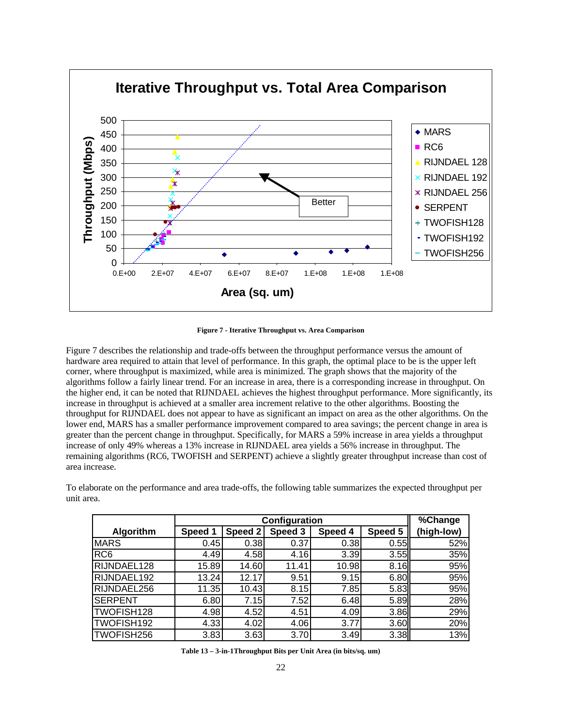Figure 7 - Iterative Throughput vs. Area Comparison

Figure 7 describes the relationship and trade-offs between the throughput performance versus the amount of hardware area required to attain that level of performance. In this graph, the optimal place to be is the upper left corner, where throughput is maximized, while area is minimized. The graph shows that the majority of the algorithms follow a fairly linear trend. For an increase in area, there is a corresponding increase in throughput. On the higher end, it can be noted that RIJNDAEL achieves the highest throughput performance. More significantly, its increase in throughput is achieved at a smaller area increment relative to the other algorithms. Boosting the throughput for RIJNDAEL does not appear to have as significant an impact on area as the other algorithms. On the lower end, MARS has a smaller performance improvement compared to area savings; the percent change in area is greater than the percent change in throughput. Specifically, for MARS a 59% increase in area yields a throughput increase of only 49% whereas a 13% increase in RIJNDAEL area yields a 56% increase in throughput. The remaining algorithms (RC6, TWOFISH and SERPENT) achieve a slightly greater throughput increase than cost of area increase.

To elaborate on the performance and area trade-offs, the following table summarizes the expected throughput per unit area.

| Algorithm | Configuration | | | | | %Change |
|---|---|---|---|---|---|---|
| | Speed 1 | Speed 2 | Speed 3 | Speed 4 | Speed 5 | (high-low) |
| MARS | 0.45 | 0.38 | 0.37 | 0.38 | 0.55 | 52% |
| RC6 | 4.49 | 4.58 | 4.16 | 3.39 | 3.55 | 35% |
| RIJNDAEL128 | 15.89 | 14.60 | 11.41 | 10.98 | 8.16 | 95% |
| RIJNDAEL192 | 13.24 | 12.17 | 9.51 | 9.15 | 6.80 | 95% |
| RIJNDAEL256 | 11.35 | 10.43 | 8.15 | 7.85 | 5.83 | 95% |
| SERPENT | 6.80 | 7.15 | 7.52 | 6.48 | 5.89 | 28% |
| TWOFISH128 | 4.98 | 4.52 | 4.51 | 4.09 | 3.86 | 29% |
| TWOFISH192 | 4.33 | 4.02 | 4.06 | 3.77 | 3.60 | 20% |
| TWOFISH256 | 3.83 | 3.63 | 3.70 | 3.49 | 3.38 | 13% |

Table 13 – 3-in-1Throughput Bits per Unit Area (in bits/sq. um)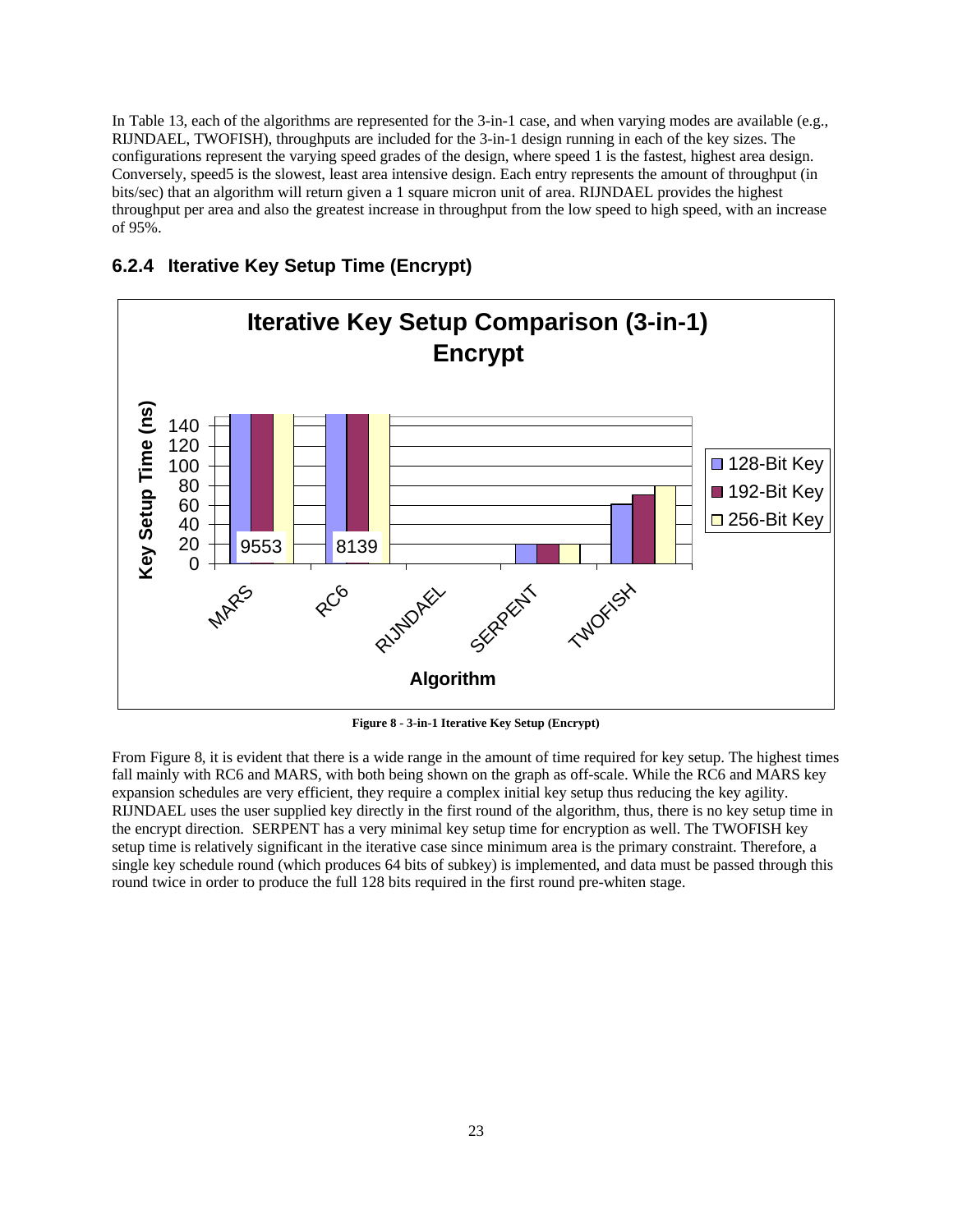In Table 13, each of the algorithms are represented for the 3-in-1 case, and when varying modes are available (e.g., RIJNDAEL, TWOFISH), throughputs are included for the 3-in-1 design running in each of the key sizes. The configurations represent the varying speed grades of the design, where speed 1 is the fastest, highest area design. Conversely, speed5 is the slowest, least area intensive design. Each entry represents the amount of throughput (in bits/sec) that an algorithm will return given a 1 square micron unit of area. RIJNDAEL provides the highest throughput per area and also the greatest increase in throughput from the low speed to high speed, with an increase of 95%.

### 6.2.4 Iterative Key Setup Time (Encrypt)

**Figure 8 - 3-in-1 Iterative Key Setup (Encrypt)**

From Figure 8, it is evident that there is a wide range in the amount of time required for key setup. The highest times fall mainly with RC6 and MARS, with both being shown on the graph as off-scale. While the RC6 and MARS key expansion schedules are very efficient, they require a complex initial key setup thus reducing the key agility. RIJNDAEL uses the user supplied key directly in the first round of the algorithm, thus, there is no key setup time in the encrypt direction. SERPENT has a very minimal key setup time for encryption as well. The TWOFISH key setup time is relatively significant in the iterative case since minimum area is the primary constraint. Therefore, a single key schedule round (which produces 64 bits of subkey) is implemented, and data must be passed through this round twice in order to produce the full 128 bits required in the first round pre-whiten stage.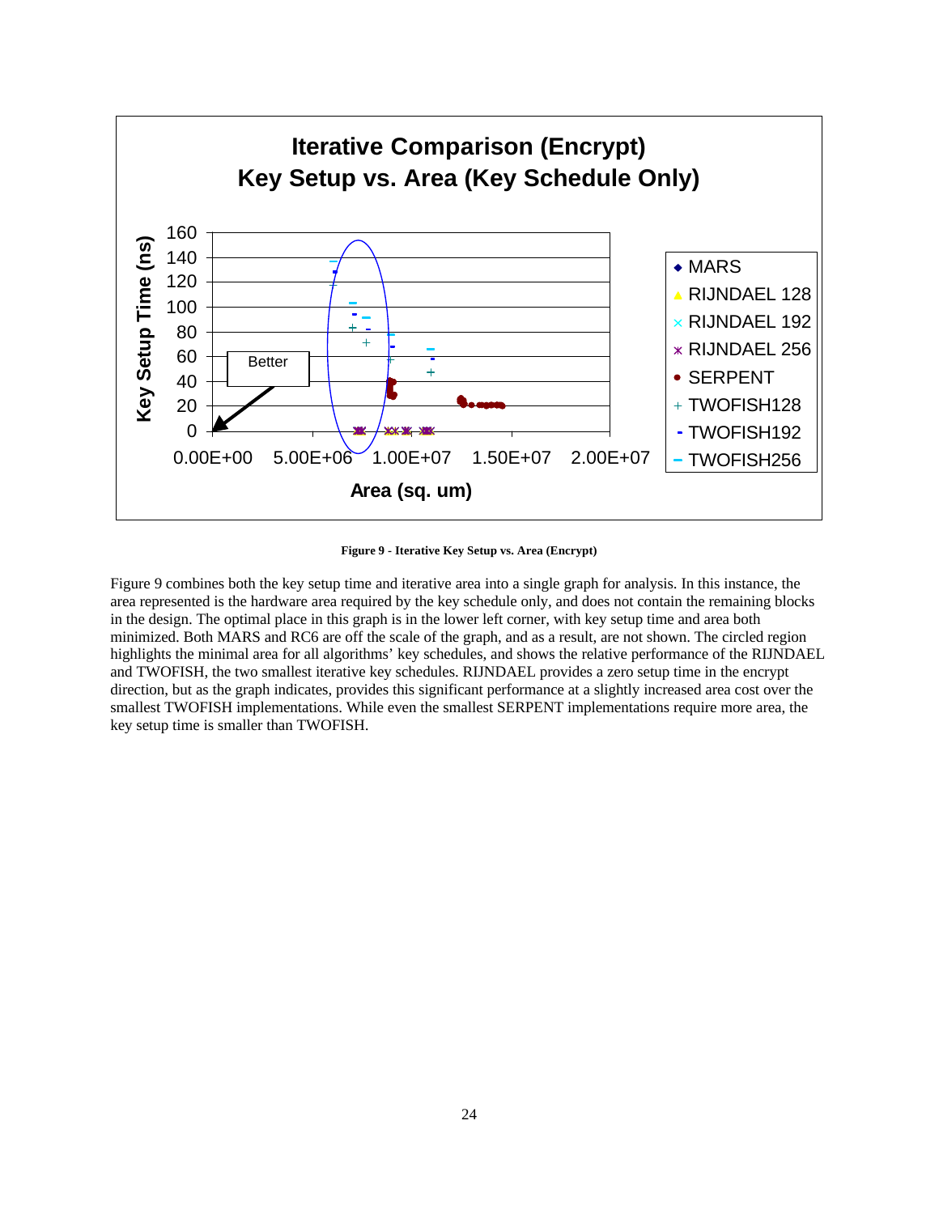Figure 9 - Iterative Key Setup vs. Area (Encrypt)

Figure 9 combines both the key setup time and iterative area into a single graph for analysis. In this instance, the area represented is the hardware area required by the key schedule only, and does not contain the remaining blocks in the design. The optimal place in this graph is in the lower left corner, with key setup time and area both minimized. Both MARS and RC6 are off the scale of the graph, and as a result, are not shown. The circled region highlights the minimal area for all algorithms' key schedules, and shows the relative performance of the RIJNDAEL and TWOFISH, the two smallest iterative key schedules. RIJNDAEL provides a zero setup time in the encrypt direction, but as the graph indicates, provides this significant performance at a slightly increased area cost over the smallest TWOFISH implementations. While even the smallest SERPENT implementations require more area, the key setup time is smaller than TWOFISH.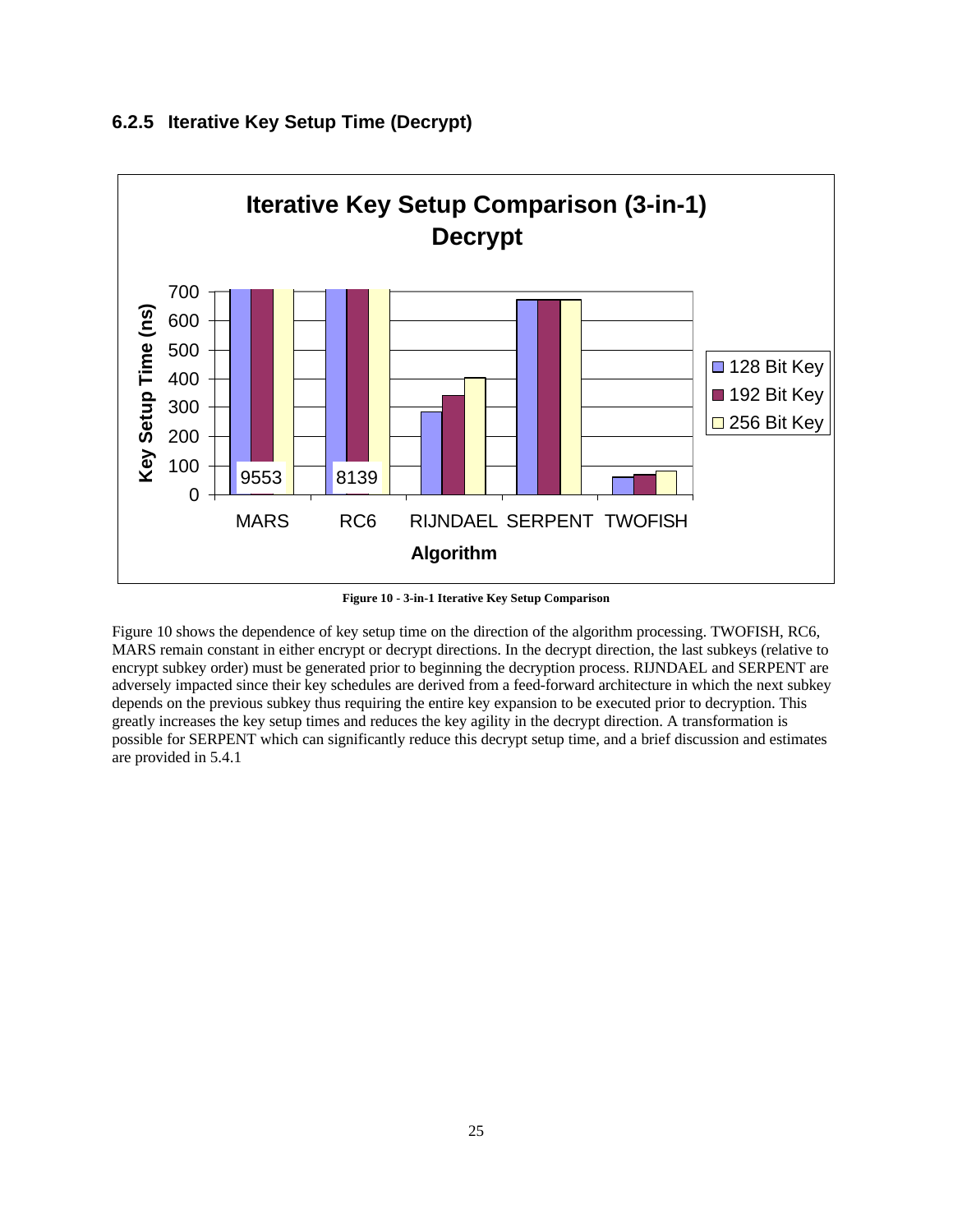### 6.2.5 Iterative Key Setup Time (Decrypt)

**Figure 10 - 3-in-1 Iterative Key Setup Comparison**

Figure 10 shows the dependence of key setup time on the direction of the algorithm processing. TWOFISH, RC6, MARS remain constant in either encrypt or decrypt directions. In the decrypt direction, the last subkeys (relative to encrypt subkey order) must be generated prior to beginning the decryption process. RIJNDAEL and SERPENT are adversely impacted since their key schedules are derived from a feed-forward architecture in which the next subkey depends on the previous subkey thus requiring the entire key expansion to be executed prior to decryption. This greatly increases the key setup times and reduces the key agility in the decrypt direction. A transformation is possible for SERPENT which can significantly reduce this decrypt setup time, and a brief discussion and estimates are provided in 5.4.1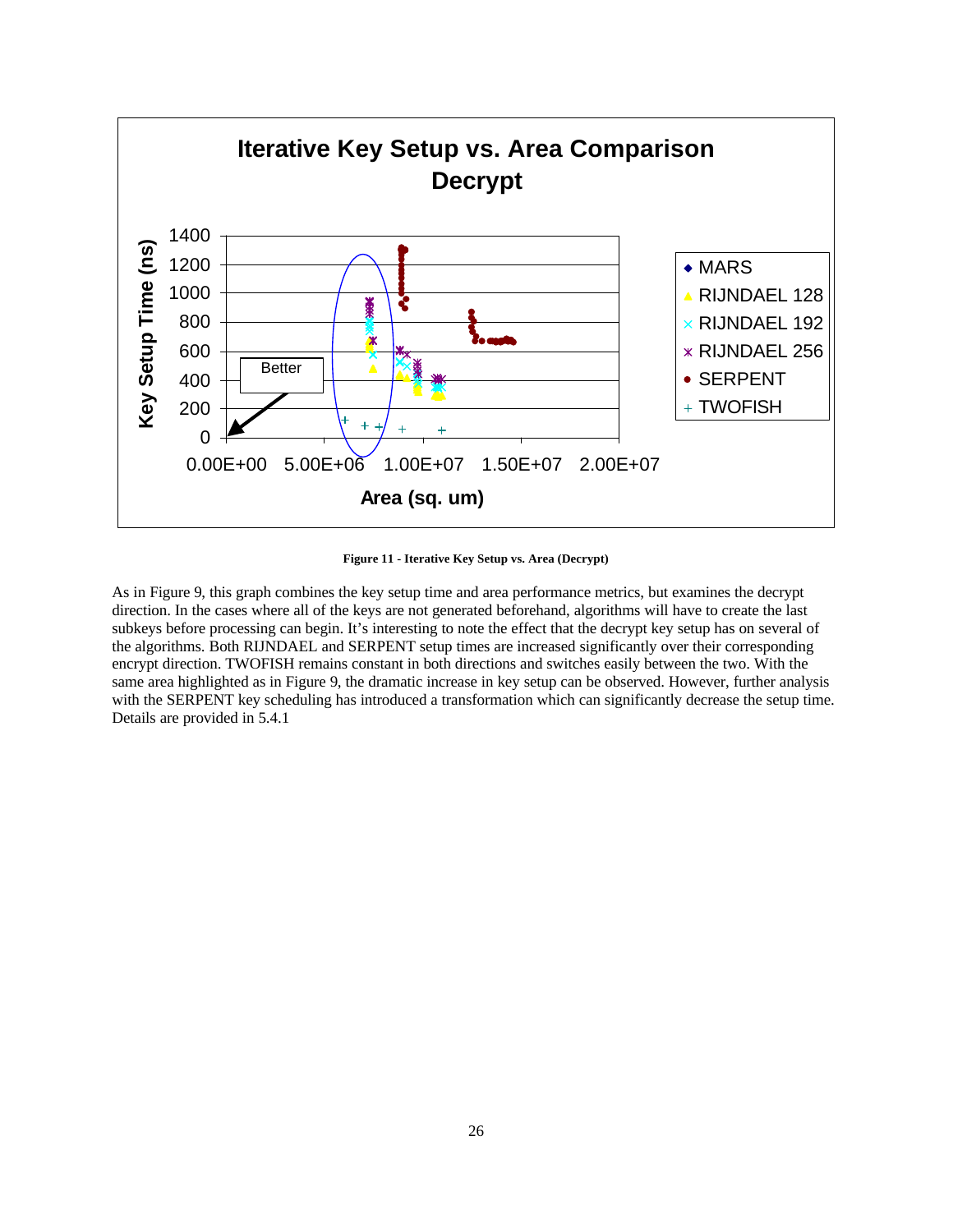**Figure 11 - Iterative Key Setup vs. Area (Decrypt)**

As in Figure 9, this graph combines the key setup time and area performance metrics, but examines the decrypt direction. In the cases where all of the keys are not generated beforehand, algorithms will have to create the last subkeys before processing can begin. It's interesting to note the effect that the decrypt key setup has on several of the algorithms. Both RIJNDAEL and SERPENT setup times are increased significantly over their corresponding encrypt direction. TWOFISH remains constant in both directions and switches easily between the two. With the same area highlighted as in Figure 9, the dramatic increase in key setup can be observed. However, further analysis with the SERPENT key scheduling has introduced a transformation which can significantly decrease the setup time. Details are provided in 5.4.1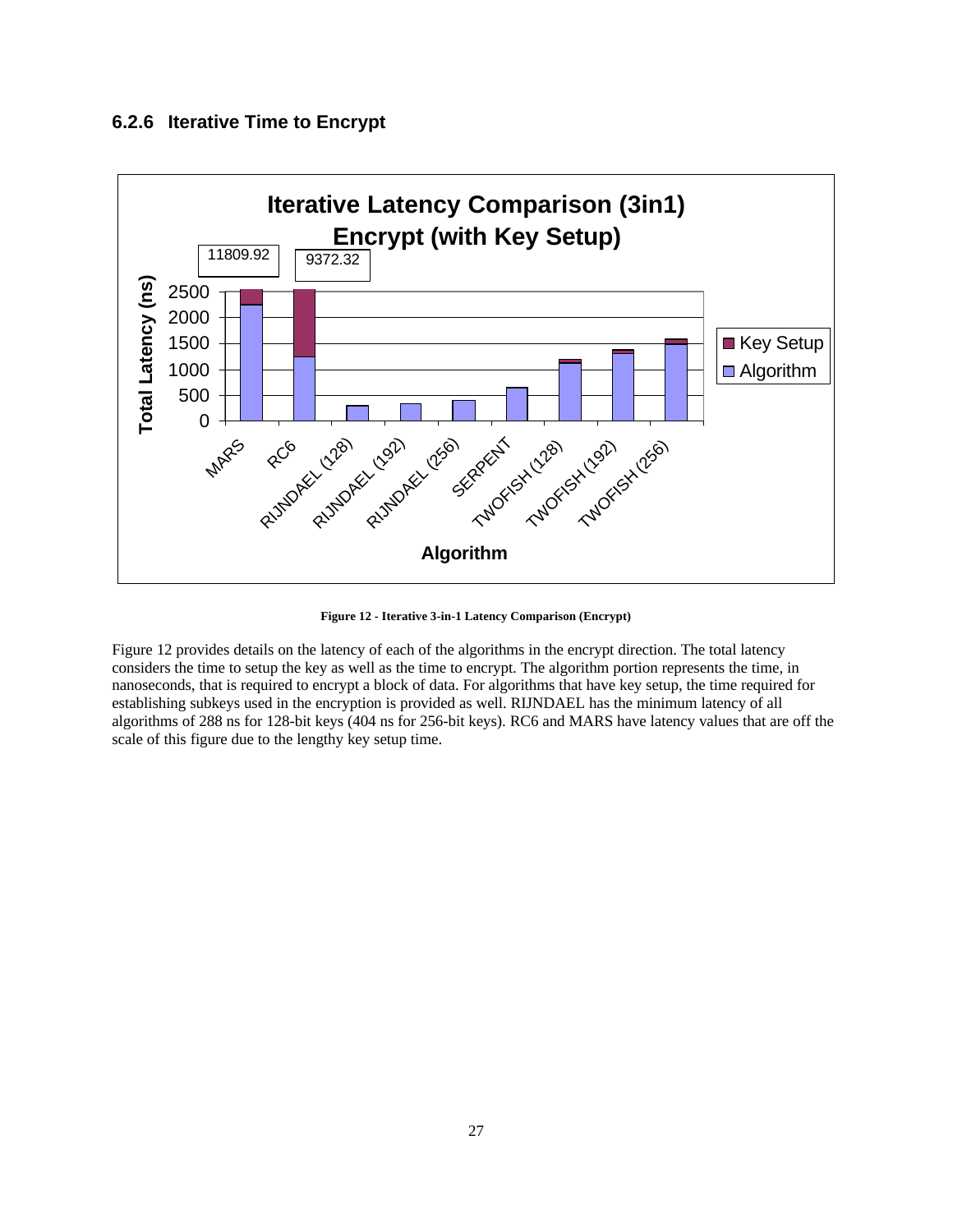### 6.2.6 Iterative Time to Encrypt

Figure 12 - Iterative 3-in-1 Latency Comparison (Encrypt)

Figure 12 provides details on the latency of each of the algorithms in the encrypt direction. The total latency considers the time to setup the key as well as the time to encrypt. The algorithm portion represents the time, in nanoseconds, that is required to encrypt a block of data. For algorithms that have key setup, the time required for establishing subkeys used in the encryption is provided as well. RIJNDAEL has the minimum latency of all algorithms of 288 ns for 128-bit keys (404 ns for 256-bit keys). RC6 and MARS have latency values that are off the scale of this figure due to the lengthy key setup time.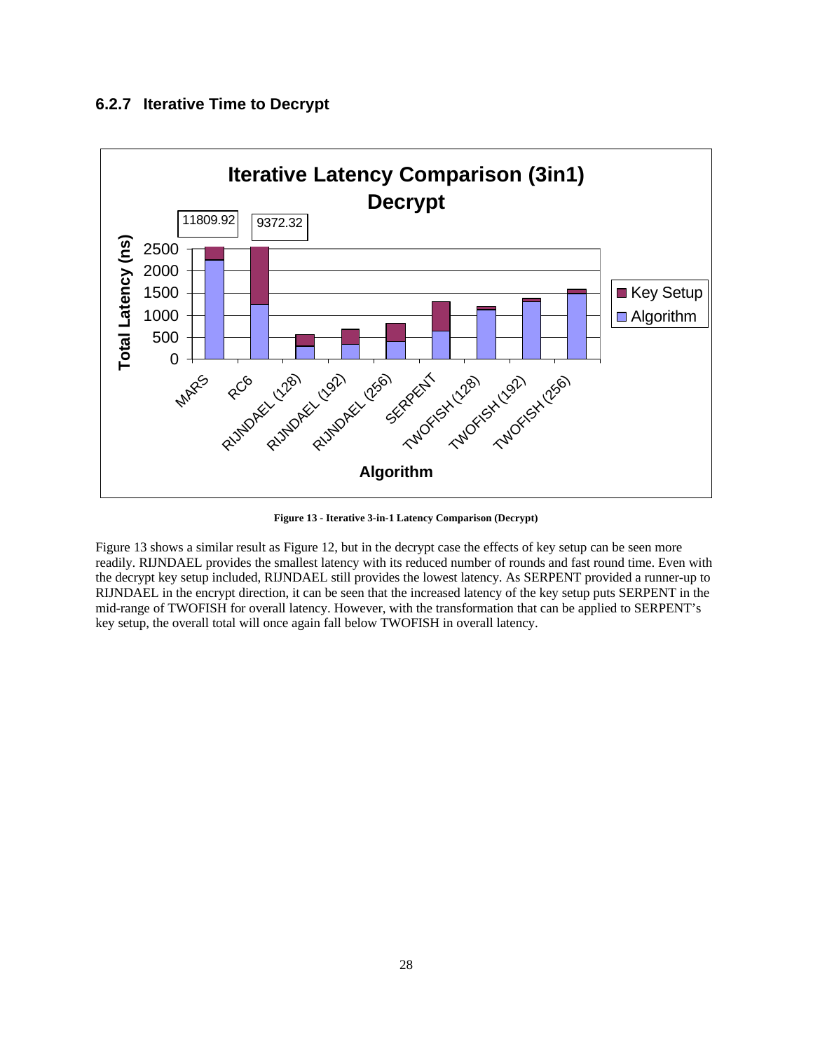### 6.2.7 Iterative Time to Decrypt

Figure 13 - Iterative 3-in-1 Latency Comparison (Decrypt)

Figure 13 shows a similar result as Figure 12, but in the decrypt case the effects of key setup can be seen more readily. RIJNDAEL provides the smallest latency with its reduced number of rounds and fast round time. Even with the decrypt key setup included, RIJNDAEL still provides the lowest latency. As SERPENT provided a runner-up to RIJNDAEL in the encrypt direction, it can be seen that the increased latency of the key setup puts SERPENT in the mid-range of TWOFISH for overall latency. However, with the transformation that can be applied to SERPENT's key setup, the overall total will once again fall below TWOFISH in overall latency.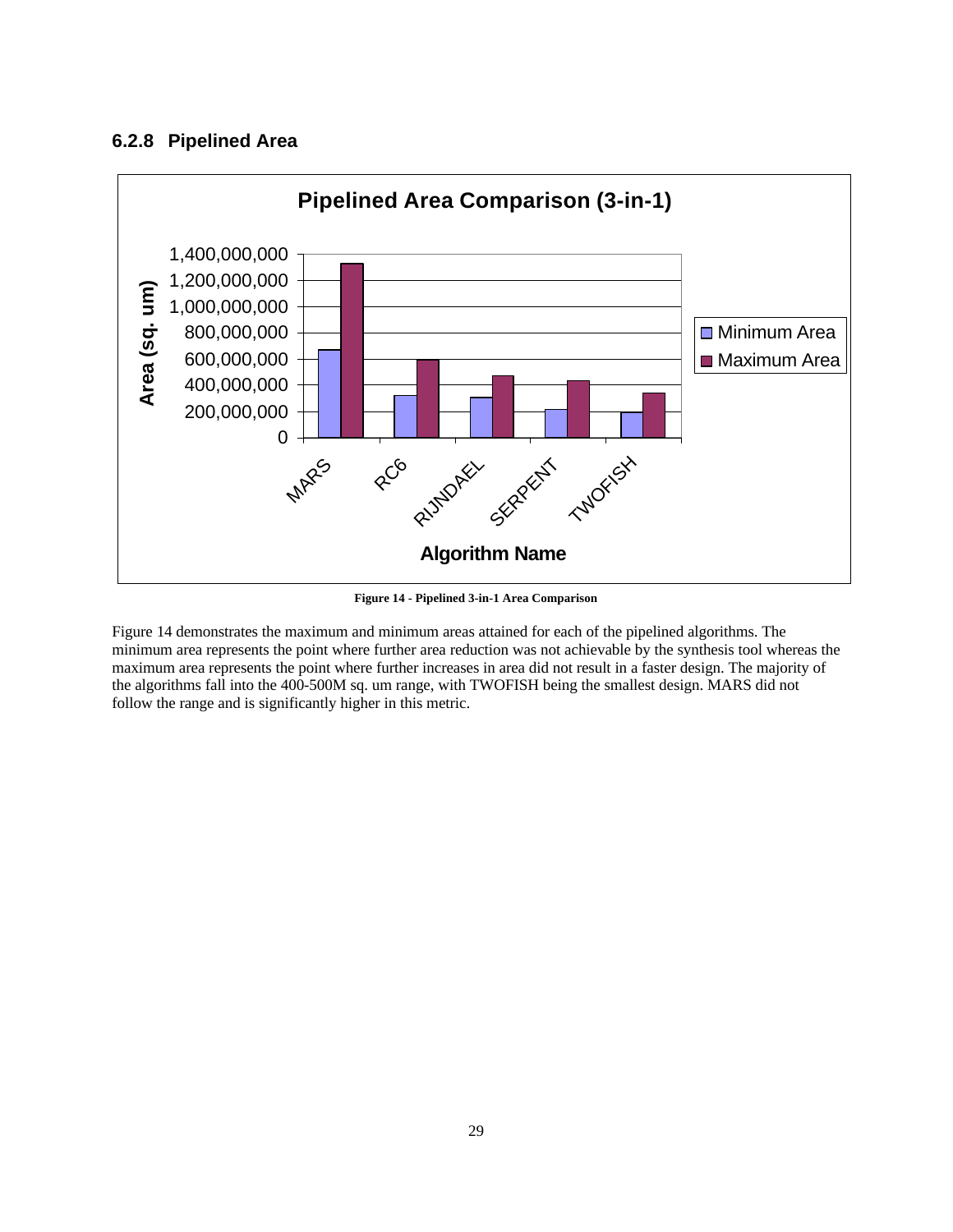### 6.2.8 Pipelined Area

**Figure 14 - Pipelined 3-in-1 Area Comparison**

Figure 14 demonstrates the maximum and minimum areas attained for each of the pipelined algorithms. The minimum area represents the point where further area reduction was not achievable by the synthesis tool whereas the maximum area represents the point where further increases in area did not result in a faster design. The majority of the algorithms fall into the 400-500M sq. um range, with TWOFISH being the smallest design. MARS did not follow the range and is significantly higher in this metric.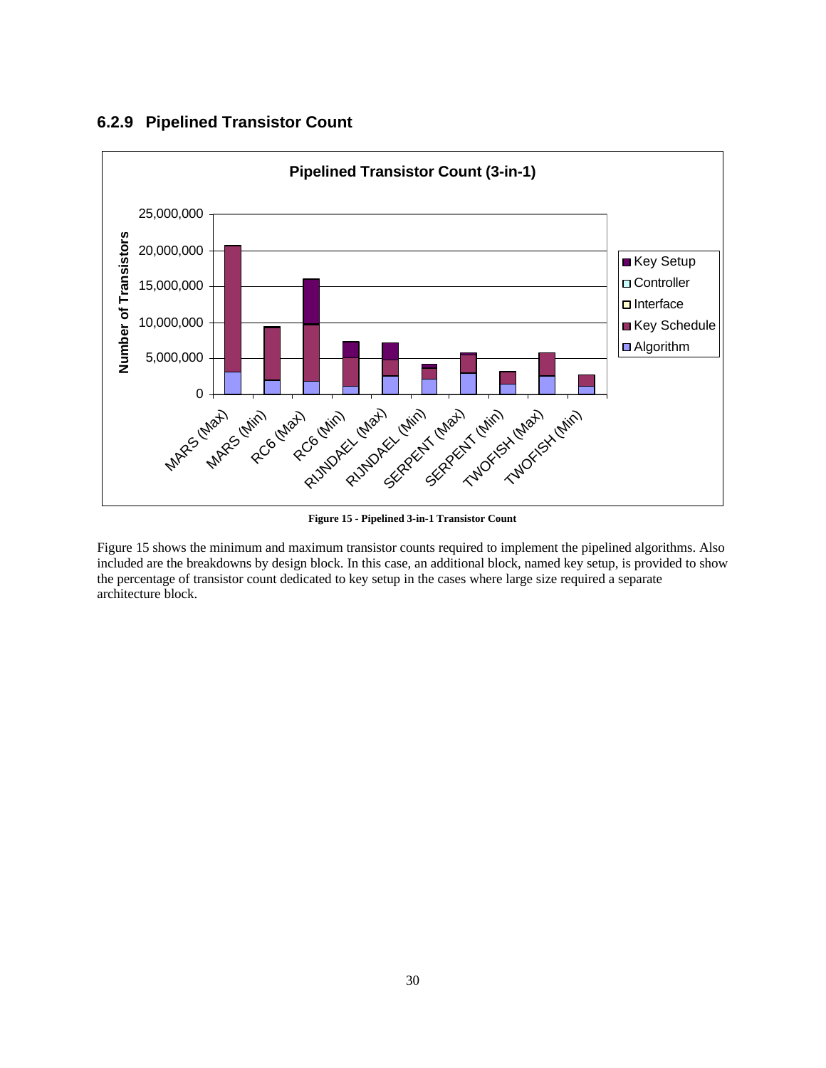### 6.2.9 Pipelined Transistor Count

**Figure 15 - Pipelined 3-in-1 Transistor Count**

Figure 15 shows the minimum and maximum transistor counts required to implement the pipelined algorithms. Also included are the breakdowns by design block. In this case, an additional block, named key setup, is provided to show the percentage of transistor count dedicated to key setup in the cases where large size required a separate architecture block.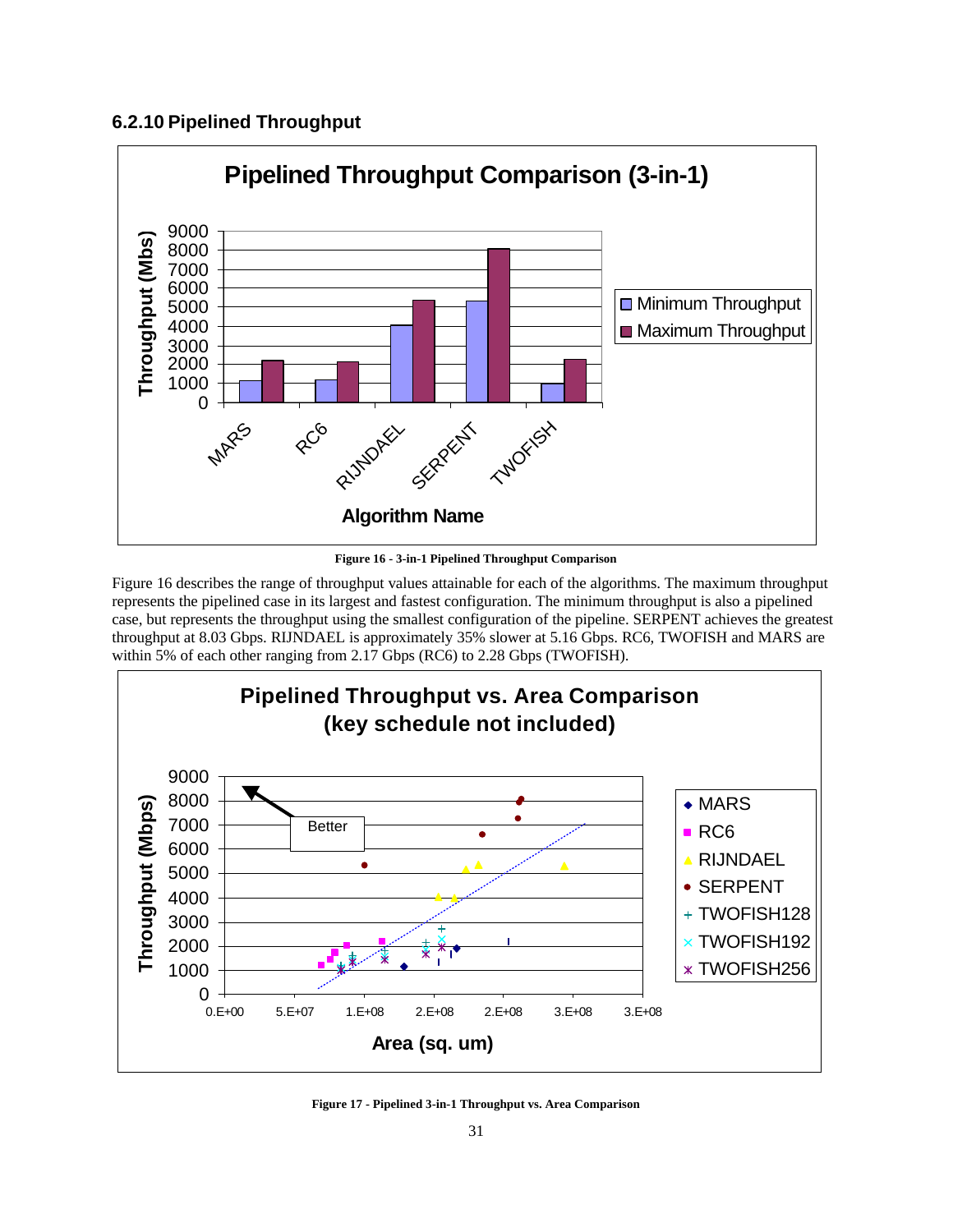### 6.2.10 Pipelined Throughput

**Figure 16 - 3-in-1 Pipelined Throughput Comparison**

Figure 16 describes the range of throughput values attainable for each of the algorithms. The maximum throughput represents the pipelined case in its largest and fastest configuration. The minimum throughput is also a pipelined case, but represents the throughput using the smallest configuration of the pipeline. SERPENT achieves the greatest throughput at 8.03 Gbps. RIJNDAEL is approximately 35% slower at 5.16 Gbps. RC6, TWOFISH and MARS are within 5% of each other ranging from 2.17 Gbps (RC6) to 2.28 Gbps (TWOFISH).

**Figure 17 - Pipelined 3-in-1 Throughput vs. Area Comparison**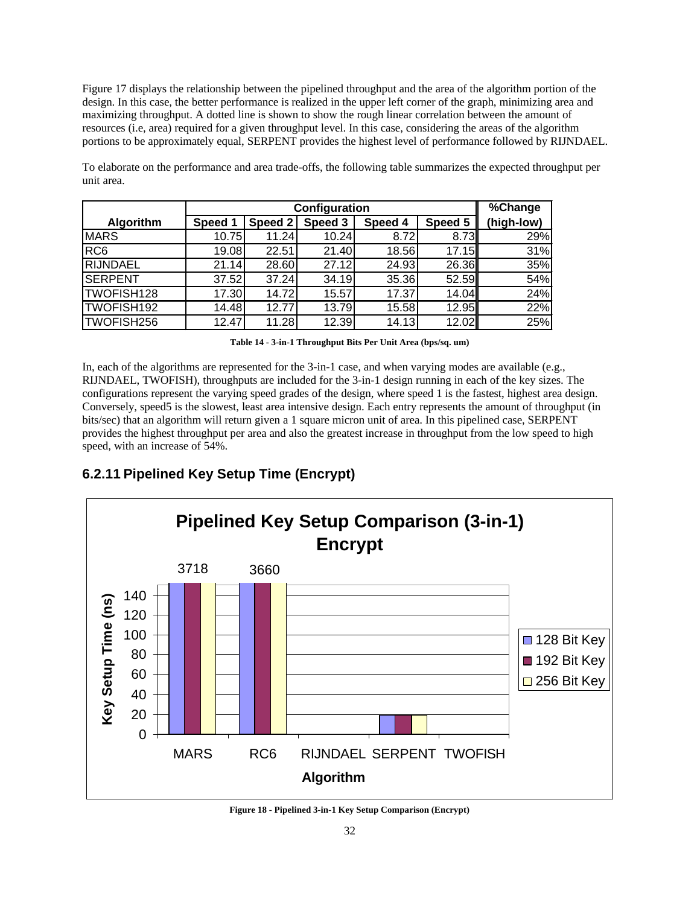Figure 17 displays the relationship between the pipelined throughput and the area of the algorithm portion of the design. In this case, the better performance is realized in the upper left corner of the graph, minimizing area and maximizing throughput. A dotted line is shown to show the rough linear correlation between the amount of resources (i.e, area) required for a given throughput level. In this case, considering the areas of the algorithm portions to be approximately equal, SERPENT provides the highest level of performance followed by RIJNDAEL.

To elaborate on the performance and area trade-offs, the following table summarizes the expected throughput per unit area.

| Algorithm | Configuration | | | | | %Change |
|---|---|---|---|---|---|---|
| | Speed 1 | Speed 2 | Speed 3 | Speed 4 | Speed 5 | (high-low) |
| MARS | 10.75 | 11.24 | 10.24 | 8.72 | 8.73 | 29% |
| RC6 | 19.08 | 22.51 | 21.40 | 18.56 | 17.15 | 31% |
| RIJNDAEL | 21.14 | 28.60 | 27.12 | 24.93 | 26.36 | 35% |
| SERPENT | 37.52 | 37.24 | 34.19 | 35.36 | 52.59 | 54% |
| TWOFISH128 | 17.30 | 14.72 | 15.57 | 17.37 | 14.04 | 24% |
| TWOFISH192 | 14.48 | 12.77 | 13.79 | 15.58 | 12.95 | 22% |
| TWOFISH256 | 12.47 | 11.28 | 12.39 | 14.13 | 12.02 | 25% |

**Table 14 - 3-in-1 Throughput Bits Per Unit Area (bps/sq. um)**

In, each of the algorithms are represented for the 3-in-1 case, and when varying modes are available (e.g., RIJNDAEL, TWOFISH), throughputs are included for the 3-in-1 design running in each of the key sizes. The configurations represent the varying speed grades of the design, where speed 1 is the fastest, highest area design. Conversely, speed5 is the slowest, least area intensive design. Each entry represents the amount of throughput (in bits/sec) that an algorithm will return given a 1 square micron unit of area. In this pipelined case, SERPENT provides the highest throughput per area and also the greatest increase in throughput from the low speed to high speed, with an increase of 54%.

### 6.2.11 Pipelined Key Setup Time (Encrypt)

**Figure 18 - Pipelined 3-in-1 Key Setup Comparison (Encrypt)**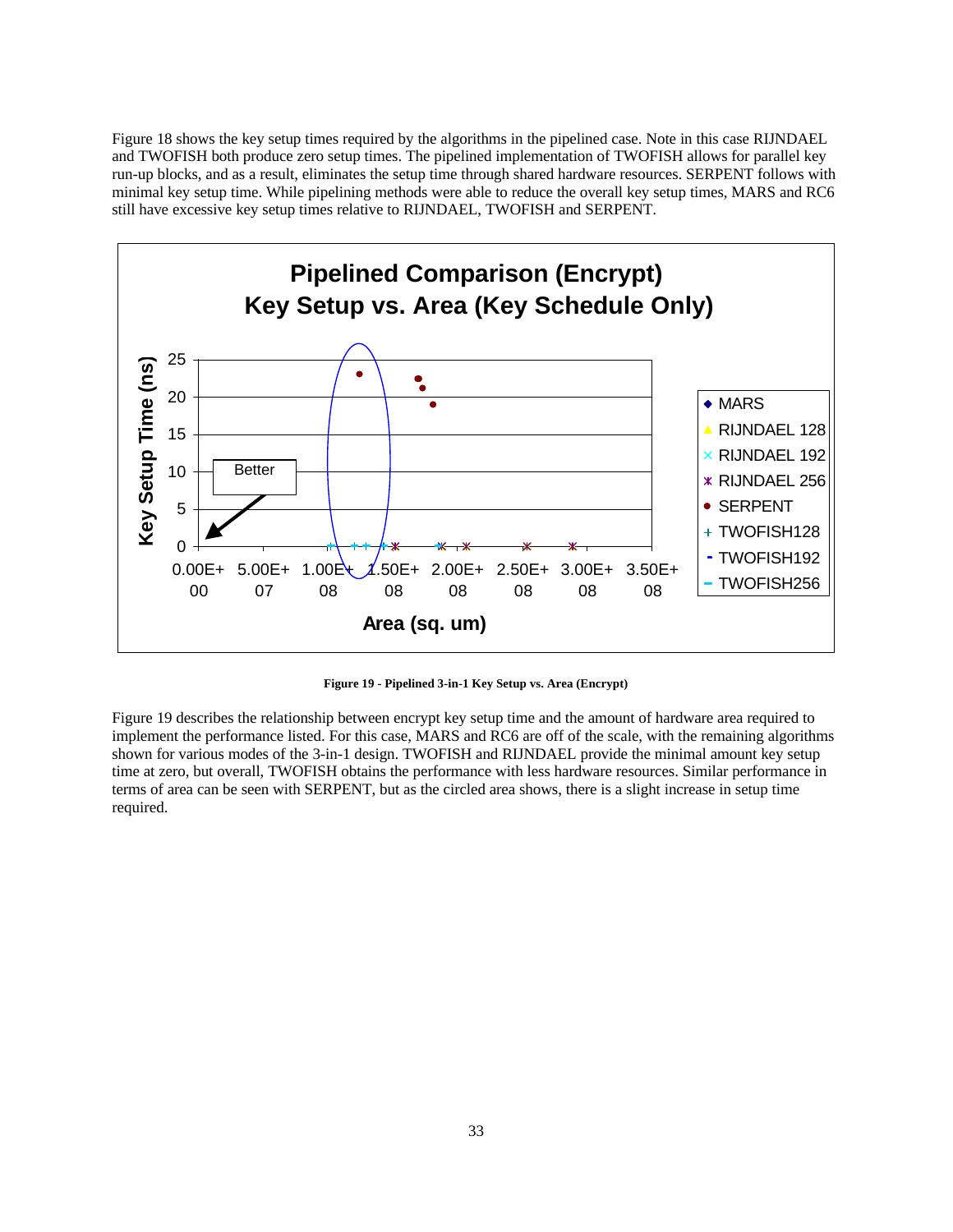Figure 18 shows the key setup times required by the algorithms in the pipelined case. Note in this case RIJNDAEL and TWOFISH both produce zero setup times. The pipelined implementation of TWOFISH allows for parallel key run-up blocks, and as a result, eliminates the setup time through shared hardware resources. SERPENT follows with minimal key setup time. While pipelining methods were able to reduce the overall key setup times, MARS and RC6 still have excessive key setup times relative to RIJNDAEL, TWOFISH and SERPENT.

**Figure 19 - Pipelined 3-in-1 Key Setup vs. Area (Encrypt)**

Figure 19 describes the relationship between encrypt key setup time and the amount of hardware area required to implement the performance listed. For this case, MARS and RC6 are off of the scale, with the remaining algorithms shown for various modes of the 3-in-1 design. TWOFISH and RIJNDAEL provide the minimal amount key setup time at zero, but overall, TWOFISH obtains the performance with less hardware resources. Similar performance in terms of area can be seen with SERPENT, but as the circled area shows, there is a slight increase in setup time required.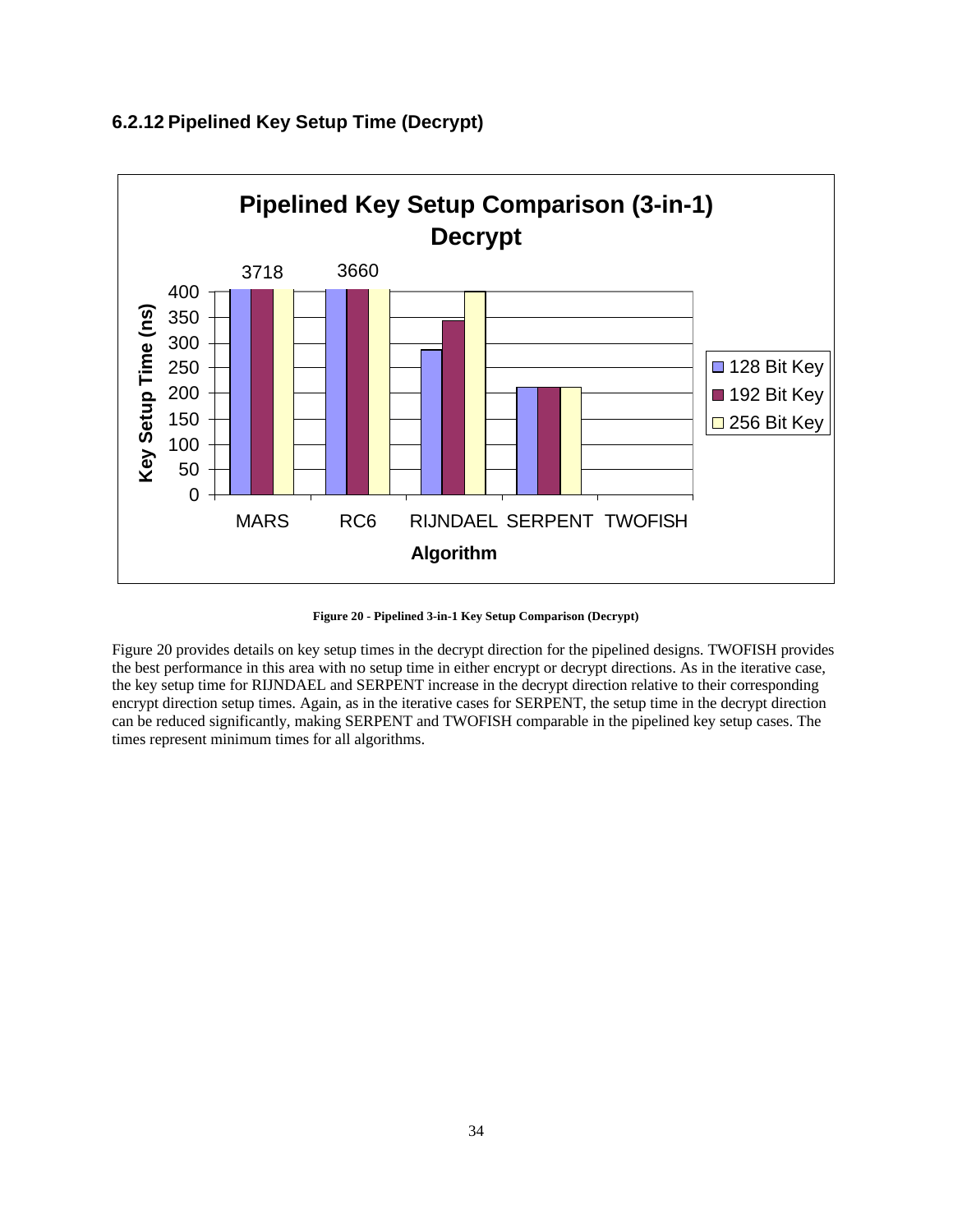### 6.2.12 Pipelined Key Setup Time (Decrypt)

**Figure 20 - Pipelined 3-in-1 Key Setup Comparison (Decrypt)**

Figure 20 provides details on key setup times in the decrypt direction for the pipelined designs. TWOFISH provides the best performance in this area with no setup time in either encrypt or decrypt directions. As in the iterative case, the key setup time for RIJNDAEL and SERPENT increase in the decrypt direction relative to their corresponding encrypt direction setup times. Again, as in the iterative cases for SERPENT, the setup time in the decrypt direction can be reduced significantly, making SERPENT and TWOFISH comparable in the pipelined key setup cases. The times represent minimum times for all algorithms.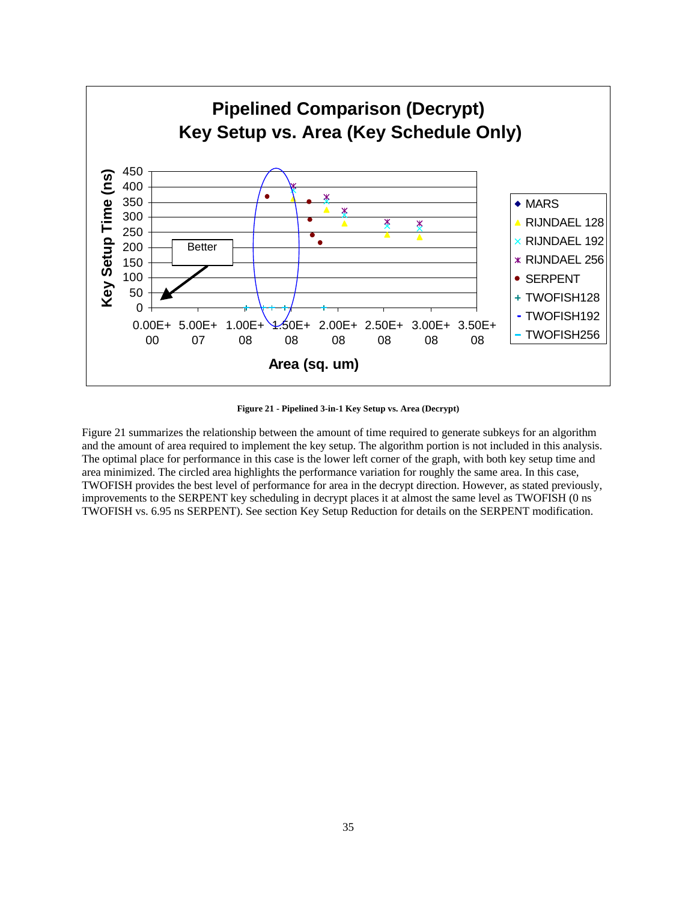Figure 21 - Pipelined 3-in-1 Key Setup vs. Area (Decrypt)

Figure 21 summarizes the relationship between the amount of time required to generate subkeys for an algorithm and the amount of area required to implement the key setup. The algorithm portion is not included in this analysis. The optimal place for performance in this case is the lower left corner of the graph, with both key setup time and area minimized. The circled area highlights the performance variation for roughly the same area. In this case, TWOFISH provides the best level of performance for area in the decrypt direction. However, as stated previously, improvements to the SERPENT key scheduling in decrypt places it at almost the same level as TWOFISH (0 ns TWOFISH vs. 6.95 ns SERPENT). See section Key Setup Reduction for details on the SERPENT modification.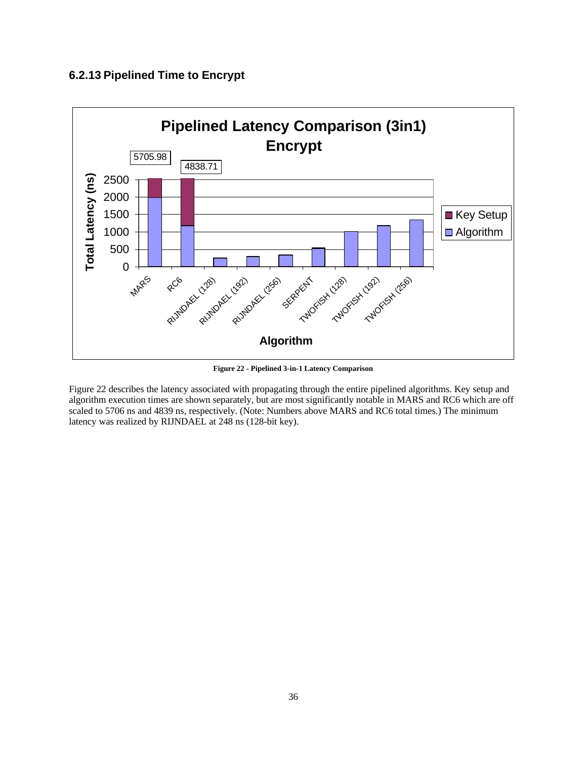### 6.2.13 Pipelined Time to Encrypt

Figure 22 - Pipelined 3-in-1 Latency Comparison

Figure 22 describes the latency associated with propagating through the entire pipelined algorithms. Key setup and algorithm execution times are shown separately, but are most significantly notable in MARS and RC6 which are off scaled to 5706 ns and 4839 ns, respectively. (Note: Numbers above MARS and RC6 total times.) The minimum latency was realized by RIJNDAEL at 248 ns (128-bit key).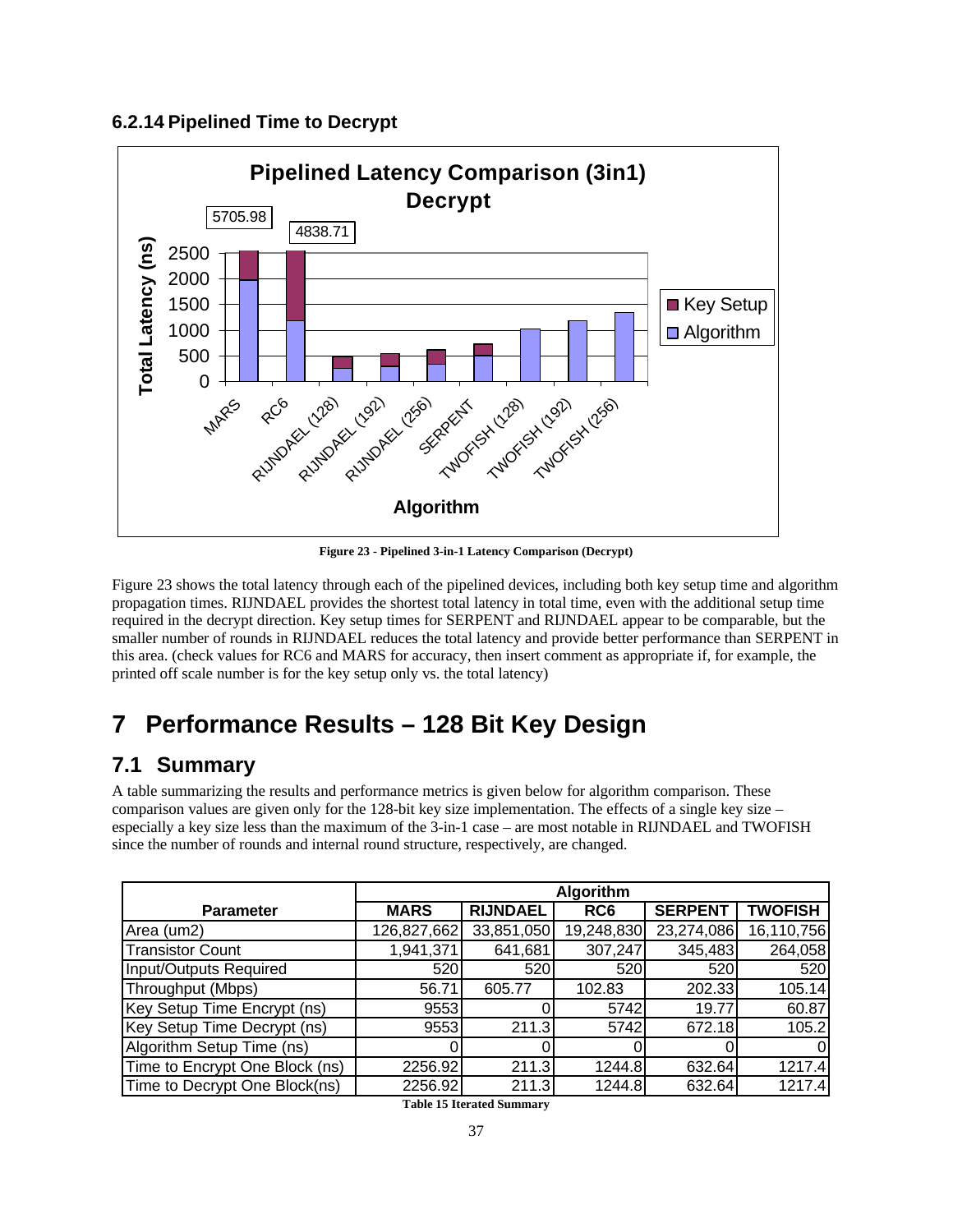### 6.2.14 Pipelined Time to Decrypt

Figure 23 - Pipelined 3-in-1 Latency Comparison (Decrypt)

Figure 23 shows the total latency through each of the pipelined devices, including both key setup time and algorithm propagation times. RIJNDAEL provides the shortest total latency in total time, even with the additional setup time required in the decrypt direction. Key setup times for SERPENT and RIJNDAEL appear to be comparable, but the smaller number of rounds in RIJNDAEL reduces the total latency and provide better performance than SERPENT in this area. (check values for RC6 and MARS for accuracy, then insert comment as appropriate if, for example, the printed off scale number is for the key setup only vs. the total latency)

# 7 Performance Results – 128 Bit Key Design

## 7.1 Summary

A table summarizing the results and performance metrics is given below for algorithm comparison. These comparison values are given only for the 128-bit key size implementation. The effects of a single key size – especially a key size less than the maximum of the 3-in-1 case – are most notable in RIJNDAEL and TWOFISH since the number of rounds and internal round structure, respectively, are changed.

| Parameter | Algorithm | | | | |
|---|---|---|---|---|---|
| | MARS | RIJNDAEL | RC6 | SERPENT | TWOFISH |
| Area (um2) | 126,827,662 | 33,851,050 | 19,248,830 | 23,274,086 | 16,110,756 |
| Transistor Count | 1,941,371 | 641,681 | 307,247 | 345,483 | 264,058 |
| Input/Outputs Required | 520 | 520 | 520 | 520 | 520 |
| Throughput (Mbps) | 56.71 | 605.77 | 102.83 | 202.33 | 105.14 |
| Key Setup Time Encrypt (ns) | 9553 | 0 | 5742 | 19.77 | 60.87 |
| Key Setup Time Decrypt (ns) | 9553 | 211.3 | 5742 | 672.18 | 105.2 |
| Algorithm Setup Time (ns) | 0 | 0 | 0 | 0 | 0 |
| Time to Encrypt One Block (ns) | 2256.92 | 211.3 | 1244.8 | 632.64 | 1217.4 |
| Time to Decrypt One Block(ns) | 2256.92 | 211.3 | 1244.8 | 632.64 | 1217.4 |

Table 15 Iterated Summary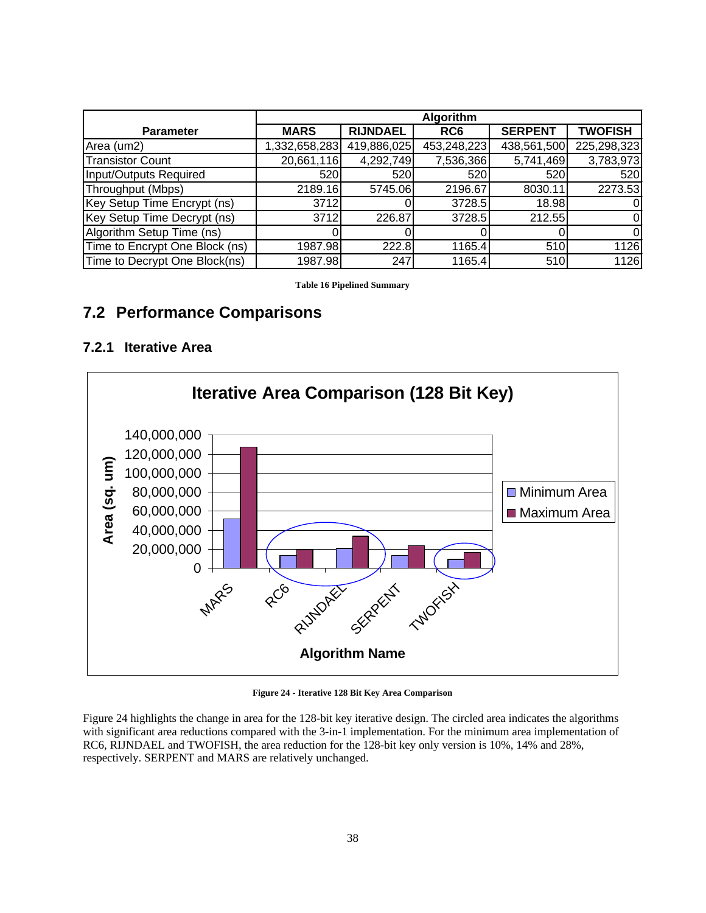| Parameter | Algorithm | | | | |
|---|---|---|---|---|---|
| | MARS | RIJNDAEL | RC6 | SERPENT | TWOFISH |
| Area (um2) | 1,332,658,283 | 419,886,025 | 453,248,223 | 438,561,500 | 225,298,323 |
| Transistor Count | 20,661,116 | 4,292,749 | 7,536,366 | 5,741,469 | 3,783,973 |
| Input/Outputs Required | 520 | 520 | 520 | 520 | 520 |
| Throughput (Mbps) | 2189.16 | 5745.06 | 2196.67 | 8030.11 | 2273.53 |
| Key Setup Time Encrypt (ns) | 3712 | 0 | 3728.5 | 18.98 | 0 |
| Key Setup Time Decrypt (ns) | 3712 | 226.87 | 3728.5 | 212.55 | 0 |
| Algorithm Setup Time (ns) | 0 | 0 | 0 | 0 | 0 |
| Time to Encrypt One Block (ns) | 1987.98 | 222.8 | 1165.4 | 510 | 1126 |
| Time to Decrypt One Block(ns) | 1987.98 | 247 | 1165.4 | 510 | 1126 |

**Table 16 Pipelined Summary**

## 7.2 Performance Comparisons

### 7.2.1 Iterative Area

**Figure 24 - Iterative 128 Bit Key Area Comparison**

Figure 24 highlights the change in area for the 128-bit key iterative design. The circled area indicates the algorithms with significant area reductions compared with the 3-in-1 implementation. For the minimum area implementation of RC6, RIJNDAEL and TWOFISH, the area reduction for the 128-bit key only version is 10%, 14% and 28%, respectively. SERPENT and MARS are relatively unchanged.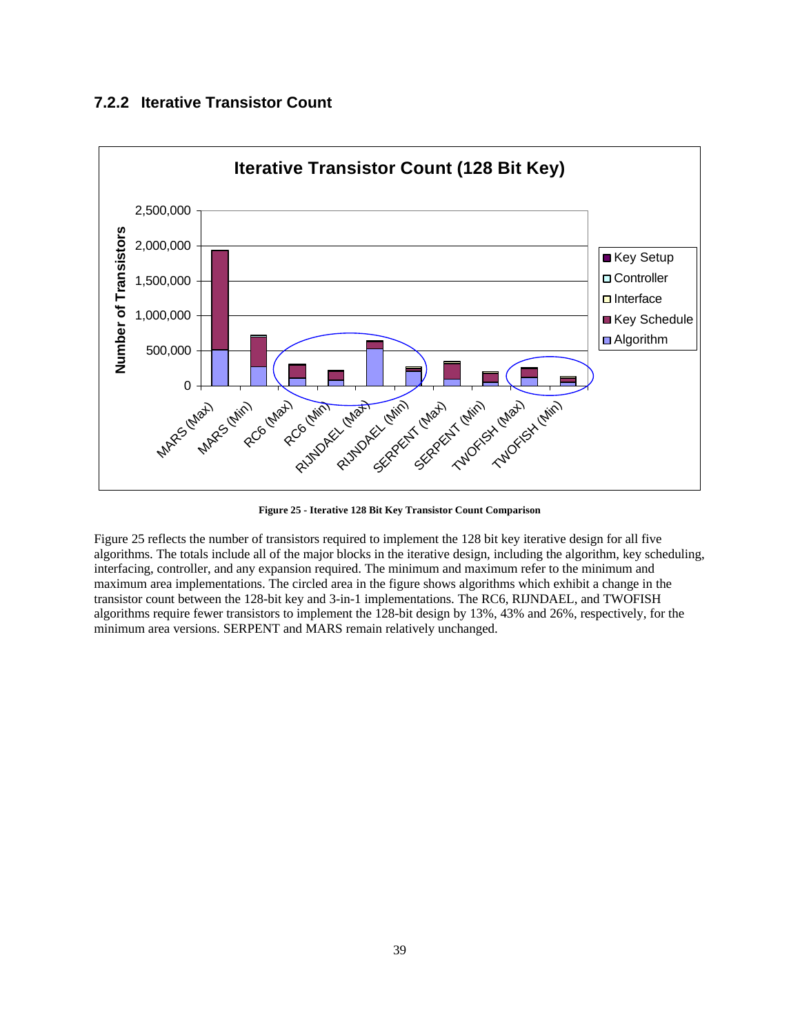### 7.2.2 Iterative Transistor Count

**Figure 25 - Iterative 128 Bit Key Transistor Count Comparison**

Figure 25 reflects the number of transistors required to implement the 128 bit key iterative design for all five algorithms. The totals include all of the major blocks in the iterative design, including the algorithm, key scheduling, interfacing, controller, and any expansion required. The minimum and maximum refer to the minimum and maximum area implementations. The circled area in the figure shows algorithms which exhibit a change in the transistor count between the 128-bit key and 3-in-1 implementations. The RC6, RIJNDAEL, and TWOFISH algorithms require fewer transistors to implement the 128-bit design by 13%, 43% and 26%, respectively, for the minimum area versions. SERPENT and MARS remain relatively unchanged.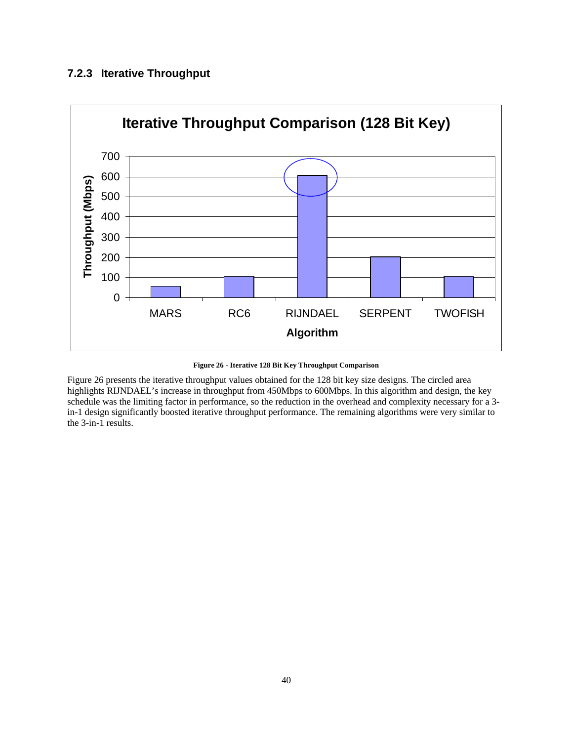### 7.2.3 Iterative Throughput

**Figure 26 - Iterative 128 Bit Key Throughput Comparison**

Figure 26 presents the iterative throughput values obtained for the 128 bit key size designs. The circled area highlights RIJNDAEL's increase in throughput from 450Mbps to 600Mbps. In this algorithm and design, the key schedule was the limiting factor in performance, so the reduction in the overhead and complexity necessary for a 3-in-1 design significantly boosted iterative throughput performance. The remaining algorithms were very similar to the 3-in-1 results.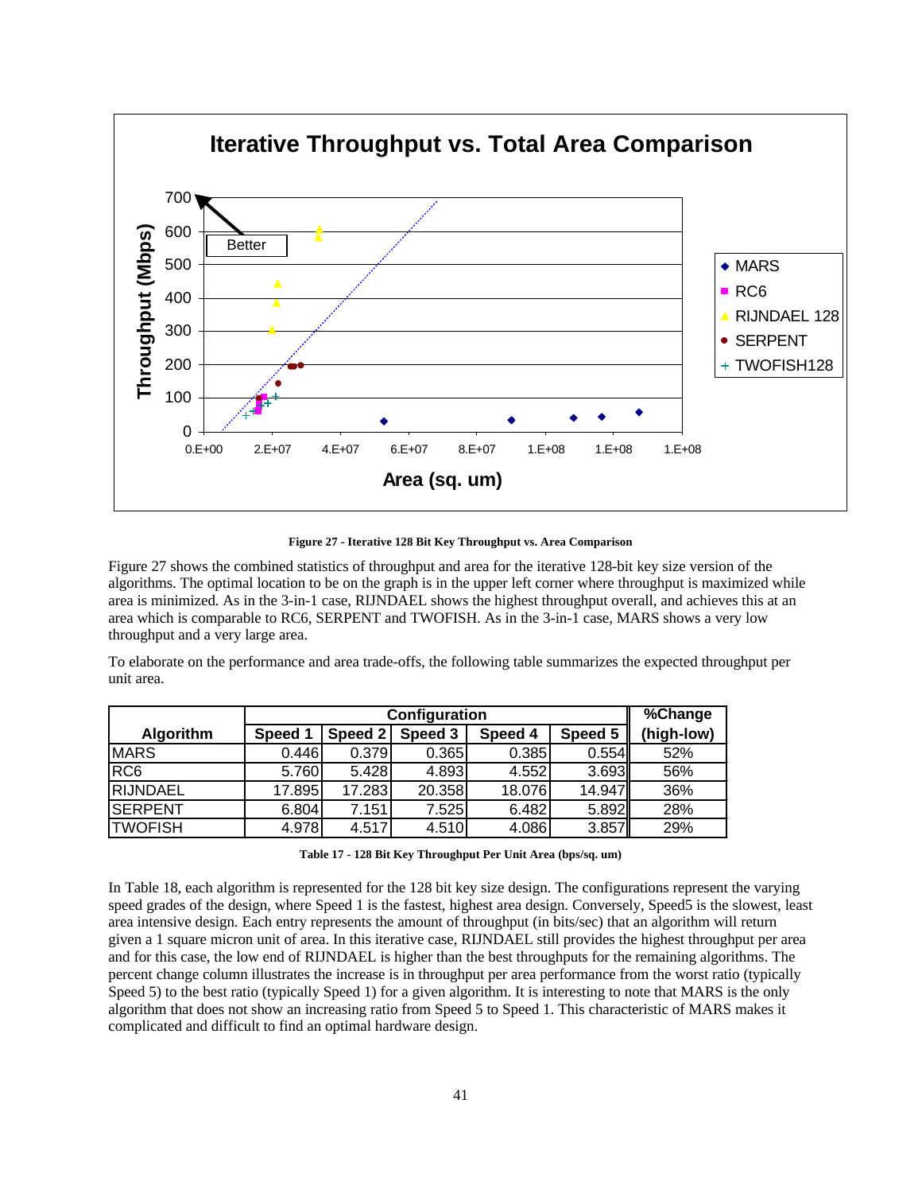**Iterative Throughput vs. Total Area Comparison**

**Figure 27 - Iterative 128 Bit Key Throughput vs. Area Comparison**

Figure 27 shows the combined statistics of throughput and area for the iterative 128-bit key size version of the algorithms. The optimal location to be on the graph is in the upper left corner where throughput is maximized while area is minimized. As in the 3-in-1 case, RIJNDAEL shows the highest throughput overall, and achieves this at an area which is comparable to RC6, SERPENT and TWOFISH. As in the 3-in-1 case, MARS shows a very low throughput and a very large area.

To elaborate on the performance and area trade-offs, the following table summarizes the expected throughput per unit area.

| Algorithm | Configuration | | | | | %Change |
|---|---|---|---|---|---|---|
| | Speed 1 | Speed 2 | Speed 3 | Speed 4 | Speed 5 | (high-low) |
| MARS | 0.446 | 0.379 | 0.365 | 0.385 | 0.554 | 52% |
| RC6 | 5.760 | 5.428 | 4.893 | 4.552 | 3.693 | 56% |
| RIJNDAEL | 17.895 | 17.283 | 20.358 | 18.076 | 14.947 | 36% |
| SERPENT | 6.804 | 7.151 | 7.525 | 6.482 | 5.892 | 28% |
| TWOFISH | 4.978 | 4.517 | 4.510 | 4.086 | 3.857 | 29% |

**Table 17 - 128 Bit Key Throughput Per Unit Area (bps/sq. um)**

In Table 18, each algorithm is represented for the 128 bit key size design. The configurations represent the varying speed grades of the design, where Speed 1 is the fastest, highest area design. Conversely, Speed5 is the slowest, least area intensive design. Each entry represents the amount of throughput (in bits/sec) that an algorithm will return given a 1 square micron unit of area. In this iterative case, RIJNDAEL still provides the highest throughput per area and for this case, the low end of RIJNDAEL is higher than the best throughputs for the remaining algorithms. The percent change column illustrates the increase is in throughput per area performance from the worst ratio (typically Speed 5) to the best ratio (typically Speed 1) for a given algorithm. It is interesting to note that MARS is the only algorithm that does not show an increasing ratio from Speed 5 to Speed 1. This characteristic of MARS makes it complicated and difficult to find an optimal hardware design.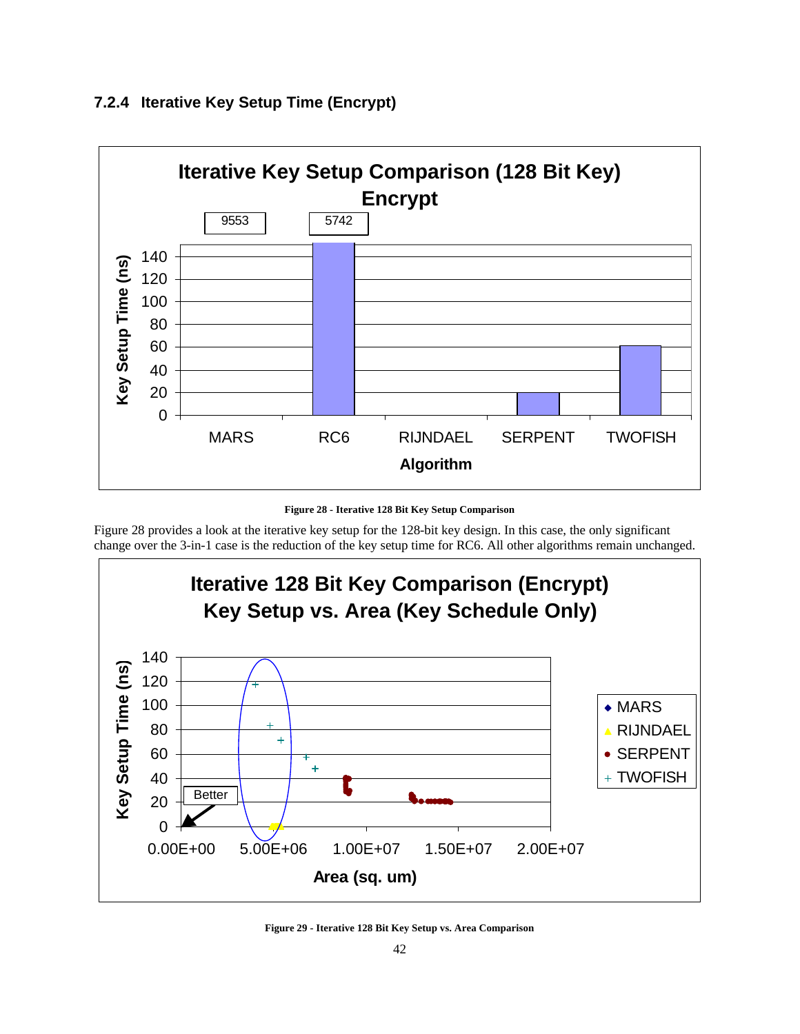### 7.2.4 Iterative Key Setup Time (Encrypt)

**Figure 28 - Iterative 128 Bit Key Setup Comparison**

Figure 28 provides a look at the iterative key setup for the 128-bit key design. In this case, the only significant change over the 3-in-1 case is the reduction of the key setup time for RC6. All other algorithms remain unchanged.

**Figure 29 - Iterative 128 Bit Key Setup vs. Area Comparison**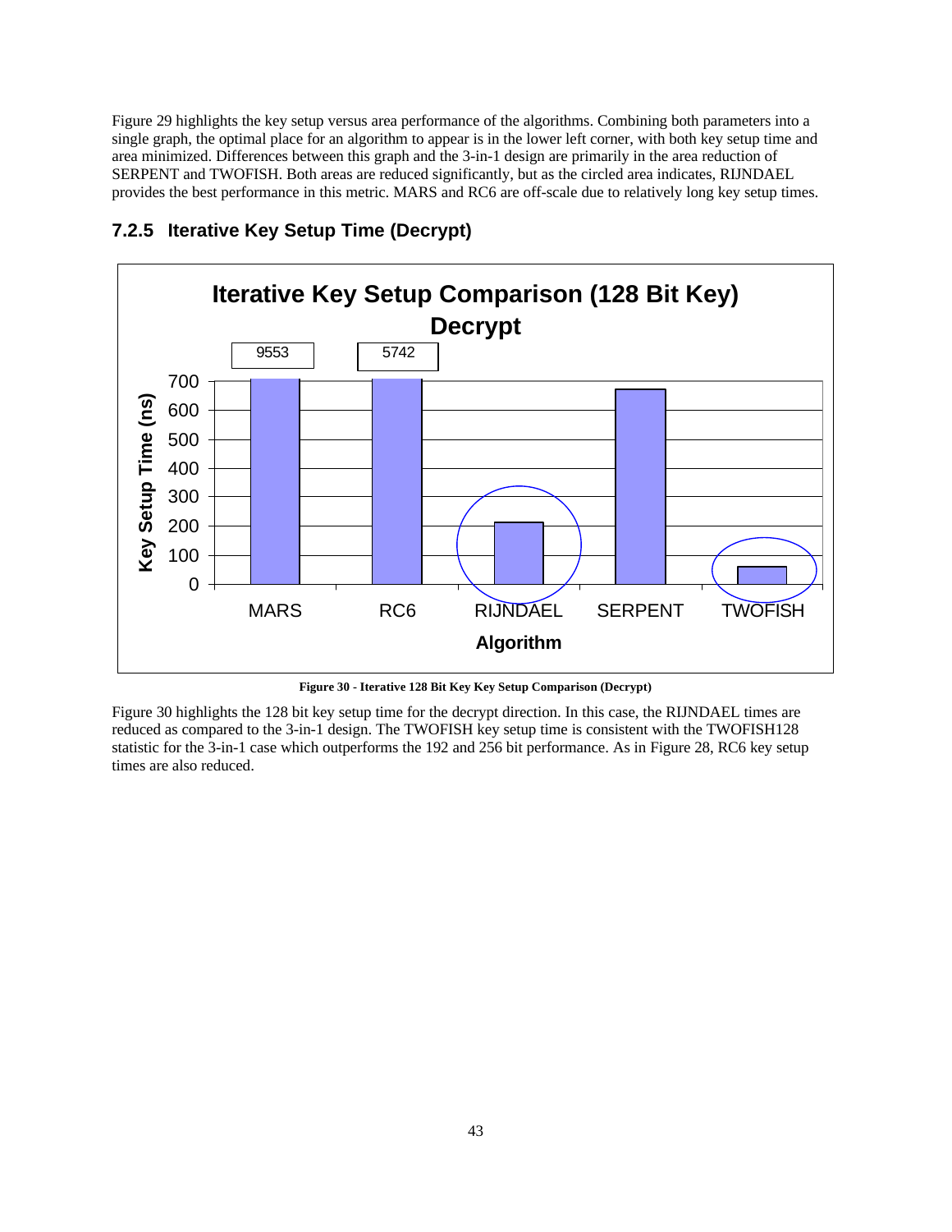Figure 29 highlights the key setup versus area performance of the algorithms. Combining both parameters into a single graph, the optimal place for an algorithm to appear is in the lower left corner, with both key setup time and area minimized. Differences between this graph and the 3-in-1 design are primarily in the area reduction of SERPENT and TWOFISH. Both areas are reduced significantly, but as the circled area indicates, RIJNDAEL provides the best performance in this metric. MARS and RC6 are off-scale due to relatively long key setup times.

### 7.2.5 Iterative Key Setup Time (Decrypt)

**Figure 30 - Iterative 128 Bit Key Key Setup Comparison (Decrypt)**

Figure 30 highlights the 128 bit key setup time for the decrypt direction. In this case, the RIJNDAEL times are reduced as compared to the 3-in-1 design. The TWOFISH key setup time is consistent with the TWOFISH128 statistic for the 3-in-1 case which outperforms the 192 and 256 bit performance. As in Figure 28, RC6 key setup times are also reduced.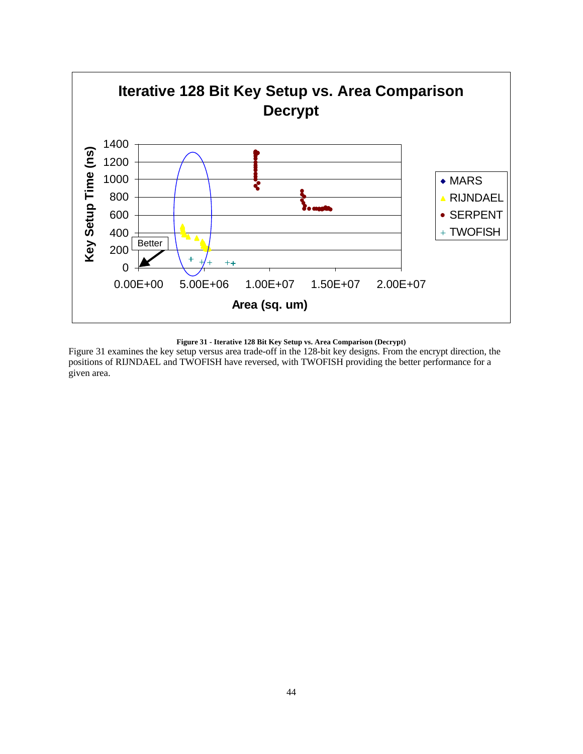**Figure 31 - Iterative 128 Bit Key Setup vs. Area Comparison (Decrypt)**

Figure 31 examines the key setup versus area trade-off in the 128-bit key designs. From the encrypt direction, the positions of RIJNDAEL and TWOFISH have reversed, with TWOFISH providing the better performance for a given area.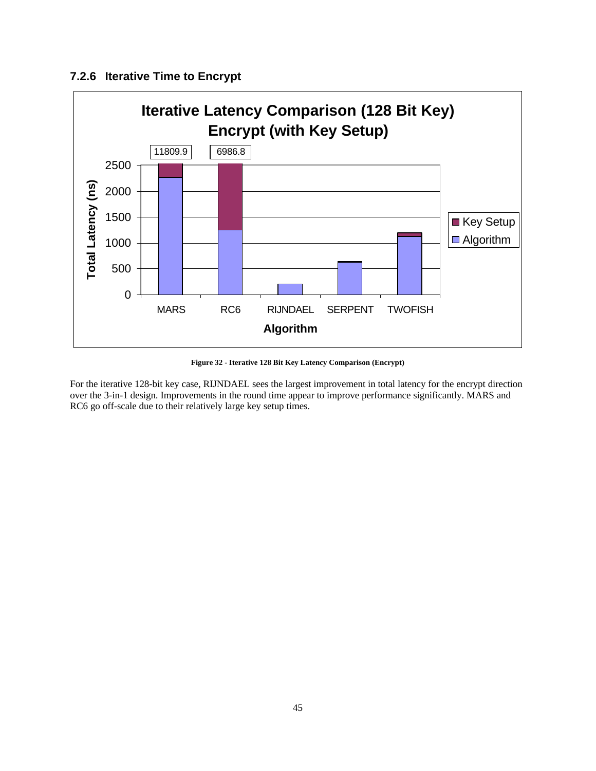### 7.2.6 Iterative Time to Encrypt

Figure 32 - Iterative 128 Bit Key Latency Comparison (Encrypt)

For the iterative 128-bit key case, RIJNDAEL sees the largest improvement in total latency for the encrypt direction over the 3-in-1 design. Improvements in the round time appear to improve performance significantly. MARS and RC6 go off-scale due to their relatively large key setup times.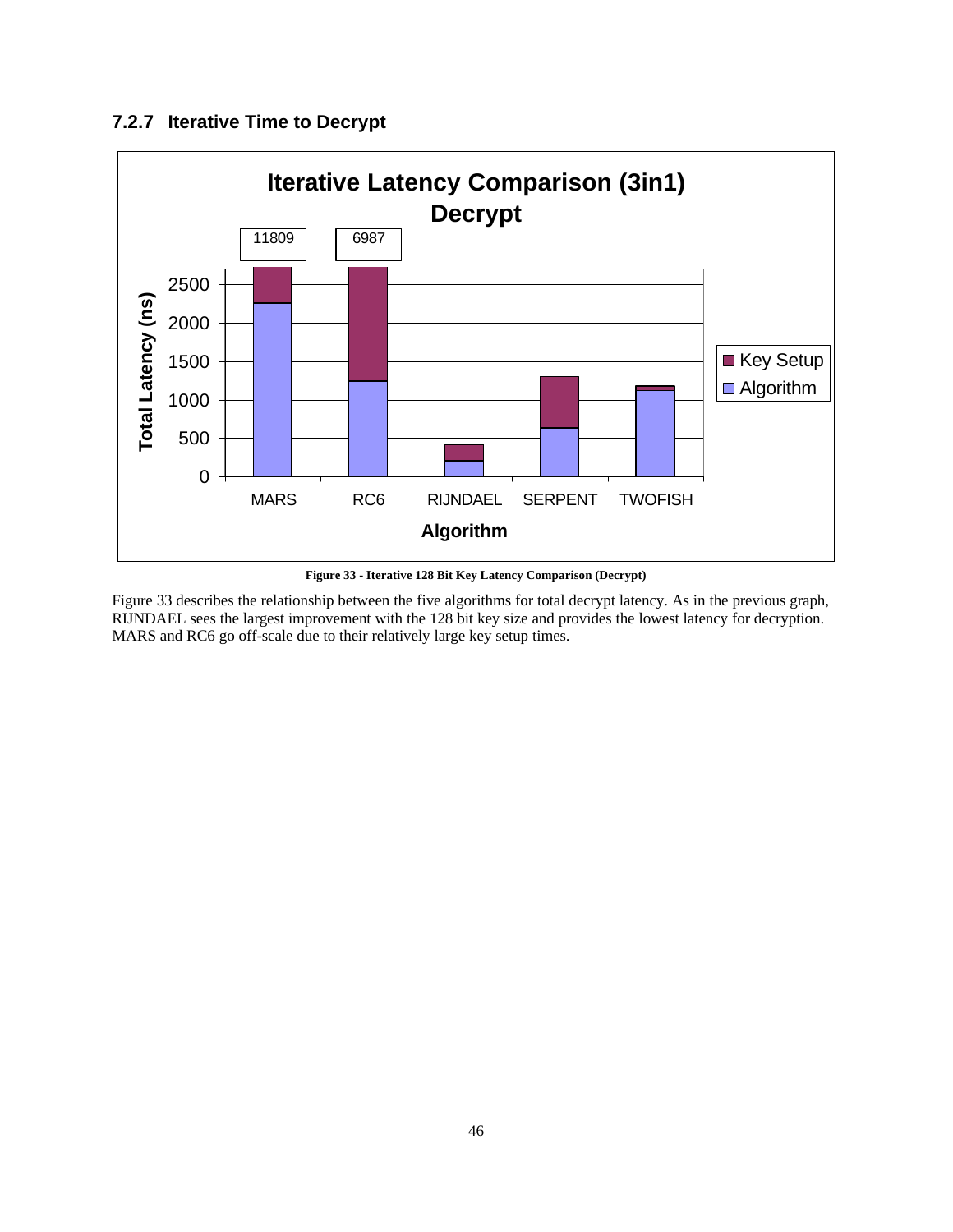### 7.2.7 Iterative Time to Decrypt

**Figure 33 - Iterative 128 Bit Key Latency Comparison (Decrypt)**

Figure 33 describes the relationship between the five algorithms for total decrypt latency. As in the previous graph, RIJNDAEL sees the largest improvement with the 128 bit key size and provides the lowest latency for decryption. MARS and RC6 go off-scale due to their relatively large key setup times.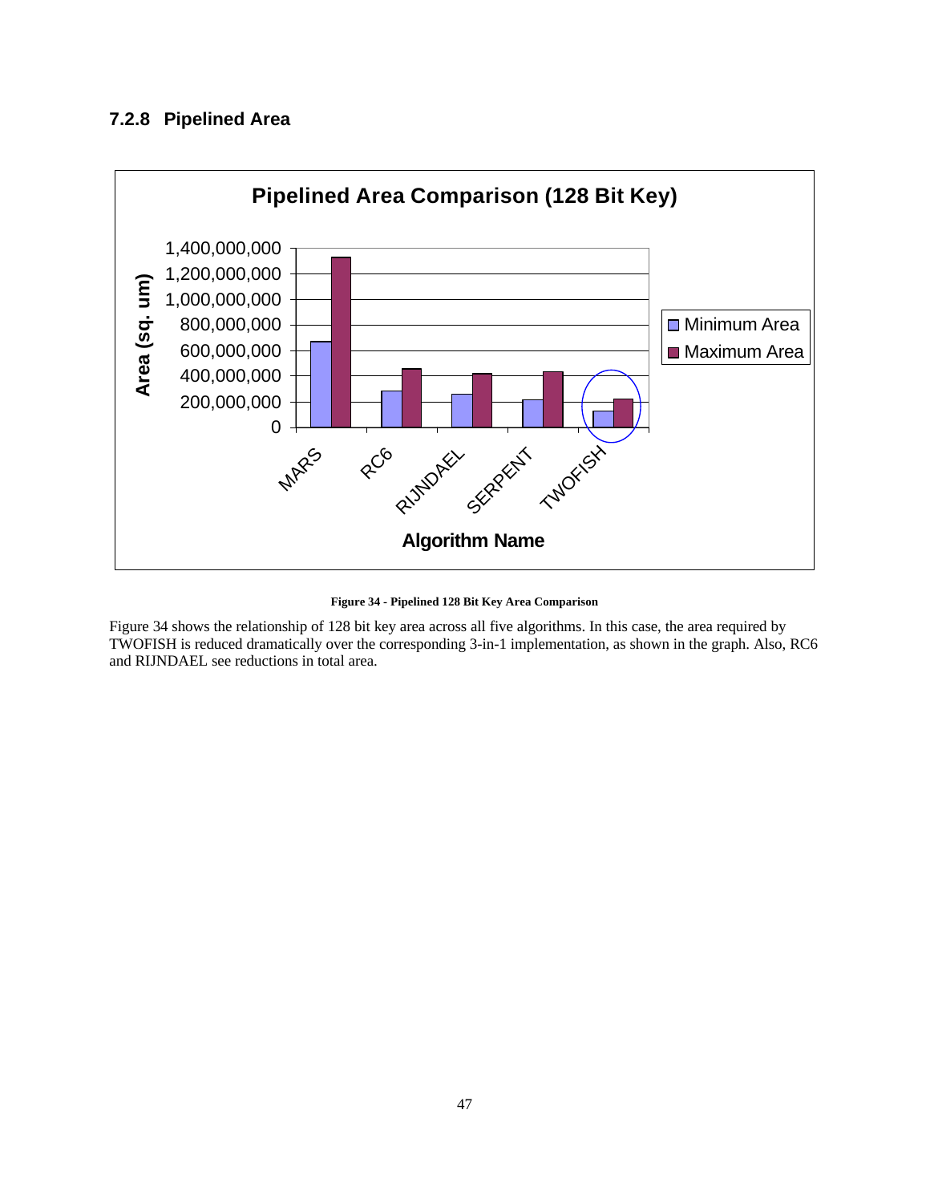### 7.2.8 Pipelined Area

Figure 34 - Pipelined 128 Bit Key Area Comparison

Figure 34 shows the relationship of 128 bit key area across all five algorithms. In this case, the area required by TWOFISH is reduced dramatically over the corresponding 3-in-1 implementation, as shown in the graph. Also, RC6 and RIJNDAEL see reductions in total area.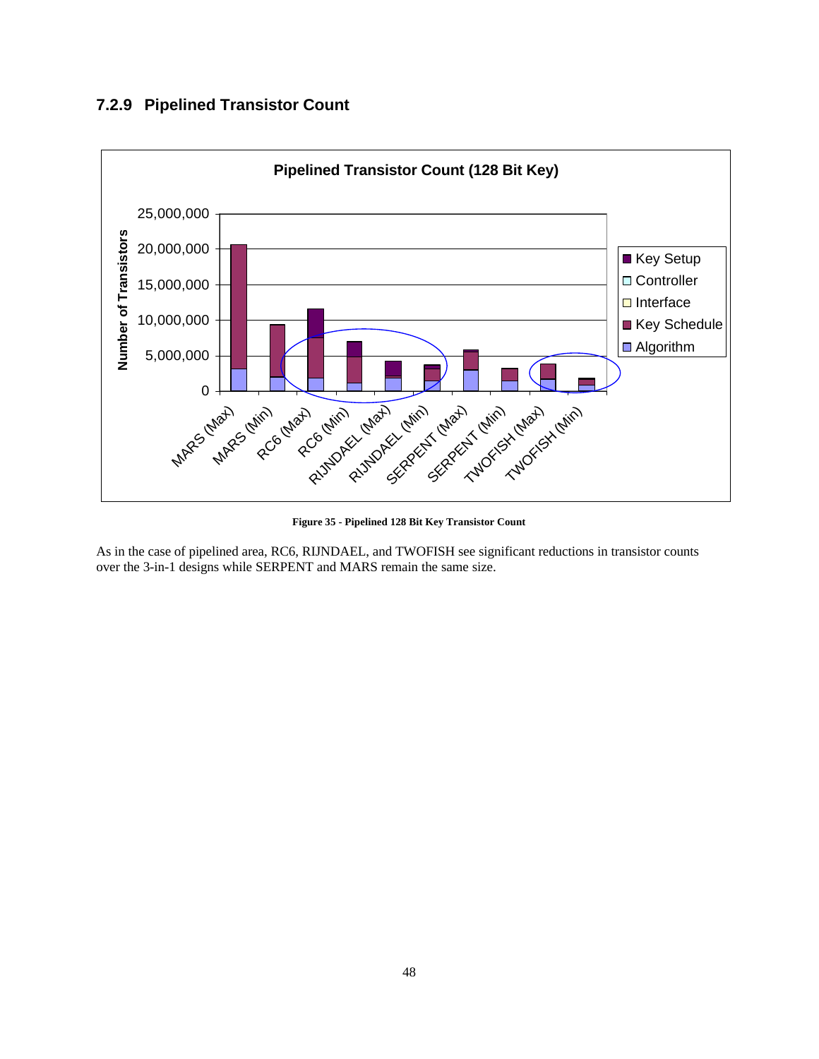### 7.2.9 Pipelined Transistor Count

**Figure 35 - Pipelined 128 Bit Key Transistor Count**

As in the case of pipelined area, RC6, RIJNDAEL, and TWOFISH see significant reductions in transistor counts over the 3-in-1 designs while SERPENT and MARS remain the same size.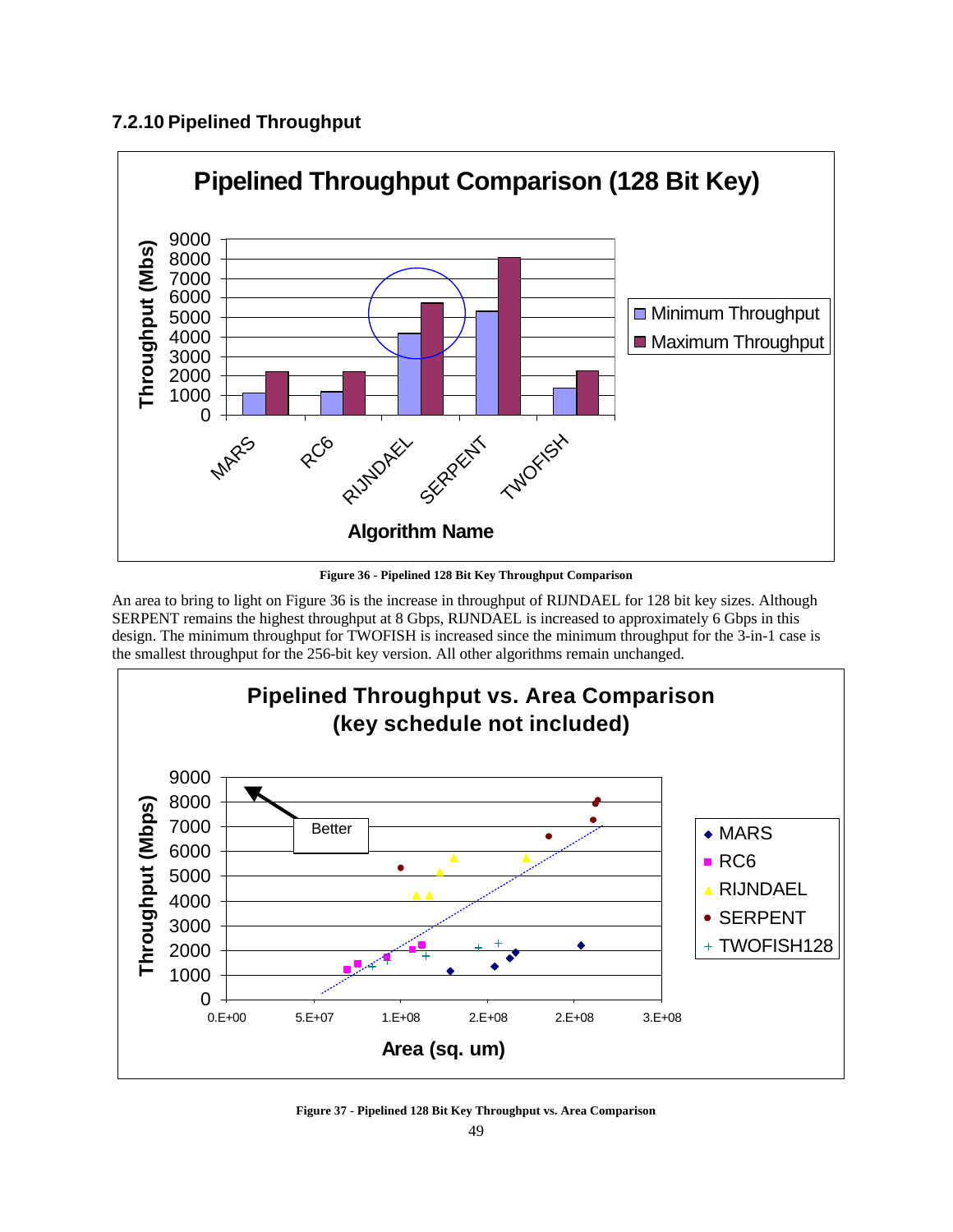### 7.2.10 Pipelined Throughput

**Figure 36 - Pipelined 128 Bit Key Throughput Comparison**

An area to bring to light on Figure 36 is the increase in throughput of RIJNDAEL for 128 bit key sizes. Although SERPENT remains the highest throughput at 8 Gbps, RIJNDAEL is increased to approximately 6 Gbps in this design. The minimum throughput for TWOFISH is increased since the minimum throughput for the 3-in-1 case is the smallest throughput for the 256-bit key version. All other algorithms remain unchanged.

**Figure 37 - Pipelined 128 Bit Key Throughput vs. Area Comparison**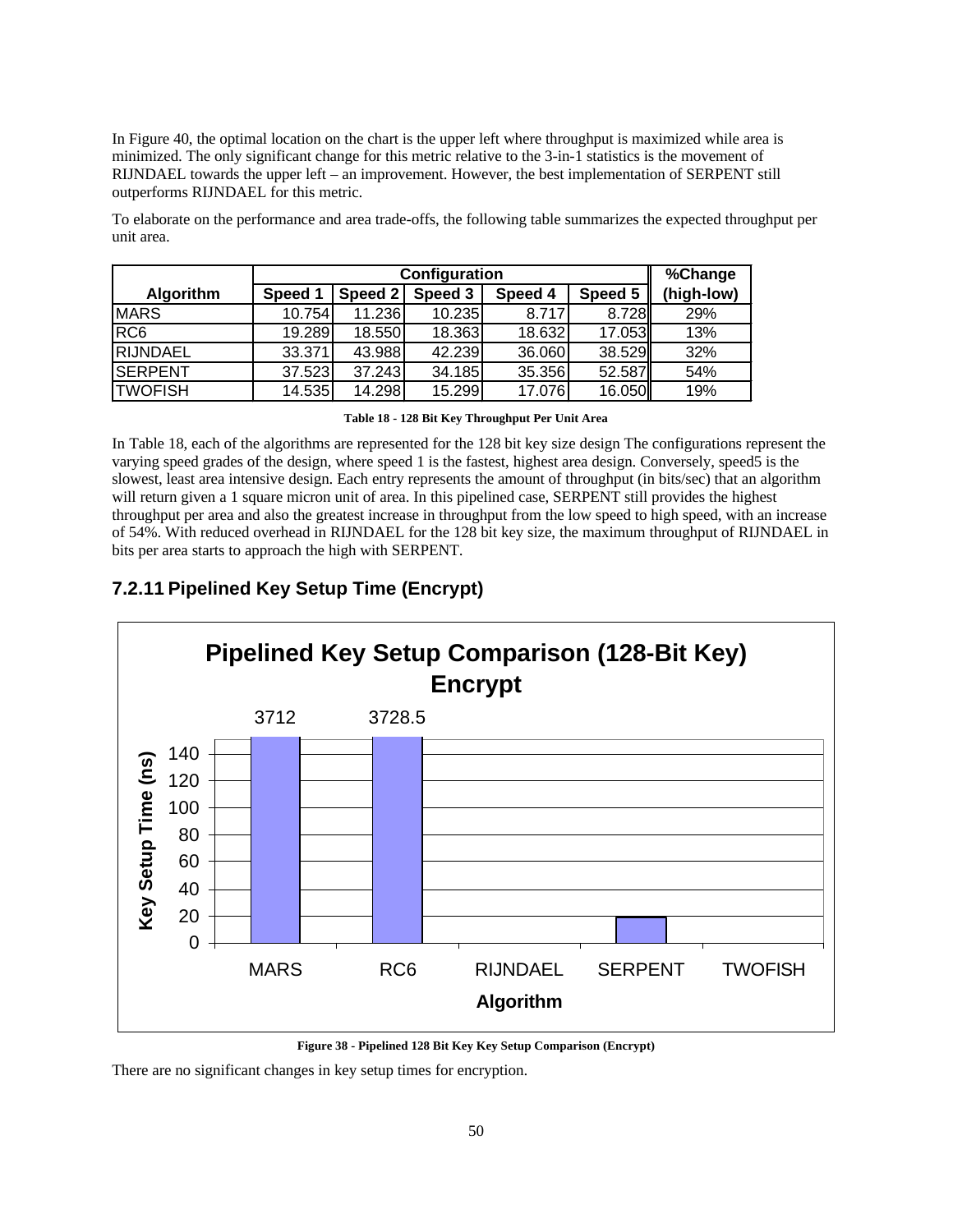In Figure 40, the optimal location on the chart is the upper left where throughput is maximized while area is minimized. The only significant change for this metric relative to the 3-in-1 statistics is the movement of RIJNDAEL towards the upper left – an improvement. However, the best implementation of SERPENT still outperforms RIJNDAEL for this metric.

To elaborate on the performance and area trade-offs, the following table summarizes the expected throughput per unit area.

| Algorithm | Configuration | | | | | %Change (high-low) |
|---|---|---|---|---|---|---|
| | Speed 1 | Speed 2 | Speed 3 | Speed 4 | Speed 5 | |
| MARS | 10.754 | 11.236 | 10.235 | 8.717 | 8.728 | 29% |
| RC6 | 19.289 | 18.550 | 18.363 | 18.632 | 17.053 | 13% |
| RIJNDAEL | 33.371 | 43.988 | 42.239 | 36.060 | 38.529 | 32% |
| SERPENT | 37.523 | 37.243 | 34.185 | 35.356 | 52.587 | 54% |
| TWOFISH | 14.535 | 14.298 | 15.299 | 17.076 | 16.050 | 19% |

**Table 18 - 128 Bit Key Throughput Per Unit Area**

In Table 18, each of the algorithms are represented for the 128 bit key size design The configurations represent the varying speed grades of the design, where speed 1 is the fastest, highest area design. Conversely, speed5 is the slowest, least area intensive design. Each entry represents the amount of throughput (in bits/sec) that an algorithm will return given a 1 square micron unit of area. In this pipelined case, SERPENT still provides the highest throughput per area and also the greatest increase in throughput from the low speed to high speed, with an increase of 54%. With reduced overhead in RIJNDAEL for the 128 bit key size, the maximum throughput of RIJNDAEL in bits per area starts to approach the high with SERPENT.

### 7.2.11 Pipelined Key Setup Time (Encrypt)

**Figure 38 - Pipelined 128 Bit Key Key Setup Comparison (Encrypt)**

There are no significant changes in key setup times for encryption.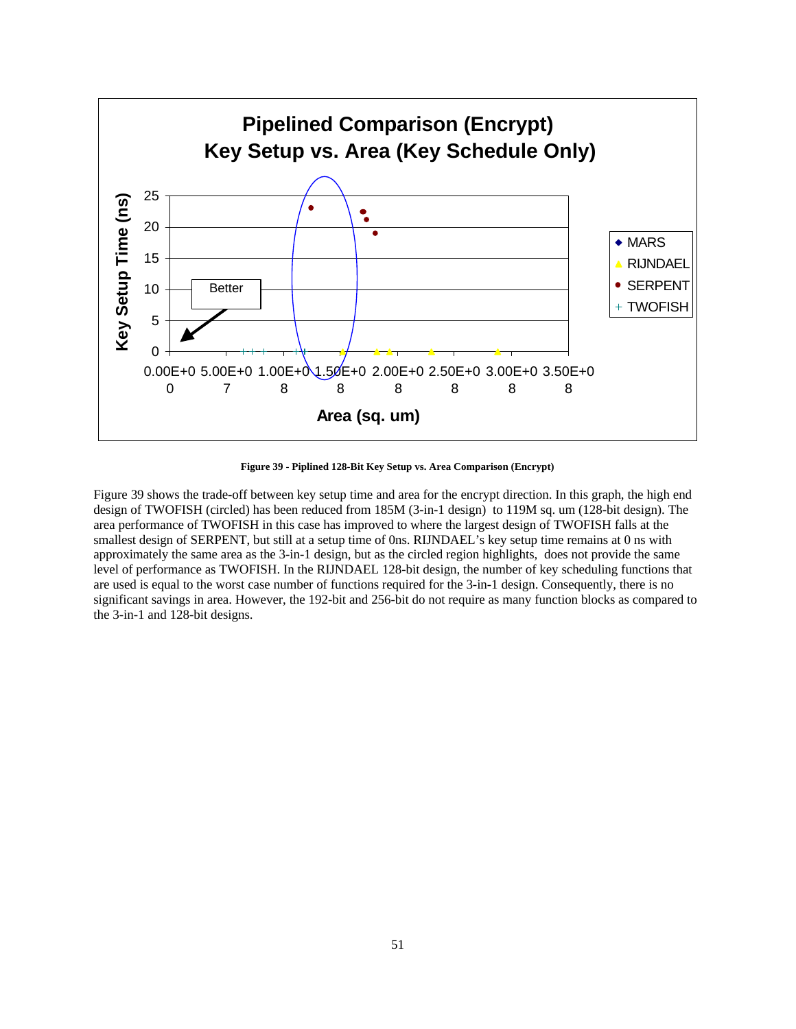**Figure 39 - Piplined 128-Bit Key Setup vs. Area Comparison (Encrypt)**

Figure 39 shows the trade-off between key setup time and area for the encrypt direction. In this graph, the high end design of TWOFISH (circled) has been reduced from 185M (3-in-1 design) to 119M sq. um (128-bit design). The area performance of TWOFISH in this case has improved to where the largest design of TWOFISH falls at the smallest design of SERPENT, but still at a setup time of 0ns. RIJNDAEL's key setup time remains at 0 ns with approximately the same area as the 3-in-1 design, but as the circled region highlights, does not provide the same level of performance as TWOFISH. In the RIJNDAEL 128-bit design, the number of key scheduling functions that are used is equal to the worst case number of functions required for the 3-in-1 design. Consequently, there is no significant savings in area. However, the 192-bit and 256-bit do not require as many function blocks as compared to the 3-in-1 and 128-bit designs.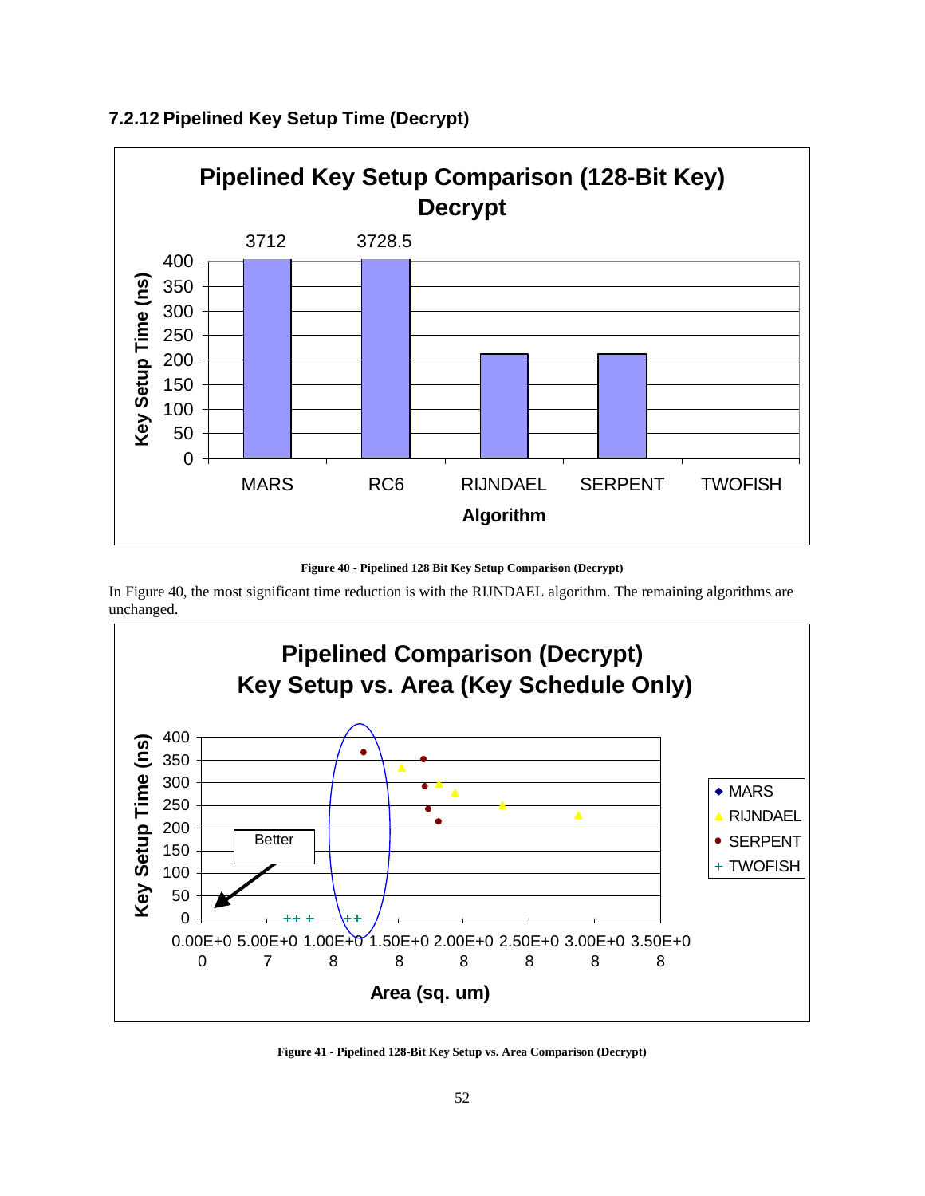### 7.2.12 Pipelined Key Setup Time (Decrypt)

**Figure 40 - Pipelined 128 Bit Key Setup Comparison (Decrypt)**

In Figure 40, the most significant time reduction is with the RIJNDAEL algorithm. The remaining algorithms are unchanged.

**Figure 41 - Pipelined 128-Bit Key Setup vs. Area Comparison (Decrypt)**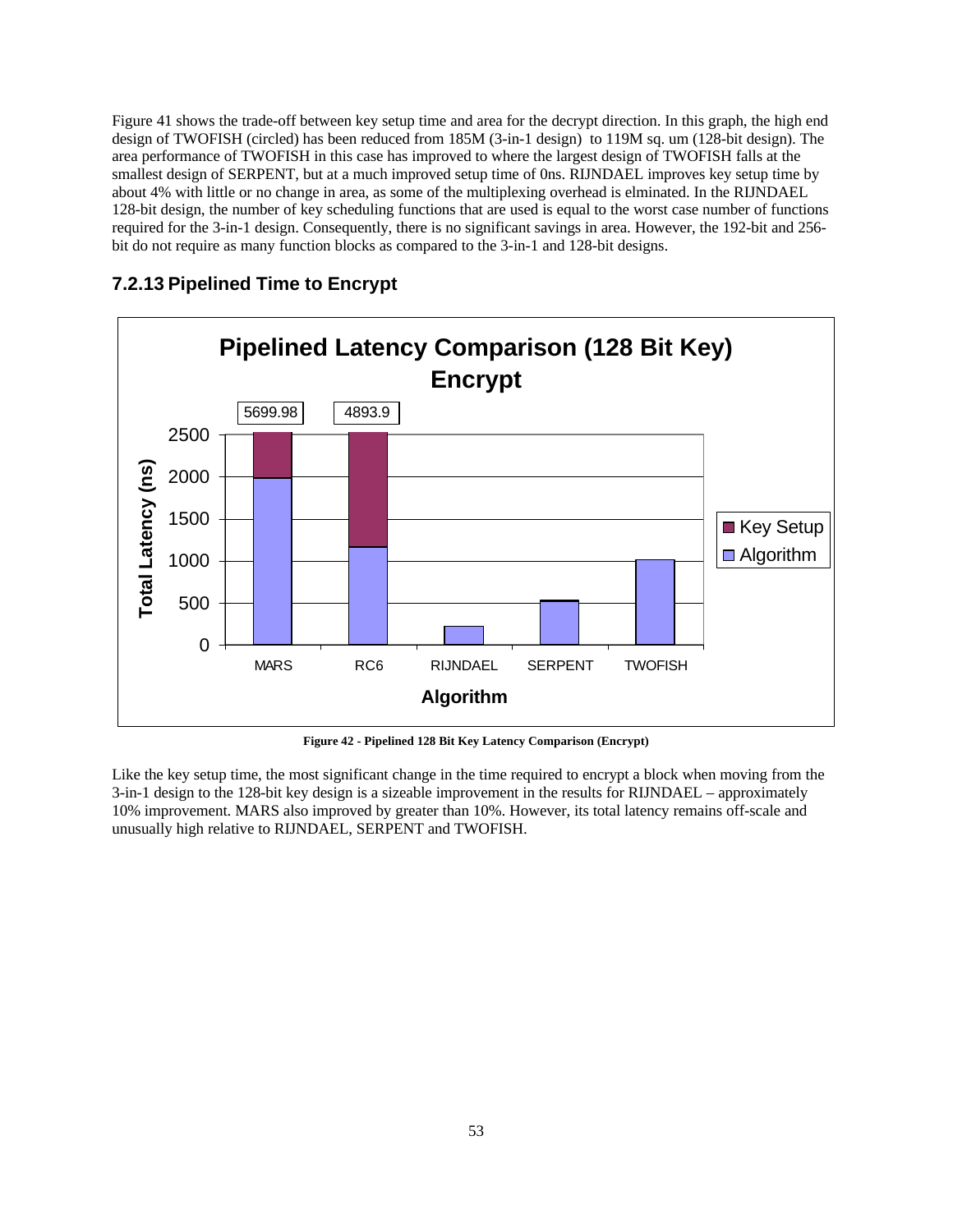Figure 41 shows the trade-off between key setup time and area for the decrypt direction. In this graph, the high end design of TWOFISH (circled) has been reduced from 185M (3-in-1 design) to 119M sq. um (128-bit design). The area performance of TWOFISH in this case has improved to where the largest design of TWOFISH falls at the smallest design of SERPENT, but at a much improved setup time of 0ns. RIJNDAEL improves key setup time by about 4% with little or no change in area, as some of the multiplexing overhead is elminated. In the RIJNDAEL 128-bit design, the number of key scheduling functions that are used is equal to the worst case number of functions required for the 3-in-1 design. Consequently, there is no significant savings in area. However, the 192-bit and 256-bit do not require as many function blocks as compared to the 3-in-1 and 128-bit designs.

### 7.2.13 Pipelined Time to Encrypt

**Figure 42 - Pipelined 128 Bit Key Latency Comparison (Encrypt)**

Like the key setup time, the most significant change in the time required to encrypt a block when moving from the 3-in-1 design to the 128-bit key design is a sizeable improvement in the results for RIJNDAEL – approximately 10% improvement. MARS also improved by greater than 10%. However, its total latency remains off-scale and unusually high relative to RIJNDAEL, SERPENT and TWOFISH.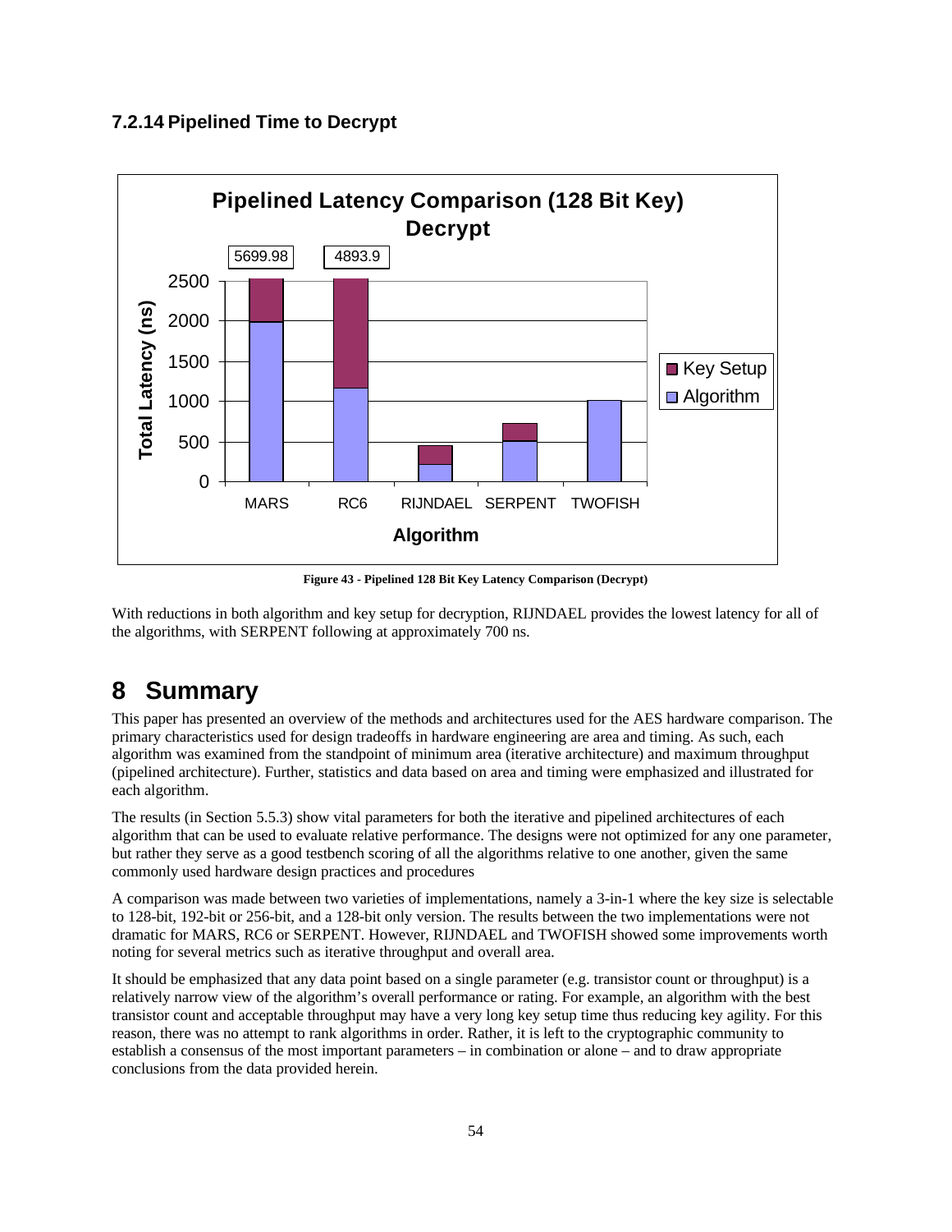### 7.2.14 Pipelined Time to Decrypt

Figure 43 - Pipelined 128 Bit Key Latency Comparison (Decrypt)

With reductions in both algorithm and key setup for decryption, RIJNDAEL provides the lowest latency for all of the algorithms, with SERPENT following at approximately 700 ns.

# 8 Summary

This paper has presented an overview of the methods and architectures used for the AES hardware comparison. The primary characteristics used for design tradeoffs in hardware engineering are area and timing. As such, each algorithm was examined from the standpoint of minimum area (iterative architecture) and maximum throughput (pipelined architecture). Further, statistics and data based on area and timing were emphasized and illustrated for each algorithm.

The results (in Section 5.5.3) show vital parameters for both the iterative and pipelined architectures of each algorithm that can be used to evaluate relative performance. The designs were not optimized for any one parameter, but rather they serve as a good testbench scoring of all the algorithms relative to one another, given the same commonly used hardware design practices and procedures

A comparison was made between two varieties of implementations, namely a 3-in-1 where the key size is selectable to 128-bit, 192-bit or 256-bit, and a 128-bit only version. The results between the two implementations were not dramatic for MARS, RC6 or SERPENT. However, RIJNDAEL and TWOFISH showed some improvements worth noting for several metrics such as iterative throughput and overall area.

It should be emphasized that any data point based on a single parameter (e.g. transistor count or throughput) is a relatively narrow view of the algorithm's overall performance or rating. For example, an algorithm with the best transistor count and acceptable throughput may have a very long key setup time thus reducing key agility. For this reason, there was no attempt to rank algorithms in order. Rather, it is left to the cryptographic community to establish a consensus of the most important parameters – in combination or alone – and to draw appropriate conclusions from the data provided herein.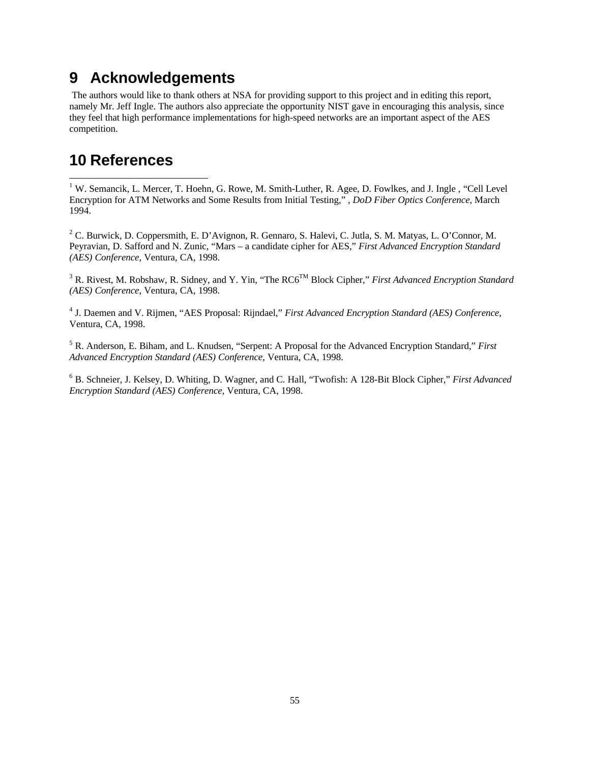# 9 Acknowledgements

The authors would like to thank others at NSA for providing support to this project and in editing this report, namely Mr. Jeff Ingle. The authors also appreciate the opportunity NIST gave in encouraging this analysis, since they feel that high performance implementations for high-speed networks are an important aspect of the AES competition.

# 10 References

[1] W. Semancik, L. Mercer, T. Hoehn, G. Rowe, M. Smith-Luther, R. Agee, D. Fowlkes, and J. Ingle , "Cell Level Encryption for ATM Networks and Some Results from Initial Testing," , *DoD Fiber Optics Conference*, March 1994.

[2] C. Burwick, D. Coppersmith, E. D'Avignon, R. Gennaro, S. Halevi, C. Jutla, S. M. Matyas, L. O'Connor, M. Peyravian, D. Safford and N. Zunic, "Mars – a candidate cipher for AES," *First Advanced Encryption Standard (AES) Conference*, Ventura, CA, 1998.

[3] R. Rivest, M. Robshaw, R. Sidney, and Y. Yin, "The RC6[TM] Block Cipher," *First Advanced Encryption Standard (AES) Conference*, Ventura, CA, 1998.

[4] J. Daemen and V. Rijmen, "AES Proposal: Rijndael," *First Advanced Encryption Standard (AES) Conference*, Ventura, CA, 1998.

[5] R. Anderson, E. Biham, and L. Knudsen, "Serpent: A Proposal for the Advanced Encryption Standard," *First Advanced Encryption Standard (AES) Conference*, Ventura, CA, 1998.

[6] B. Schneier, J. Kelsey, D. Whiting, D. Wagner, and C. Hall, "Twofish: A 128-Bit Block Cipher," *First Advanced Encryption Standard (AES) Conference*, Ventura, CA, 1998.